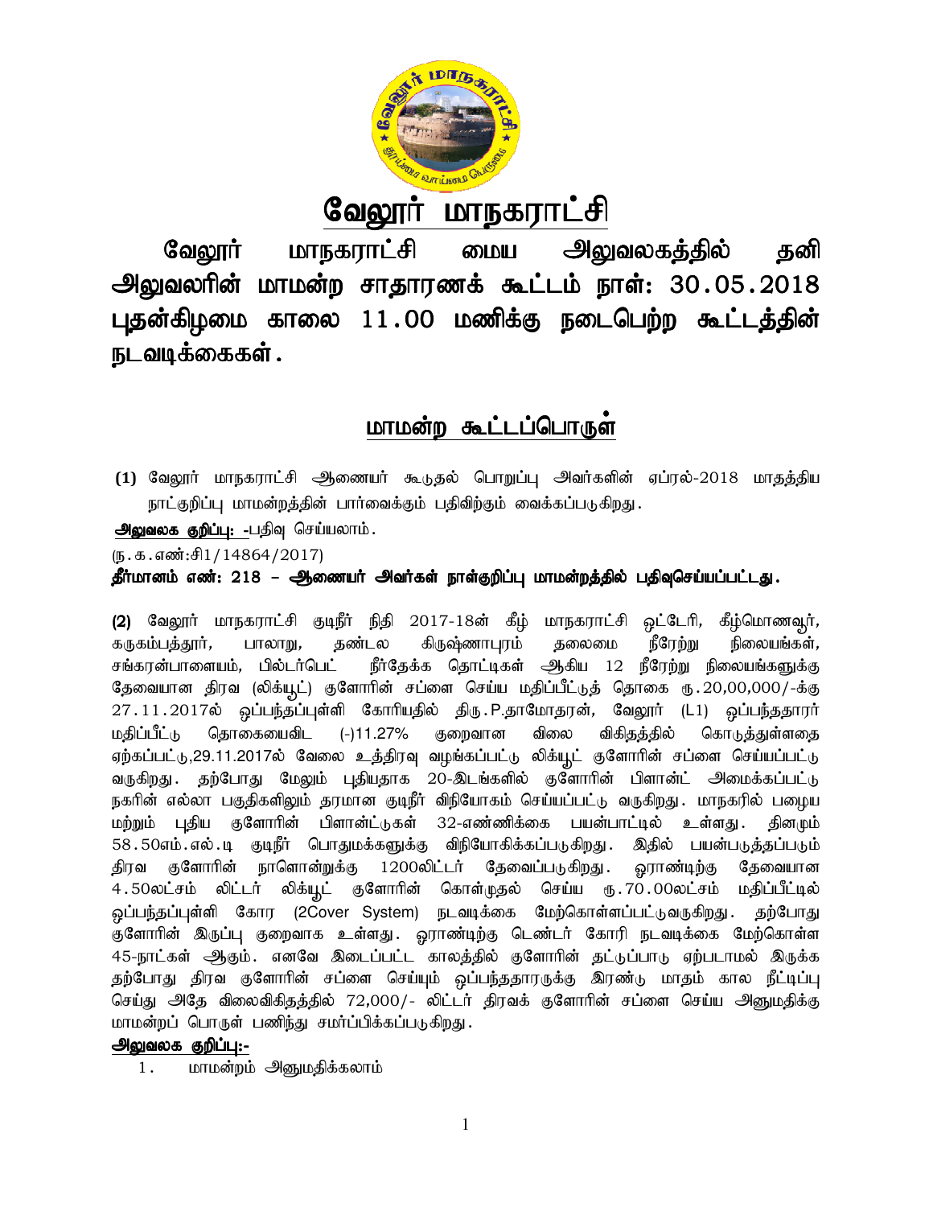# வேலூர் மாநகராட்சி

## வேலூர் மாநகராட்சி மைய அலுவலகத்தில் தனி அலுவலரின் மாமன்ற சாதாரணக் கூட்டம் நாள்: 30.05.2018 புதன்கிழமை காலை 11.00 மணிக்கு நடைபெற்ற கூட்டத்தின் நடவடிக்கைகள்.

## மாமன்ற கூட்டப்பொருள்

**(1)** வேலூர் மாநகராட்சி ஆணையர் கூடுதல் பொறுப்பு அவர்களின் ஏப்ரல்-2018 மாதத்திய நாட்குறிப்பு மாமன்றத்தின் பார்வைக்கும் பதிவிற்கும் வைக்கப்படுகிறது.

**அலுவலக குறிப்பு:** -பதிவு செய்யலாம்.

(ந.க.எண்:சி1/14864/2017)

**தீர்மானம் எண்: 218 – ஆணையர் அவர்கள் நாள்குறிப்பு மாமன்றத்தில் பதிவுசெய்யப்பட்டது.**

**(2)** வேலூர் மாநகராட்சி குடிநீர் நிதி 2017-18ன் கீழ் மாநகராட்சி ஒட்டேரி, கீழ்மொணவூர், கருகம்பத்தூர், பாலாறு, தண்டல கிருஷ்ணாபுரம் தலைமை நீரேற்று நிலையங்கள், சங்கரன்பாளையம், பில்டர்பெட் நீர்தேக்க தொட்டிகள் ஆகிய 12 நீரேற்று நிலையங்களுக்கு தேவையான திரவ (லிக்யூட்) குளோரின் சப்ளை செய்ய மதிப்பீட்டுத் தொகை ரூ.20,00,000/-க்கு 27.11.2017ல் ஒப்பந்தப்புள்ளி கோரியதில் திரு.P.தாமோதரன், வேலூர் (L1) ஒப்பந்ததாரர் மதிப்பீட்டு தொகையைவிட (-)11.27% குறைவான விலை விகிதத்தில் கொடுத்துள்ளதை ஏற்கப்பட்டு,29.11.2017ல் வேலை உத்திரவு வழங்கப்பட்டு லிக்யூட் குளோரின் சப்ளை செய்யப்பட்டு வருகிறது. தற்போது மேலும் புதியதாக 20-இடங்களில் குளோரின் பிளான்ட் அமைக்கப்பட்டு நகரின் எல்லா பகுதிகளிலும் தரமான குடிநீர் விநியோகம் செய்யப்பட்டு வருகிறது. மாநகரில் பழைய மற்றும் புதிய குளோரின் பிளான்ட்டுகள் 32-எண்ணிக்கை பயன்பாட்டில் உள்ளது. தினமும் 58.50எம்.எல்.டி குடிநீர் பொதுமக்களுக்கு விநியோகிக்கப்படுகிறது. இதில் பயன்படுத்தப்படும் திரவ குளோரின் நாளொன்றுக்கு 1200லிட்டர் தேவைப்படுகிறது. ஓராண்டிற்கு தேவையான 4.50லட்சம் லிட்டர் லிக்யூட் குளோரின் கொள்முதல் செய்ய ரூ.70.00லட்சம் மதிப்பீட்டில் ஒப்பந்தப்புள்ளி கோர (2Cover System) நடவடிக்கை மேற்கொள்ளப்பட்டுவருகிறது. தற்போது குளோரின் இருப்பு குறைவாக உள்ளது. ஓராண்டிற்கு டெண்டர் கோரி நடவடிக்கை மேற்கொள்ள 45-நாட்கள் ஆகும். எனவே இடைப்பட்ட காலத்தில் குளோரின் தட்டுப்பாடு ஏற்படாமல் இருக்க தற்போது திரவ குளோரின் சப்ளை செய்யும் ஒப்பந்ததாரருக்கு இரண்டு மாதம் கால நீட்டிப்பு செய்து அதே விலைவிகிதத்தில் 72,000/- லிட்டர் திரவக் குளோரின் சப்ளை செய்ய அனுமதிக்கு மாமன்றப் பொருள் பணிந்து சமர்ப்பிக்கப்படுகிறது.

**அலுவலக குறிப்பு:-**

1. மாமன்றம் அனுமதிக்கலாம்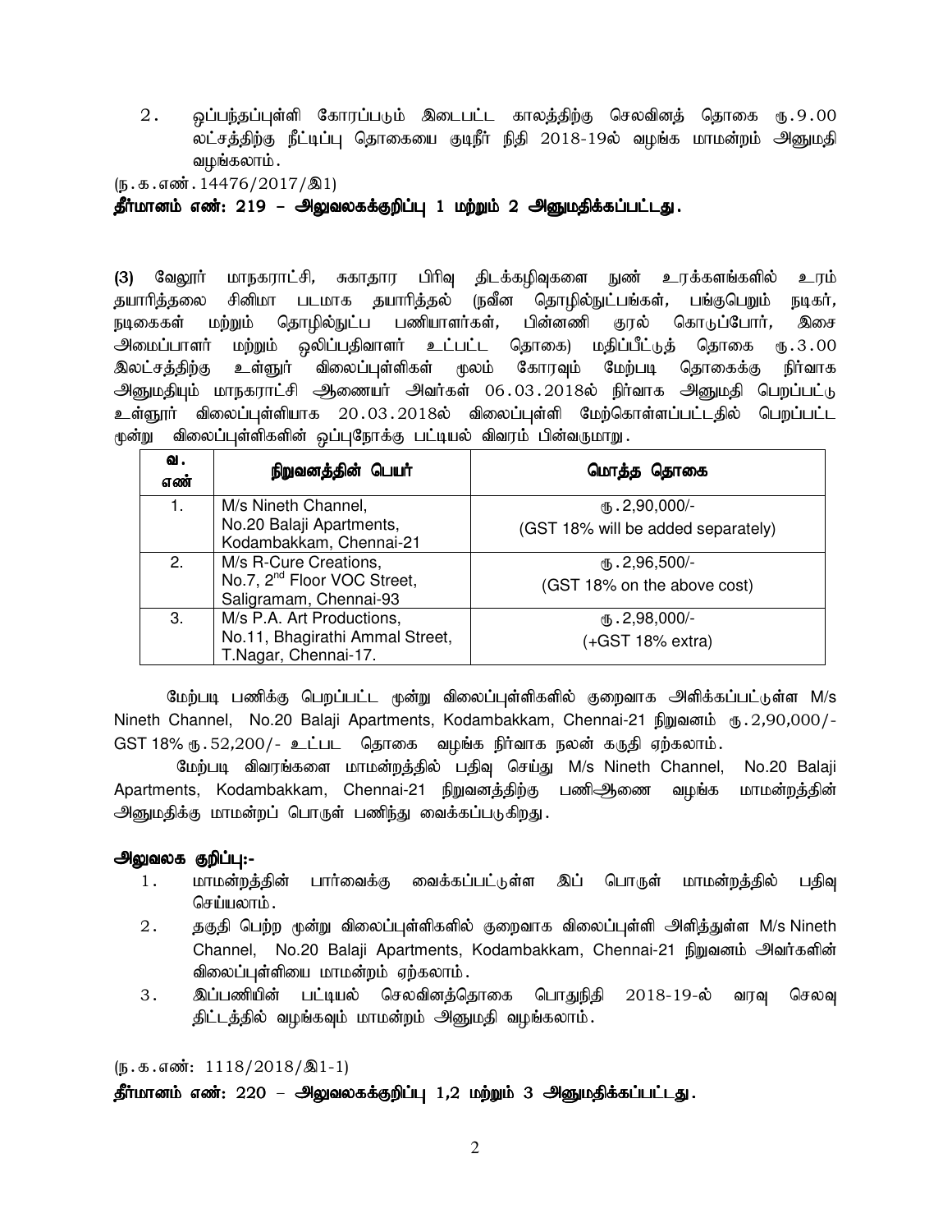2. ஒப்பந்தப்புள்ளி கோரப்படும் இடைபட்ட காலத்திற்கு செலவினத் தொகை ரூ.9.00 லட்சத்திற்கு நீட்டிப்பு தொகையை குடிநீர் நிதி 2018-19ல் வழங்க மாமன்றம் அனுமதி வழங்கலாம்.

(ந.க.எண்.14476/2017/இ1)

**தீர்மானம் எண்: 219 – அலுவலகக்குறிப்பு 1 மற்றும் 2 அனுமதிக்கப்பட்டது.**

**(3)** வேலூர் மாநகராட்சி, சுகாதார பிரிவு திடக்கழிவுகளை நுண் உரக்களங்களில் உரம் தயாரித்தலை சினிமா படமாக தயாரித்தல் (நவீன தொழில்நுட்பங்கள், பங்குபெறும் நடிகர், நடிகைகள் மற்றும் தொழில்நுட்ப பணியாளர்கள், பின்னணி குரல் கொடுப்போர், இசை அமைப்பாளர் மற்றும் ஒலிப்பதிவாளர் உட்பட்ட தொகை) மதிப்பீட்டுத் தொகை ரூ.3.00 இலட்சத்திற்கு உள்ளூர் விலைப்புள்ளிகள் மூலம் கோரவும் மேற்படி தொகைக்கு நிர்வாக அனுமதியும் மாநகராட்சி ஆணையர் அவர்கள் 06.03.2018ல் நிர்வாக அனுமதி பெறப்பட்டு உள்ளூர் விலைப்புள்ளியாக 20.03.2018ல் விலைப்புள்ளி மேற்கொள்ளப்பட்டதில் பெறப்பட்ட மூன்று விலைப்புள்ளிகளின் ஒப்புநோக்கு பட்டியல் விவரம் பின்வருமாறு.

| வ. எண் | நிறுவனத்தின் பெயர் | மொத்த தொகை |
|---|---|---|
| 1. | M/s Nineth Channel, No.20 Balaji Apartments, Kodambakkam, Chennai-21 | ரூ.2,90,000/- (GST 18% will be added separately) |
| 2. | M/s R-Cure Creations, No.7, 2nd Floor VOC Street, Saligramam, Chennai-93 | ரூ.2,96,500/- (GST 18% on the above cost) |
| 3. | M/s P.A. Art Productions, No.11, Bhagirathi Ammal Street, T.Nagar, Chennai-17. | ரூ.2,98,000/- (+GST 18% extra) |

மேற்படி பணிக்கு பெறப்பட்ட மூன்று விலைப்புள்ளிகளில் குறைவாக அளிக்கப்பட்டுள்ள M/s Nineth Channel, No.20 Balaji Apartments, Kodambakkam, Chennai-21 நிறுவனம் ரூ.2,90,000/- GST 18% ரூ.52,200/- உட்பட தொகை வழங்க நிர்வாக நலன் கருதி ஏற்கலாம்.

மேற்படி விவரங்களை மாமன்றத்தில் பதிவு செய்து M/s Nineth Channel, No.20 Balaji Apartments, Kodambakkam, Chennai-21 நிறுவனத்திற்கு பணிஆணை வழங்க மாமன்றத்தின் அனுமதிக்கு மாமன்றப் பொருள் பணிந்து வைக்கப்படுகிறது.

**அலுவலக குறிப்பு:-**

1. மாமன்றத்தின் பார்வைக்கு வைக்கப்பட்டுள்ள இப் பொருள் மாமன்றத்தில் பதிவு செய்யலாம்.
2. தகுதி பெற்ற மூன்று விலைப்புள்ளிகளில் குறைவாக விலைப்புள்ளி அளித்துள்ள M/s Nineth Channel, No.20 Balaji Apartments, Kodambakkam, Chennai-21 நிறுவனம் அவர்களின் விலைப்புள்ளியை மாமன்றம் ஏற்கலாம்.
3. இப்பணியின் பட்டியல் செலவினத்தொகை பொதுநிதி 2018-19-ல் வரவு செலவு திட்டத்தில் வழங்கவும் மாமன்றம் அனுமதி வழங்கலாம்.

(ந.க.எண்: 1118/2018/இ1-1)

**தீர்மானம் எண்: 220 – அலுவலகக்குறிப்பு 1,2 மற்றும் 3 அனுமதிக்கப்பட்டது.**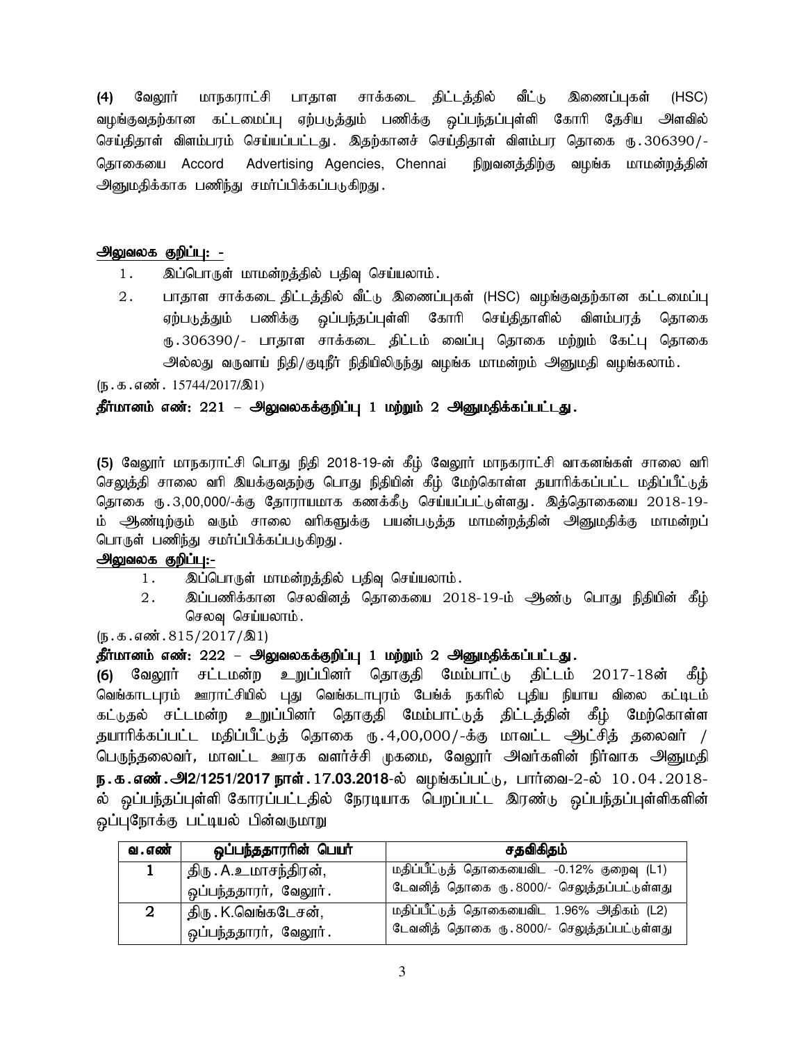**(4)** வேலூர் மாநகராட்சி பாதாள சாக்கடை திட்டத்தில் வீட்டு இணைப்புகள் (HSC) வழங்குவதற்கான கட்டமைப்பு ஏற்படுத்தும் பணிக்கு ஒப்பந்தப்புள்ளி கோரி தேசிய அளவில் செய்திதாள் விளம்பரம் செய்யப்பட்டது. இதற்கானச் செய்திதாள் விளம்பர தொகை ரூ.306390/- தொகையை Accord Advertising Agencies, Chennai நிறுவனத்திற்கு வழங்க மாமன்றத்தின் அனுமதிக்காக பணிந்து சமர்ப்பிக்கப்படுகிறது.

**அலுவலக குறிப்பு: -**

1. இப்பொருள் மாமன்றத்தில் பதிவு செய்யலாம்.
2. பாதாள சாக்கடை திட்டத்தில் வீட்டு இணைப்புகள் (HSC) வழங்குவதற்கான கட்டமைப்பு ஏற்படுத்தும் பணிக்கு ஒப்பந்தப்புள்ளி கோரி செய்திதாளில் விளம்பரத் தொகை ரூ.306390/- பாதாள சாக்கடை திட்டம் வைப்பு தொகை மற்றும் கேட்பு தொகை அல்லது வருவாய் நிதி/குடிநீர் நிதியிலிருந்து வழங்க மாமன்றம் அனுமதி வழங்கலாம்.

(ந.க.எண். 15744/2017/இ1)

**தீர்மானம் எண்: 221 – அலுவலகக்குறிப்பு 1 மற்றும் 2 அனுமதிக்கப்பட்டது.**

**(5)** வேலூர் மாநகராட்சி பொது நிதி 2018-19-ன் கீழ் வேலூர் மாநகராட்சி வாகனங்கள் சாலை வரி செலுத்தி சாலை வரி இயக்குவதற்கு பொது நிதியின் கீழ் மேற்கொள்ள தயாரிக்கப்பட்ட மதிப்பீட்டுத் தொகை ரூ.3,00,000/-க்கு தோராயமாக கணக்கீடு செய்யப்பட்டுள்ளது. இத்தொகையை 2018-19-ம் ஆண்டிற்கும் வரும் சாலை வரிகளுக்கு பயன்படுத்த மாமன்றத்தின் அனுமதிக்கு மாமன்றப் பொருள் பணிந்து சமர்ப்பிக்கப்படுகிறது.

**அலுவலக குறிப்பு:-**

1. இப்பொருள் மாமன்றத்தில் பதிவு செய்யலாம்.
2. இப்பணிக்கான செலவினத் தொகையை 2018-19-ம் ஆண்டு பொது நிதியின் கீழ் செலவு செய்யலாம்.

(ந.க.எண்.815/2017/இ1)

**தீர்மானம் எண்: 222 – அலுவலகக்குறிப்பு 1 மற்றும் 2 அனுமதிக்கப்பட்டது.**

**(6)** வேலூர் சட்டமன்ற உறுப்பினர் தொகுதி மேம்பாட்டு திட்டம் 2017-18ன் கீழ் வெங்காடபுரம் ஊராட்சியில் புது வெங்கடாபுரம் பேங்க் நகரில் புதிய நியாய விலை கட்டிடம் கட்டுதல் சட்டமன்ற உறுப்பினர் தொகுதி மேம்பாட்டுத் திட்டத்தின் கீழ் மேற்கொள்ள தயாரிக்கப்பட்ட மதிப்பீட்டுத் தொகை ரூ.4,00,000/-க்கு மாவட்ட ஆட்சித் தலைவர் / பெருந்தலைவர், மாவட்ட ஊரக வளர்ச்சி முகமை, வேலூர் அவர்களின் நிர்வாக அனுமதி **ந.க.எண்.அ2/1251/2017 நாள்.17.03.2018**-ல் வழங்கப்பட்டு, பார்வை-2-ல் 10.04.2018-ல் ஒப்பந்தப்புள்ளி கோரப்பட்டதில் நேரடியாக பெறப்பட்ட இரண்டு ஒப்பந்தப்புள்ளிகளின் ஒப்புநோக்கு பட்டியல் பின்வருமாறு

| வ.எண் | ஒப்பந்ததாரரின் பெயர் | சதவிகிதம் |
|---|---|---|
| 1 | திரு.A.உமாசந்திரன், ஒப்பந்ததாரர், வேலூர். | மதிப்பீட்டுத் தொகையைவிட -0.12% குறைவு (L1) டேவனித் தொகை ரூ.8000/- செலுத்தப்பட்டுள்ளது |
| 2 | திரு.K.வெங்கடேசன், ஒப்பந்ததாரர், வேலூர். | மதிப்பீட்டுத் தொகையைவிட 1.96% அதிகம் (L2) டேவனித் தொகை ரூ.8000/- செலுத்தப்பட்டுள்ளது |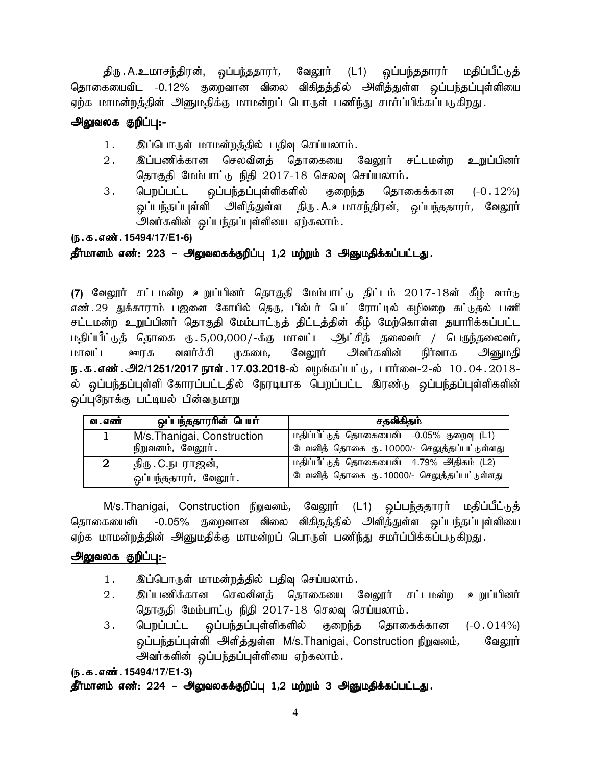திரு.A.உமாசந்திரன், ஒப்பந்ததாரர், வேலூர் (L1) ஒப்பந்ததாரர் மதிப்பீட்டுத் தொகையைவிட -0.12% குறைவான விலை விகிதத்தில் அளித்துள்ள ஒப்பந்தப்புள்ளியை ஏற்க மாமன்றத்தின் அனுமதிக்கு மாமன்றப் பொருள் பணிந்து சமர்ப்பிக்கப்படுகிறது.

**அலுவலக குறிப்பு:-**

1. இப்பொருள் மாமன்றத்தில் பதிவு செய்யலாம்.
2. இப்பணிக்கான செலவினத் தொகையை வேலூர் சட்டமன்ற உறுப்பினர் தொகுதி மேம்பாட்டு நிதி 2017-18 செலவு செய்யலாம்.
3. பெறப்பட்ட ஒப்பந்தப்புள்ளிகளில் குறைந்த தொகைக்கான (-0.12%) ஒப்பந்தப்புள்ளி அளித்துள்ள திரு.A.உமாசந்திரன், ஒப்பந்ததாரர், வேலூர் அவர்களின் ஒப்பந்தப்புள்ளியை ஏற்கலாம்.

**(ந.க.எண்.15494/17/E1-6)**

**தீர்மானம் எண்: 223 – அலுவலகக்குறிப்பு 1,2 மற்றும் 3 அனுமதிக்கப்பட்டது.**

**(7)** வேலூர் சட்டமன்ற உறுப்பினர் தொகுதி மேம்பாட்டு திட்டம் 2017-18ன் கீழ் வார்டு எண்.29 துக்காராம் பஜனை கோயில் தெரு, பில்டர் பெட் ரோட்டில் கழிவறை கட்டுதல் பணி சட்டமன்ற உறுப்பினர் தொகுதி மேம்பாட்டுத் திட்டத்தின் கீழ் மேற்கொள்ள தயாரிக்கப்பட்ட மதிப்பீட்டுத் தொகை ரூ.5,00,000/-க்கு மாவட்ட ஆட்சித் தலைவர் / பெருந்தலைவர், மாவட்ட ஊரக வளர்ச்சி முகமை, வேலூர் அவர்களின் நிர்வாக அனுமதி **ந.க.எண்.அ2/1251/2017 நாள்.17.03.2018**-ல் வழங்கப்பட்டு, பார்வை-2-ல் 10.04.2018-ல் ஒப்பந்தப்புள்ளி கோரப்பட்டதில் நேரடியாக பெறப்பட்ட இரண்டு ஒப்பந்தப்புள்ளிகளின் ஒப்புநோக்கு பட்டியல் பின்வருமாறு

| வ.எண் | ஒப்பந்ததாரரின் பெயர் | சதவிகிதம் |
|---|---|---|
| 1 | M/s.Thanigai, Construction நிறுவனம், வேலூர். | மதிப்பீட்டுத் தொகையைவிட -0.05% குறைவு (L1) டேவனித் தொகை ரூ.10000/- செலுத்தப்பட்டுள்ளது |
| 2 | திரு.C.நடராஜன், ஒப்பந்ததாரர், வேலூர். | மதிப்பீட்டுத் தொகையைவிட 4.79% அதிகம் (L2) டேவனித் தொகை ரூ.10000/- செலுத்தப்பட்டுள்ளது |

M/s.Thanigai, Construction நிறுவனம், வேலூர் (L1) ஒப்பந்ததாரர் மதிப்பீட்டுத் தொகையைவிட -0.05% குறைவான விலை விகிதத்தில் அளித்துள்ள ஒப்பந்தப்புள்ளியை ஏற்க மாமன்றத்தின் அனுமதிக்கு மாமன்றப் பொருள் பணிந்து சமர்ப்பிக்கப்படுகிறது.

**அலுவலக குறிப்பு:-**

1. இப்பொருள் மாமன்றத்தில் பதிவு செய்யலாம்.
2. இப்பணிக்கான செலவினத் தொகையை வேலூர் சட்டமன்ற உறுப்பினர் தொகுதி மேம்பாட்டு நிதி 2017-18 செலவு செய்யலாம்.
3. பெறப்பட்ட ஒப்பந்தப்புள்ளிகளில் குறைந்த தொகைக்கான (-0.014%) ஒப்பந்தப்புள்ளி அளித்துள்ள M/s.Thanigai, Construction நிறுவனம், வேலூர் அவர்களின் ஒப்பந்தப்புள்ளியை ஏற்கலாம்.

**(ந.க.எண்.15494/17/E1-3)**

**தீர்மானம் எண்: 224 – அலுவலகக்குறிப்பு 1,2 மற்றும் 3 அனுமதிக்கப்பட்டது.**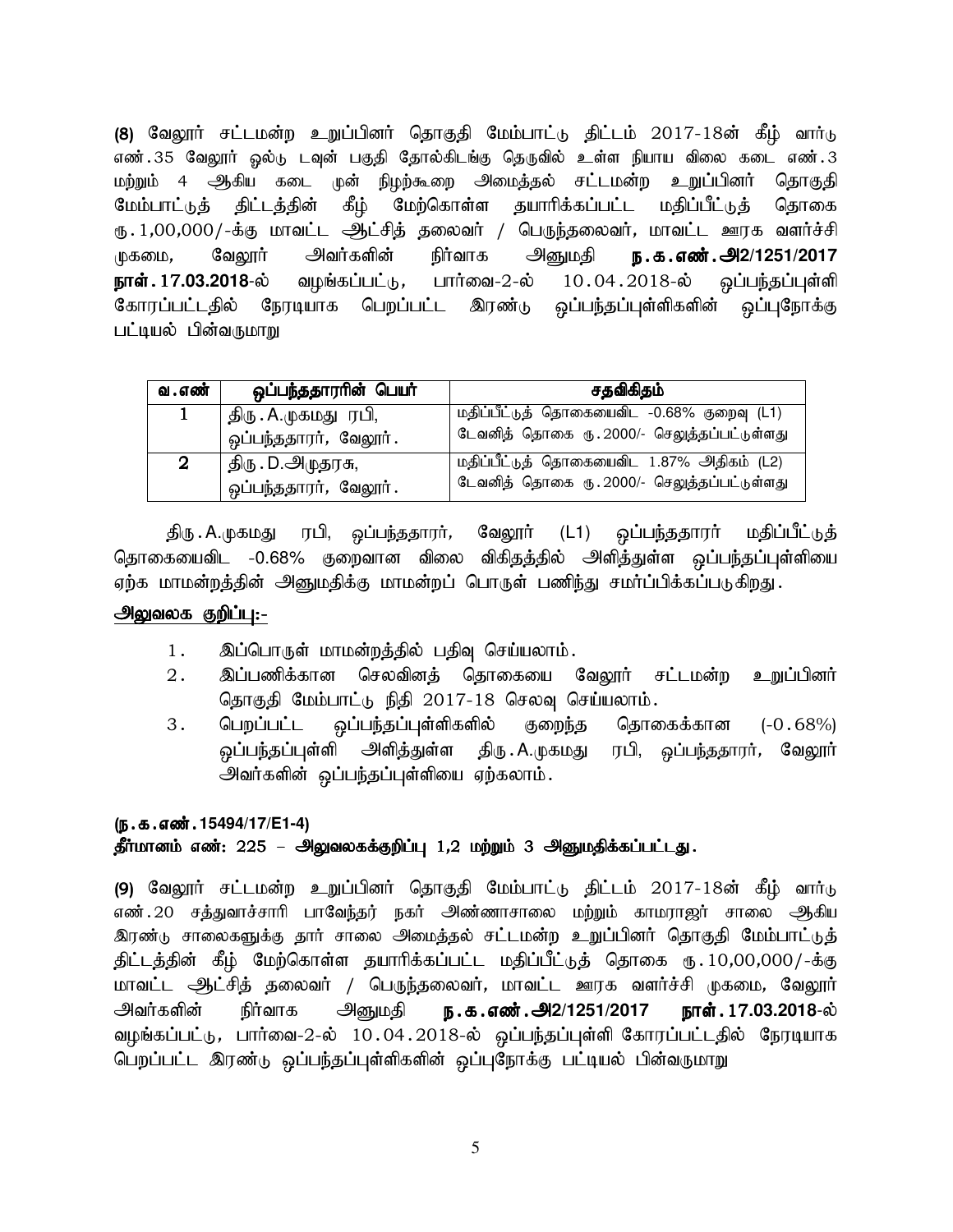**(8)** வேலூர் சட்டமன்ற உறுப்பினர் தொகுதி மேம்பாட்டு திட்டம் 2017-18ன் கீழ் வார்டு எண்.35 வேலூர் ஓல்டு டவுன் பகுதி தோல்கிடங்கு தெருவில் உள்ள நியாய விலை கடை எண்.3 மற்றும் 4 ஆகிய கடை முன் நிழற்கூறை அமைத்தல் சட்டமன்ற உறுப்பினர் தொகுதி மேம்பாட்டுத் திட்டத்தின் கீழ் மேற்கொள்ள தயாரிக்கப்பட்ட மதிப்பீட்டுத் தொகை ரு.1,00,000/-க்கு மாவட்ட ஆட்சித் தலைவர் / பெருந்தலைவர், மாவட்ட ஊரக வளர்ச்சி முகமை, வேலூர் அவர்களின் நிர்வாக அனுமதி **ந.க.எண்.அ2/1251/2017 நாள்.17.03.2018**-ல் வழங்கப்பட்டு, பார்வை-2-ல் 10.04.2018-ல் ஒப்பந்தப்புள்ளி கோரப்பட்டதில் நேரடியாக பெறப்பட்ட இரண்டு ஒப்பந்தப்புள்ளிகளின் ஒப்புநோக்கு பட்டியல் பின்வருமாறு

| வ.எண் | ஒப்பந்ததாரரின் பெயர் | சதவிகிதம் |
|---|---|---|
| 1 | திரு.A.முகமது ரபி, ஒப்பந்ததாரர், வேலூர். | மதிப்பீட்டுத் தொகையைவிட -0.68% குறைவு (L1) டேவனித் தொகை ரு.2000/- செலுத்தப்பட்டுள்ளது |
| 2 | திரு.D.அமுதரசு, ஒப்பந்ததாரர், வேலூர். | மதிப்பீட்டுத் தொகையைவிட 1.87% அதிகம் (L2) டேவனித் தொகை ரு.2000/- செலுத்தப்பட்டுள்ளது |

திரு.A.முகமது ரபி, ஒப்பந்ததாரர், வேலூர் (L1) ஒப்பந்ததாரர் மதிப்பீட்டுத் தொகையைவிட -0.68% குறைவான விலை விகிதத்தில் அளித்துள்ள ஒப்பந்தப்புள்ளியை ஏற்க மாமன்றத்தின் அனுமதிக்கு மாமன்றப் பொருள் பணிந்து சமர்ப்பிக்கப்படுகிறது.

**அலுவலக குறிப்பு:-**

1. இப்பொருள் மாமன்றத்தில் பதிவு செய்யலாம்.
2. இப்பணிக்கான செலவினத் தொகையை வேலூர் சட்டமன்ற உறுப்பினர் தொகுதி மேம்பாட்டு நிதி 2017-18 செலவு செய்யலாம்.
3. பெறப்பட்ட ஒப்பந்தப்புள்ளிகளில் குறைந்த தொகைக்கான (-0.68%) ஒப்பந்தப்புள்ளி அளித்துள்ள திரு.A.முகமது ரபி, ஒப்பந்ததாரர், வேலூர் அவர்களின் ஒப்பந்தப்புள்ளியை ஏற்கலாம்.

**(ந.க.எண்.15494/17/E1-4)**
**தீர்மானம் எண்: 225 – அலுவலகக்குறிப்பு 1,2 மற்றும் 3 அனுமதிக்கப்பட்டது.**

**(9)** வேலூர் சட்டமன்ற உறுப்பினர் தொகுதி மேம்பாட்டு திட்டம் 2017-18ன் கீழ் வார்டு எண்.20 சத்துவாச்சாரி பாவேந்தர் நகர் அண்ணாசாலை மற்றும் காமராஜர் சாலை ஆகிய இரண்டு சாலைகளுக்கு தார் சாலை அமைத்தல் சட்டமன்ற உறுப்பினர் தொகுதி மேம்பாட்டுத் திட்டத்தின் கீழ் மேற்கொள்ள தயாரிக்கப்பட்ட மதிப்பீட்டுத் தொகை ரு.10,00,000/-க்கு மாவட்ட ஆட்சித் தலைவர் / பெருந்தலைவர், மாவட்ட ஊரக வளர்ச்சி முகமை, வேலூர் அவர்களின் நிர்வாக அனுமதி **ந.க.எண்.அ2/1251/2017 நாள்.17.03.2018**-ல் வழங்கப்பட்டு, பார்வை-2-ல் 10.04.2018-ல் ஒப்பந்தப்புள்ளி கோரப்பட்டதில் நேரடியாக பெறப்பட்ட இரண்டு ஒப்பந்தப்புள்ளிகளின் ஒப்புநோக்கு பட்டியல் பின்வருமாறு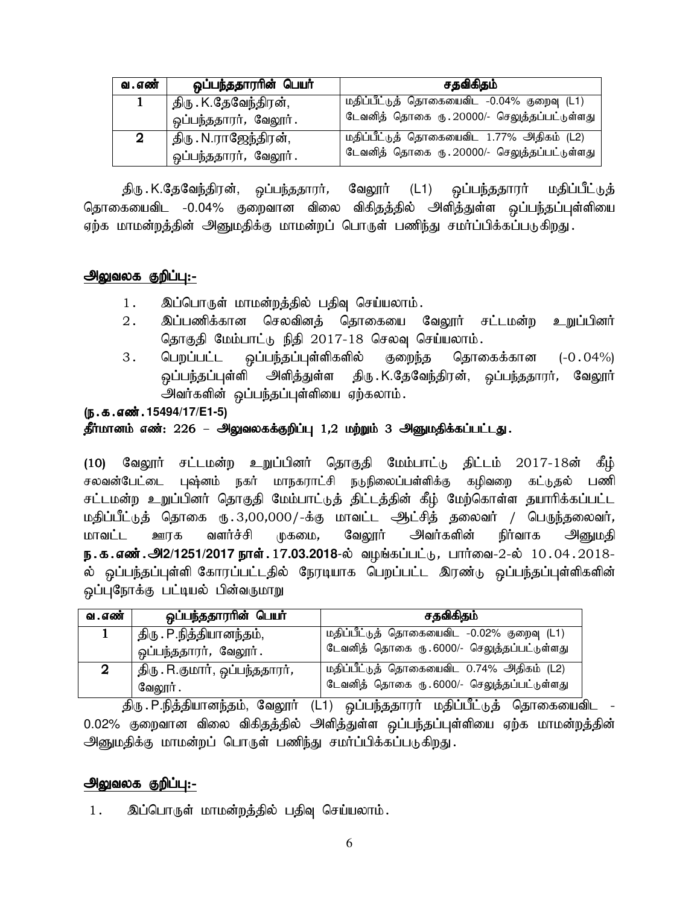| வ.எண் | ஒப்பந்ததாரரின் பெயர் | சதவிகிதம் |
| --- | --- | --- |
| 1 | திரு.K.தேவேந்திரன், ஒப்பந்ததாரர், வேலூர். | மதிப்பீட்டுத் தொகையைவிட -0.04% குறைவு (L1) டேவனித் தொகை ரு.20000/- செலுத்தப்பட்டுள்ளது |
| 2 | திரு.N.ராஜேந்திரன், ஒப்பந்ததாரர், வேலூர். | மதிப்பீட்டுத் தொகையைவிட 1.77% அதிகம் (L2) டேவனித் தொகை ரு.20000/- செலுத்தப்பட்டுள்ளது |

திரு.K.தேவேந்திரன், ஒப்பந்ததாரர், வேலூர் (L1) ஒப்பந்ததாரர் மதிப்பீட்டுத் தொகையைவிட -0.04% குறைவான விலை விகிதத்தில் அளித்துள்ள ஒப்பந்தப்புள்ளியை ஏற்க மாமன்றத்தின் அனுமதிக்கு மாமன்றப் பொருள் பணிந்து சமர்ப்பிக்கப்படுகிறது.

**அலுவலக குறிப்பு:-**

1. இப்பொருள் மாமன்றத்தில் பதிவு செய்யலாம்.
2. இப்பணிக்கான செலவினத் தொகையை வேலூர் சட்டமன்ற உறுப்பினர் தொகுதி மேம்பாட்டு நிதி 2017-18 செலவு செய்யலாம்.
3. பெறப்பட்ட ஒப்பந்தப்புள்ளிகளில் குறைந்த தொகைக்கான (-0.04%) ஒப்பந்தப்புள்ளி அளித்துள்ள திரு.K.தேவேந்திரன், ஒப்பந்ததாரர், வேலூர் அவர்களின் ஒப்பந்தப்புள்ளியை ஏற்கலாம்.

**(ந.க.எண்.15494/17/E1-5)**

**தீர்மானம் எண்: 226 – அலுவலகக்குறிப்பு 1,2 மற்றும் 3 அனுமதிக்கப்பட்டது.**

**(10)** வேலூர் சட்டமன்ற உறுப்பினர் தொகுதி மேம்பாட்டு திட்டம் 2017-18ன் கீழ் சலவன்பேட்டை புஷ்னம் நகர் மாநகராட்சி நடுநிலைப்பள்ளிக்கு கழிவறை கட்டுதல் பணி சட்டமன்ற உறுப்பினர் தொகுதி மேம்பாட்டுத் திட்டத்தின் கீழ் மேற்கொள்ள தயாரிக்கப்பட்ட மதிப்பீட்டுத் தொகை ரு.3,00,000/-க்கு மாவட்ட ஆட்சித் தலைவர் / பெருந்தலைவர், மாவட்ட ஊரக வளர்ச்சி முகமை, வேலூர் அவர்களின் நிர்வாக அனுமதி **ந.க.எண்.அ2/1251/2017 நாள்.17.03.2018**-ல் வழங்கப்பட்டு, பார்வை-2-ல் 10.04.2018-ல் ஒப்பந்தப்புள்ளி கோரப்பட்டதில் நேரடியாக பெறப்பட்ட இரண்டு ஒப்பந்தப்புள்ளிகளின் ஒப்புநோக்கு பட்டியல் பின்வருமாறு

| வ.எண் | ஒப்பந்ததாரரின் பெயர் | சதவிகிதம் |
| --- | --- | --- |
| 1 | திரு.P.நித்தியானந்தம், ஒப்பந்ததாரர், வேலூர். | மதிப்பீட்டுத் தொகையைவிட -0.02% குறைவு (L1) டேவனித் தொகை ரு.6000/- செலுத்தப்பட்டுள்ளது |
| 2 | திரு.R.குமார், ஒப்பந்ததாரர், வேலூர். | மதிப்பீட்டுத் தொகையைவிட 0.74% அதிகம் (L2) டேவனித் தொகை ரு.6000/- செலுத்தப்பட்டுள்ளது |

திரு.P.நித்தியானந்தம், வேலூர் (L1) ஒப்பந்ததாரர் மதிப்பீட்டுத் தொகையைவிட -0.02% குறைவான விலை விகிதத்தில் அளித்துள்ள ஒப்பந்தப்புள்ளியை ஏற்க மாமன்றத்தின் அனுமதிக்கு மாமன்றப் பொருள் பணிந்து சமர்ப்பிக்கப்படுகிறது.

**அலுவலக குறிப்பு:-**

1. இப்பொருள் மாமன்றத்தில் பதிவு செய்யலாம்.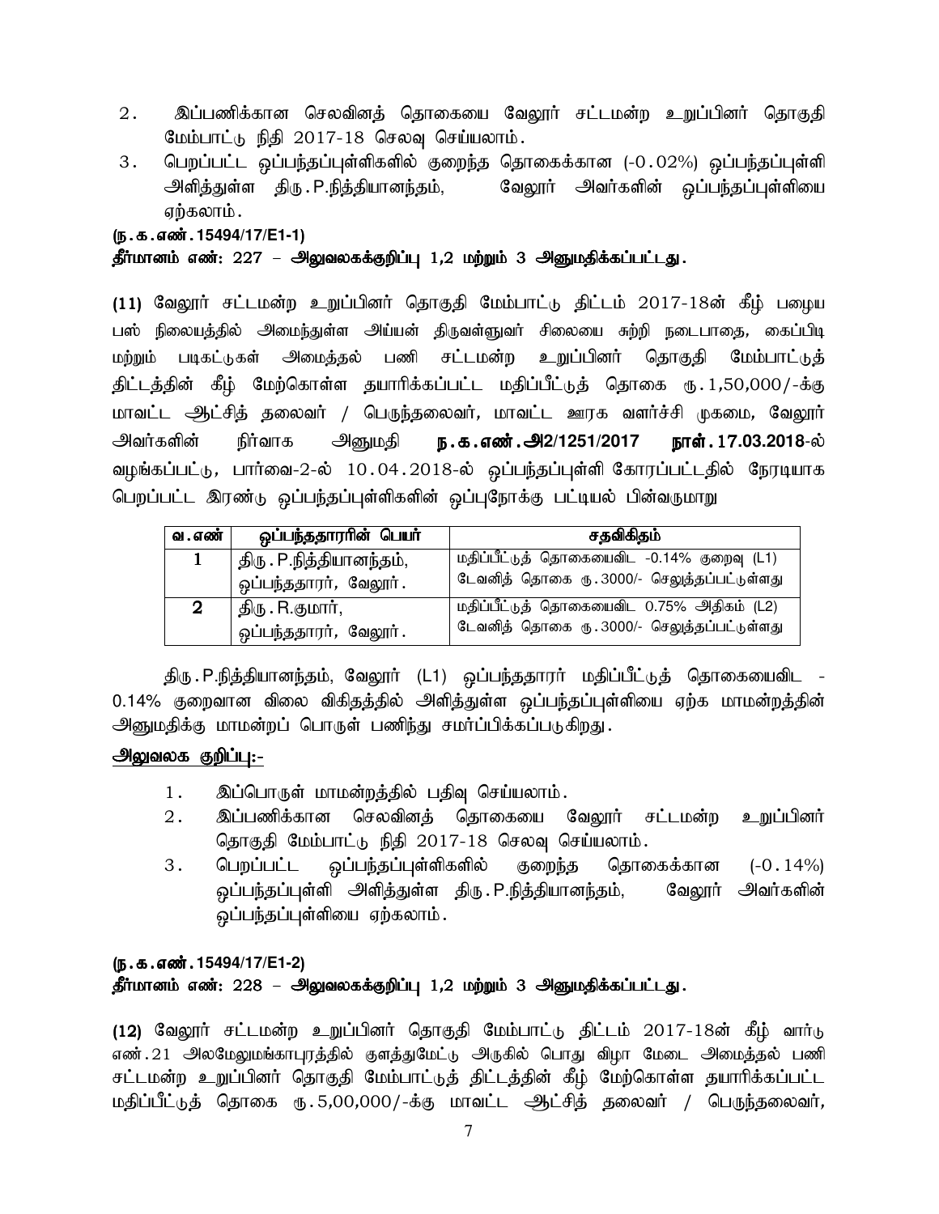2. இப்பணிக்கான செலவினத் தொகையை வேலூர் சட்டமன்ற உறுப்பினர் தொகுதி மேம்பாட்டு நிதி 2017-18 செலவு செய்யலாம்.
3. பெறப்பட்ட ஒப்பந்தப்புள்ளிகளில் குறைந்த தொகைக்கான (-0.02%) ஒப்பந்தப்புள்ளி அளித்துள்ள திரு.P.நித்தியானந்தம், வேலூர் அவர்களின் ஒப்பந்தப்புள்ளியை ஏற்கலாம்.

**(ந.க.எண்.15494/17/E1-1)**

**தீர்மானம் எண்: 227 – அலுவலகக்குறிப்பு 1,2 மற்றும் 3 அனுமதிக்கப்பட்டது.**

**(11)** வேலூர் சட்டமன்ற உறுப்பினர் தொகுதி மேம்பாட்டு திட்டம் 2017-18ன் கீழ் பழைய பஸ் நிலையத்தில் அமைந்துள்ள அய்யன் திருவள்ளுவர் சிலையை சுற்றி நடைபாதை, கைப்பிடி மற்றும் படிகட்டுகள் அமைத்தல் பணி சட்டமன்ற உறுப்பினர் தொகுதி மேம்பாட்டுத் திட்டத்தின் கீழ் மேற்கொள்ள தயாரிக்கப்பட்ட மதிப்பீட்டுத் தொகை ரூ.1,50,000/-க்கு மாவட்ட ஆட்சித் தலைவர் / பெருந்தலைவர், மாவட்ட ஊரக வளர்ச்சி முகமை, வேலூர் அவர்களின் நிர்வாக அனுமதி **ந.க.எண்.அ2/1251/2017 நாள்.17.03.2018**-ல் வழங்கப்பட்டு, பார்வை-2-ல் 10.04.2018-ல் ஒப்பந்தப்புள்ளி கோரப்பட்டதில் நேரடியாக பெறப்பட்ட இரண்டு ஒப்பந்தப்புள்ளிகளின் ஒப்புநோக்கு பட்டியல் பின்வருமாறு

| வ.எண் | ஒப்பந்ததாரரின் பெயர் | சதவிகிதம் |
|---|---|---|
| 1 | திரு.P.நித்தியானந்தம், ஒப்பந்ததாரர், வேலூர். | மதிப்பீட்டுத் தொகையைவிட -0.14% குறைவு (L1) டேவனித் தொகை ரூ.3000/- செலுத்தப்பட்டுள்ளது |
| 2 | திரு.R.குமார், ஒப்பந்ததாரர், வேலூர். | மதிப்பீட்டுத் தொகையைவிட 0.75% அதிகம் (L2) டேவனித் தொகை ரூ.3000/- செலுத்தப்பட்டுள்ளது |

திரு.P.நித்தியானந்தம், வேலூர் (L1) ஒப்பந்ததாரர் மதிப்பீட்டுத் தொகையைவிட -0.14% குறைவான விலை விகிதத்தில் அளித்துள்ள ஒப்பந்தப்புள்ளியை ஏற்க மாமன்றத்தின் அனுமதிக்கு மாமன்றப் பொருள் பணிந்து சமர்ப்பிக்கப்படுகிறது.

**அலுவலக குறிப்பு:-**

1. இப்பொருள் மாமன்றத்தில் பதிவு செய்யலாம்.
2. இப்பணிக்கான செலவினத் தொகையை வேலூர் சட்டமன்ற உறுப்பினர் தொகுதி மேம்பாட்டு நிதி 2017-18 செலவு செய்யலாம்.
3. பெறப்பட்ட ஒப்பந்தப்புள்ளிகளில் குறைந்த தொகைக்கான (-0.14%) ஒப்பந்தப்புள்ளி அளித்துள்ள திரு.P.நித்தியானந்தம், வேலூர் அவர்களின் ஒப்பந்தப்புள்ளியை ஏற்கலாம்.

**(ந.க.எண்.15494/17/E1-2)**

**தீர்மானம் எண்: 228 – அலுவலகக்குறிப்பு 1,2 மற்றும் 3 அனுமதிக்கப்பட்டது.**

**(12)** வேலூர் சட்டமன்ற உறுப்பினர் தொகுதி மேம்பாட்டு திட்டம் 2017-18ன் கீழ் வார்டு எண்.21 அலமேலுமங்காபுரத்தில் குளத்துமேட்டு அருகில் பொது விழா மேடை அமைத்தல் பணி சட்டமன்ற உறுப்பினர் தொகுதி மேம்பாட்டுத் திட்டத்தின் கீழ் மேற்கொள்ள தயாரிக்கப்பட்ட மதிப்பீட்டுத் தொகை ரூ.5,00,000/-க்கு மாவட்ட ஆட்சித் தலைவர் / பெருந்தலைவர்,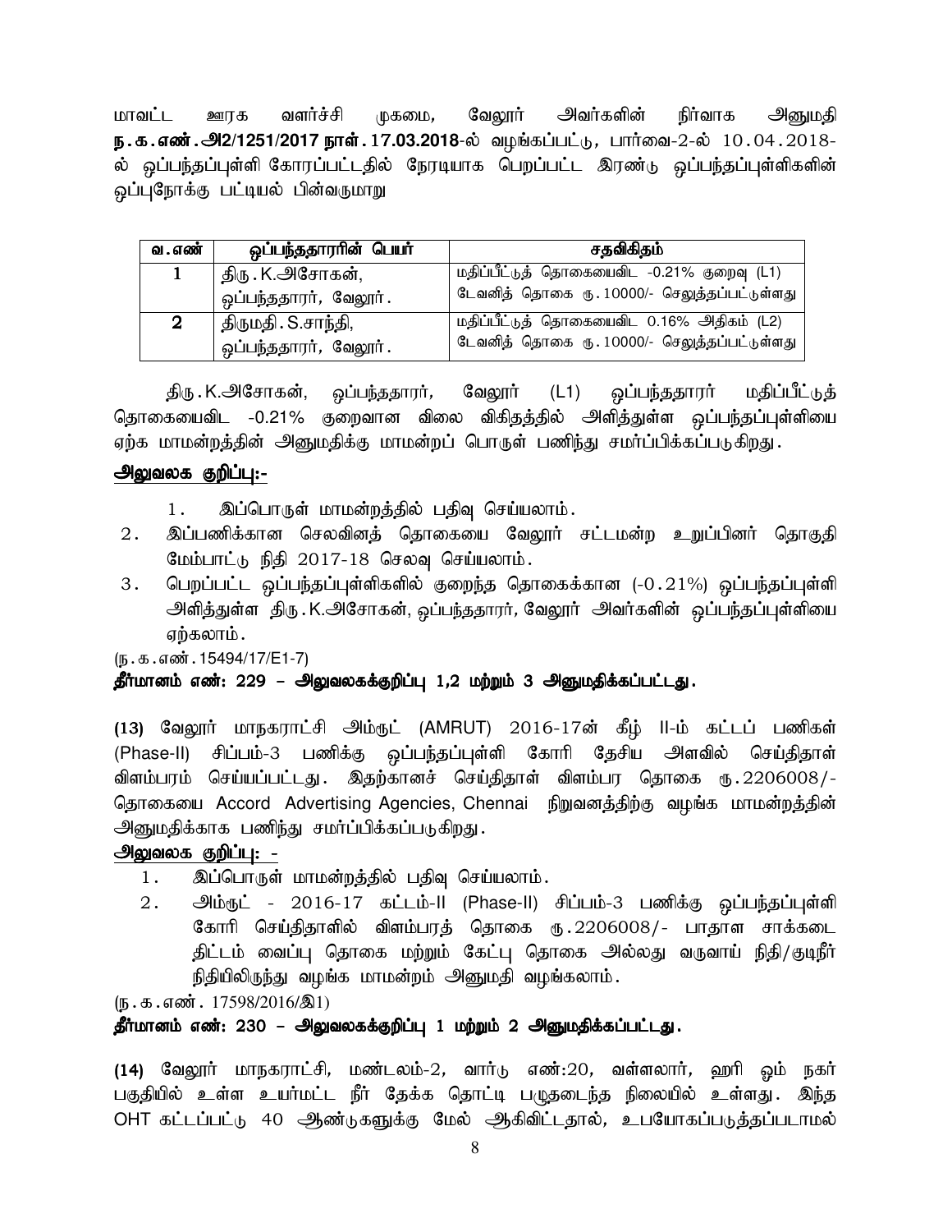மாவட்ட ஊரக வளர்ச்சி முகமை, வேலூர் அவர்களின் நிர்வாக அனுமதி **ந.க.எண்.அ2/1251/2017 நாள்.17.03.2018**-ல் வழங்கப்பட்டு, பார்வை-2-ல் 10.04.2018-ல் ஒப்பந்தப்புள்ளி கோரப்பட்டதில் நேரடியாக பெறப்பட்ட இரண்டு ஒப்பந்தப்புள்ளிகளின் ஒப்புநோக்கு பட்டியல் பின்வருமாறு

| வ.எண் | ஒப்பந்ததாரரின் பெயர் | சதவிகிதம் |
|---|---|---|
| 1 | திரு.K.அசோகன், ஒப்பந்ததாரர், வேலூர். | மதிப்பீட்டுத் தொகையைவிட -0.21% குறைவு (L1) டேவனித் தொகை ரு.10000/- செலுத்தப்பட்டுள்ளது |
| 2 | திருமதி.S.சாந்தி, ஒப்பந்ததாரர், வேலூர். | மதிப்பீட்டுத் தொகையைவிட 0.16% அதிகம் (L2) டேவனித் தொகை ரு.10000/- செலுத்தப்பட்டுள்ளது |

திரு.K.அசோகன், ஒப்பந்ததாரர், வேலூர் (L1) ஒப்பந்ததாரர் மதிப்பீட்டுத் தொகையைவிட -0.21% குறைவான விலை விகிதத்தில் அளித்துள்ள ஒப்பந்தப்புள்ளியை ஏற்க மாமன்றத்தின் அனுமதிக்கு மாமன்றப் பொருள் பணிந்து சமர்ப்பிக்கப்படுகிறது.

**அலுவலக குறிப்பு:-**

1. இப்பொருள் மாமன்றத்தில் பதிவு செய்யலாம்.
2. இப்பணிக்கான செலவினத் தொகையை வேலூர் சட்டமன்ற உறுப்பினர் தொகுதி மேம்பாட்டு நிதி 2017-18 செலவு செய்யலாம்.
3. பெறப்பட்ட ஒப்பந்தப்புள்ளிகளில் குறைந்த தொகைக்கான (-0.21%) ஒப்பந்தப்புள்ளி அளித்துள்ள திரு.K.அசோகன், ஒப்பந்ததாரர், வேலூர் அவர்களின் ஒப்பந்தப்புள்ளியை ஏற்கலாம்.

(ந.க.எண்.15494/17/E1-7)

**தீர்மானம் எண்: 229 – அலுவலகக்குறிப்பு 1,2 மற்றும் 3 அனுமதிக்கப்பட்டது.**

**(13)** வேலூர் மாநகராட்சி அம்ருட் (AMRUT) 2016-17ன் கீழ் II-ம் கட்டப் பணிகள் (Phase-II) சிப்பம்-3 பணிக்கு ஒப்பந்தப்புள்ளி கோரி தேசிய அளவில் செய்திதாள் விளம்பரம் செய்யப்பட்டது. இதற்கானச் செய்திதாள் விளம்பர தொகை ரூ.2206008/- தொகையை Accord Advertising Agencies, Chennai நிறுவனத்திற்கு வழங்க மாமன்றத்தின் அனுமதிக்காக பணிந்து சமர்ப்பிக்கப்படுகிறது.

**அலுவலக குறிப்பு: -**

1. இப்பொருள் மாமன்றத்தில் பதிவு செய்யலாம்.
2. அம்ருட் - 2016-17 கட்டம்-II (Phase-II) சிப்பம்-3 பணிக்கு ஒப்பந்தப்புள்ளி கோரி செய்திதாளில் விளம்பரத் தொகை ரூ.2206008/- பாதாள சாக்கடை திட்டம் வைப்பு தொகை மற்றும் கேட்பு தொகை அல்லது வருவாய் நிதி/குடிநீர் நிதியிலிருந்து வழங்க மாமன்றம் அனுமதி வழங்கலாம்.

(ந.க.எண். 17598/2016/இ1)

**தீர்மானம் எண்: 230 – அலுவலகக்குறிப்பு 1 மற்றும் 2 அனுமதிக்கப்பட்டது.**

**(14)** வேலூர் மாநகராட்சி, மண்டலம்-2, வார்டு எண்:20, வள்ளலார், ஹரி ஓம் நகர் பகுதியில் உள்ள உயர்மட்ட நீர் தேக்க தொட்டி பழுதடைந்த நிலையில் உள்ளது. இந்த OHT கட்டப்பட்டு 40 ஆண்டுகளுக்கு மேல் ஆகிவிட்டதால், உபயோகப்படுத்தப்படாமல்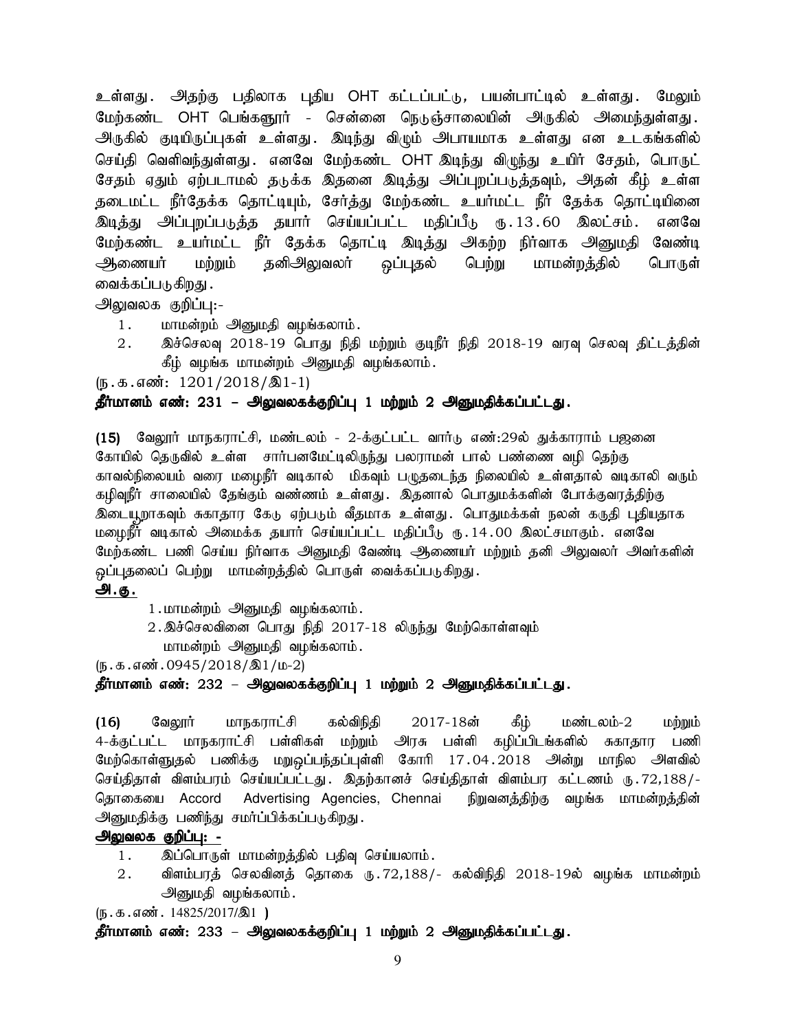உள்ளது. அதற்கு பதிலாக புதிய OHT கட்டப்பட்டு, பயன்பாட்டில் உள்ளது. மேலும் மேற்கண்ட OHT பெங்களூர் - சென்னை நெடுஞ்சாலையின் அருகில் அமைந்துள்ளது. அருகில் குடியிருப்புகள் உள்ளது. இடிந்து விழும் அபாயமாக உள்ளது என உடகங்களில் செய்தி வெளிவந்துள்ளது. எனவே மேற்கண்ட OHT இடிந்து விழுந்து உயிர் சேதம், பொருட் சேதம் ஏதும் ஏற்படாமல் தடுக்க இதனை இடித்து அப்புறப்படுத்தவும், அதன் கீழ் உள்ள தடைமட்ட நீர்தேக்க தொட்டியும், சேர்த்து மேற்கண்ட உயர்மட்ட நீர் தேக்க தொட்டியினை இடித்து அப்புறப்படுத்த தயார் செய்யப்பட்ட மதிப்பீடு ரூ.13.60 இலட்சம். எனவே மேற்கண்ட உயர்மட்ட நீர் தேக்க தொட்டி இடித்து அகற்ற நிர்வாக அனுமதி வேண்டி ஆணையர் மற்றும் தனிஅலுவலர் ஒப்புதல் பெற்று மாமன்றத்தில் பொருள் வைக்கப்படுகிறது.

அலுவலக குறிப்பு:-

1. மாமன்றம் அனுமதி வழங்கலாம்.
2. இச்செலவு 2018-19 பொது நிதி மற்றும் குடிநீர் நிதி 2018-19 வரவு செலவு திட்டத்தின் கீழ் வழங்க மாமன்றம் அனுமதி வழங்கலாம்.

(ந.க.எண்: 1201/2018/இ1-1)

**தீர்மானம் எண்: 231 – அலுவலகக்குறிப்பு 1 மற்றும் 2 அனுமதிக்கப்பட்டது.**

**(15)** வேலூர் மாநகராட்சி, மண்டலம் - 2-க்குட்பட்ட வார்டு எண்:29ல் துக்காராம் பஜனை கோயில் தெருவில் உள்ள சார்பனமேட்டிலிருந்து பலராமன் பால் பண்ணை வழி தெற்கு காவல்நிலையம் வரை மழைநீர் வடிகால் மிகவும் பழுதடைந்த நிலையில் உள்ளதால் வடிகாலி வரும் கழிவுநீர் சாலையில் தேங்கும் வண்ணம் உள்ளது. இதனால் பொதுமக்களின் போக்குவரத்திற்கு இடையூறாகவும் சுகாதார கேடு ஏற்படும் வீதமாக உள்ளது. பொதுமக்கள் நலன் கருதி புதியதாக மழைநீர் வடிகால் அமைக்க தயார் செய்யப்பட்ட மதிப்பீடு ரூ.14.00 இலட்சமாகும். எனவே மேற்கண்ட பணி செய்ய நிர்வாக அனுமதி வேண்டி ஆணையர் மற்றும் தனி அலுவலர் அவர்களின் ஒப்புதலைப் பெற்று மாமன்றத்தில் பொருள் வைக்கப்படுகிறது.

**அ.கு.**

1. மாமன்றம் அனுமதி வழங்கலாம்.
2. இச்செலவினை பொது நிதி 2017-18 லிருந்து மேற்கொள்ளவும் மாமன்றம் அனுமதி வழங்கலாம்.

(ந.க.எண்.0945/2018/இ1/ம-2)

**தீர்மானம் எண்: 232 – அலுவலகக்குறிப்பு 1 மற்றும் 2 அனுமதிக்கப்பட்டது.**

**(16)** வேலூர் மாநகராட்சி கல்விநிதி 2017-18ன் கீழ் மண்டலம்-2 மற்றும் 4-க்குட்பட்ட மாநகராட்சி பள்ளிகள் மற்றும் அரசு பள்ளி கழிப்பிடங்களில் சுகாதார பணி மேற்கொள்ளுதல் பணிக்கு மறுஒப்பந்தப்புள்ளி கோரி 17.04.2018 அன்று மாநில அளவில் செய்தித்தாள் விளம்பரம் செய்யப்பட்டது. இதற்கானச் செய்தித்தாள் விளம்பர கட்டணம் ரூ.72,188/- தொகையை Accord Advertising Agencies, Chennai நிறுவனத்திற்கு வழங்க மாமன்றத்தின் அனுமதிக்கு பணிந்து சமர்ப்பிக்கப்படுகிறது.

**அலுவலக குறிப்பு: -**

1. இப்பொருள் மாமன்றத்தில் பதிவு செய்யலாம்.
2. விளம்பரத் செலவினத் தொகை ரூ.72,188/- கல்விநிதி 2018-19ல் வழங்க மாமன்றம் அனுமதி வழங்கலாம்.

(ந.க.எண். 14825/2017/இ1 )

**தீர்மானம் எண்: 233 – அலுவலகக்குறிப்பு 1 மற்றும் 2 அனுமதிக்கப்பட்டது.**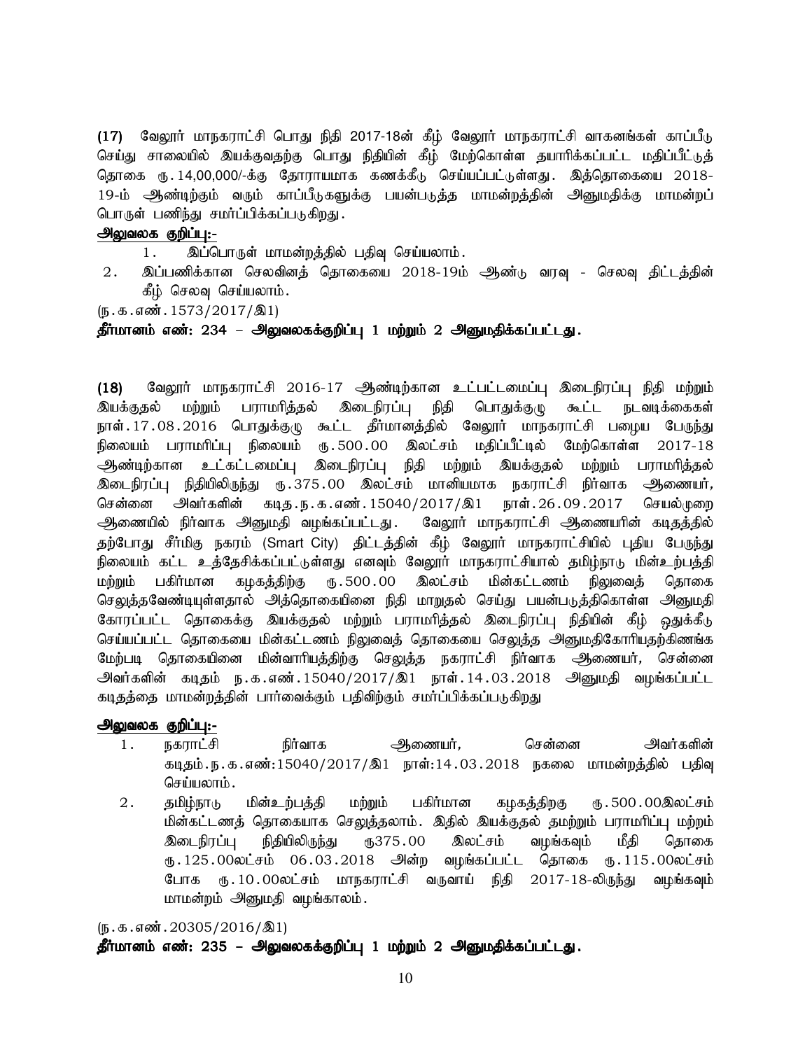**(17)** வேலூர் மாநகராட்சி பொது நிதி 2017-18ன் கீழ் வேலூர் மாநகராட்சி வாகனங்கள் காப்பீடு செய்து சாலையில் இயக்குவதற்கு பொது நிதியின் கீழ் மேற்கொள்ள தயாரிக்கப்பட்ட மதிப்பீட்டுத் தொகை ரூ.14,00,000/-க்கு தோராயமாக கணக்கீடு செய்யப்பட்டுள்ளது. இத்தொகையை 2018-19-ம் ஆண்டிற்கும் வரும் காப்பீடுகளுக்கு பயன்படுத்த மாமன்றத்தின் அனுமதிக்கு மாமன்றப் பொருள் பணிந்து சமர்ப்பிக்கப்படுகிறது.

**அலுவலக குறிப்பு:-**

1. இப்பொருள் மாமன்றத்தில் பதிவு செய்யலாம்.
2. இப்பணிக்கான செலவினத் தொகையை 2018-19ம் ஆண்டு வரவு - செலவு திட்டத்தின் கீழ் செலவு செய்யலாம்.

(ந.க.எண்.1573/2017/இ1)

**தீர்மானம் எண்: 234 – அலுவலகக்குறிப்பு 1 மற்றும் 2 அனுமதிக்கப்பட்டது.**

**(18)** வேலூர் மாநகராட்சி 2016-17 ஆண்டிற்கான உட்பட்டமைப்பு இடைநிரப்பு நிதி மற்றும் இயக்குதல் மற்றும் பராமரித்தல் இடைநிரப்பு நிதி பொதுக்குழு கூட்ட நடவடிக்கைகள் நாள்.17.08.2016 பொதுக்குழு கூட்ட தீர்மானத்தில் வேலூர் மாநகராட்சி பழைய பேருந்து நிலையம் பராமரிப்பு நிலையம் ரூ.500.00 இலட்சம் மதிப்பீட்டில் மேற்கொள்ள 2017-18 ஆண்டிற்கான உட்கட்டமைப்பு இடைநிரப்பு நிதி மற்றும் இயக்குதல் மற்றும் பராமரித்தல் இடைநிரப்பு நிதியிலிருந்து ரூ.375.00 இலட்சம் மானியமாக நகராட்சி நிர்வாக ஆணையர், சென்னை அவர்களின் கடித.ந.க.எண்.15040/2017/இ1 நாள்.26.09.2017 செயல்முறை ஆணையில் நிர்வாக அனுமதி வழங்கப்பட்டது. வேலூர் மாநகராட்சி ஆணையரின் கடிதத்தில் தற்போது சீர்மிகு நகரம் (Smart City) திட்டத்தின் கீழ் வேலூர் மாநகராட்சியில் புதிய பேருந்து நிலையம் கட்ட உத்தேசிக்கப்பட்டுள்ளது எனவும் வேலூர் மாநகராட்சியால் தமிழ்நாடு மின்உற்பத்தி மற்றும் பகிர்மான கழகத்திற்கு ரூ.500.00 இலட்சம் மின்கட்டணம் நிலுவைத் தொகை செலுத்தவேண்டியுள்ளதால் அத்தொகையினை நிதி மாறுதல் செய்து பயன்படுத்திகொள்ள அனுமதி கோரப்பட்ட தொகைக்கு இயக்குதல் மற்றும் பராமரித்தல் இடைநிரப்பு நிதியின் கீழ் ஒதுக்கீடு செய்யப்பட்ட தொகையை மின்கட்டணம் நிலுவைத் தொகையை செலுத்த அனுமதிகோரியதற்கிணங்க மேற்படி தொகையினை மின்வாரியத்திற்கு செலுத்த நகராட்சி நிர்வாக ஆணையர், சென்னை அவர்களின் கடிதம் ந.க.எண்.15040/2017/இ1 நாள்.14.03.2018 அனுமதி வழங்கப்பட்ட கடிதத்தை மாமன்றத்தின் பார்வைக்கும் பதிவிற்கும் சமர்ப்பிக்கப்படுகிறது

**அலுவலக குறிப்பு:-**

1. நகராட்சி நிர்வாக ஆணையர், சென்னை அவர்களின் கடிதம்.ந.க.எண்:15040/2017/இ1 நாள்:14.03.2018 நகலை மாமன்றத்தில் பதிவு செய்யலாம்.
2. தமிழ்நாடு மின்உற்பத்தி மற்றும் பகிர்மான கழகத்திறகு ரூ.500.00இலட்சம் மின்கட்டணத் தொகையாக செலுத்தலாம். இதில் இயக்குதல் தமற்றும் பராமரிப்பு மற்றும் இடைநிரப்பு நிதியிலிருந்து ரூ375.00 இலட்சம் வழங்கவும் மீதி தொகை ரூ.125.00லட்சம் 06.03.2018 அன்ற வழங்கப்பட்ட தொகை ரூ.115.00லட்சம் போக ரூ.10.00லட்சம் மாநகராட்சி வருவாய் நிதி 2017-18-லிருந்து வழங்கவும் மாமன்றம் அனுமதி வழங்காலம்.

(ந.க.எண்.20305/2016/இ1)

**தீர்மானம் எண்: 235 – அலுவலகக்குறிப்பு 1 மற்றும் 2 அனுமதிக்கப்பட்டது.**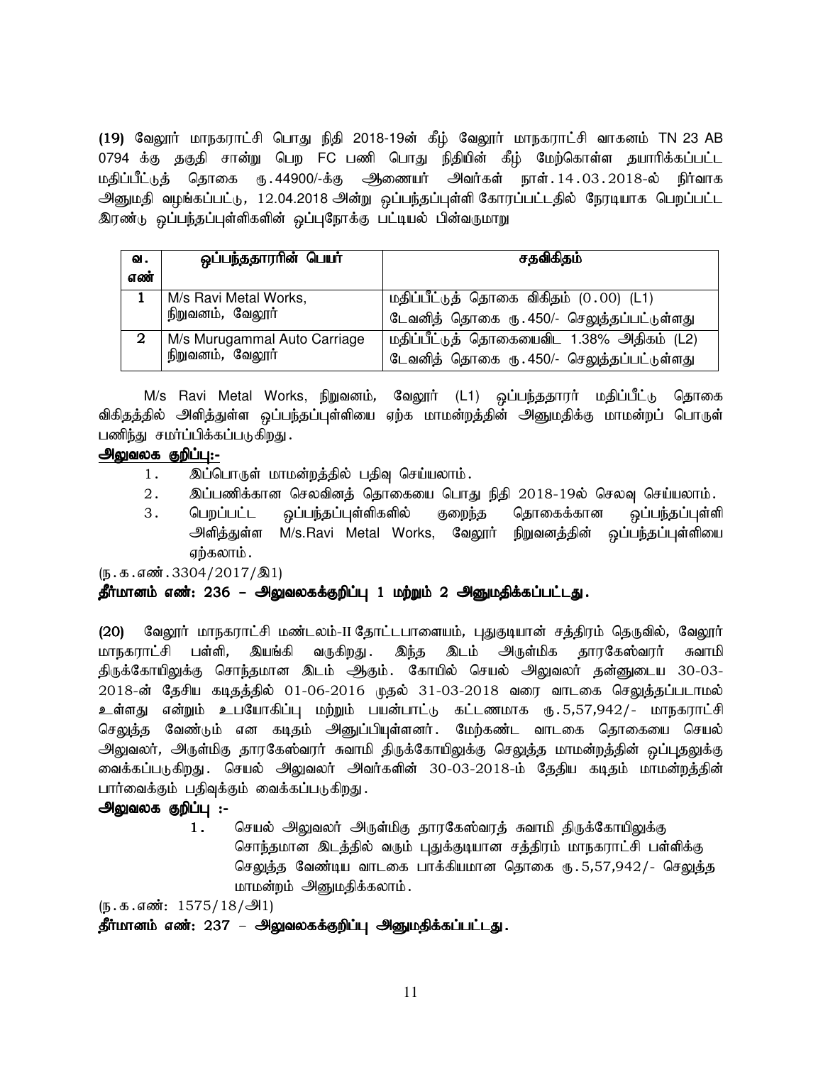**(19)** வேலூர் மாநகராட்சி பொது நிதி 2018-19ன் கீழ் வேலூர் மாநகராட்சி வாகனம் TN 23 AB 0794 க்கு தகுதி சான்று பெற FC பணி பொது நிதியின் கீழ் மேற்கொள்ள தயாரிக்கப்பட்ட மதிப்பீட்டுத் தொகை ரு.44900/-க்கு ஆணையர் அவர்கள் நாள்.14.03.2018-ல் நிர்வாக அனுமதி வழங்கப்பட்டு, 12.04.2018 அன்று ஒப்பந்தப்புள்ளி கோரப்பட்டதில் நேரடியாக பெறப்பட்ட இரண்டு ஒப்பந்தப்புள்ளிகளின் ஒப்புநோக்கு பட்டியல் பின்வருமாறு

| வ. எண் | ஒப்பந்ததாரரின் பெயர் | சதவிகிதம் |
|---|---|---|
| 1 | M/s Ravi Metal Works, நிறுவனம், வேலூர் | மதிப்பீட்டுத் தொகை விகிதம் (0.00) (L1) டேவனித் தொகை ரு.450/- செலுத்தப்பட்டுள்ளது |
| 2 | M/s Murugammal Auto Carriage நிறுவனம், வேலூர் | மதிப்பீட்டுத் தொகையைவிட 1.38% அதிகம் (L2) டேவனித் தொகை ரு.450/- செலுத்தப்பட்டுள்ளது |

M/s Ravi Metal Works, நிறுவனம், வேலூர் (L1) ஒப்பந்ததாரர் மதிப்பீட்டு தொகை விகிதத்தில் அளித்துள்ள ஒப்பந்தப்புள்ளியை ஏற்க மாமன்றத்தின் அனுமதிக்கு மாமன்றப் பொருள் பணிந்து சமர்ப்பிக்கப்படுகிறது.

**அலுவலக குறிப்பு:-**

1. இப்பொருள் மாமன்றத்தில் பதிவு செய்யலாம்.
2. இப்பணிக்கான செலவினத் தொகையை பொது நிதி 2018-19ல் செலவு செய்யலாம்.
3. பெறப்பட்ட ஒப்பந்தப்புள்ளிகளில் குறைந்த தொகைக்கான ஒப்பந்தப்புள்ளி அளித்துள்ள M/s.Ravi Metal Works, வேலூர் நிறுவனத்தின் ஒப்பந்தப்புள்ளியை ஏற்கலாம்.

(ந.க.எண்.3304/2017/இ1)

**தீர்மானம் எண்: 236 – அலுவலகக்குறிப்பு 1 மற்றும் 2 அனுமதிக்கப்பட்டது.**

**(20)** வேலூர் மாநகராட்சி மண்டலம்-II தோட்டபாளையம், புதுகுடியான் சத்திரம் தெருவில், வேலூர் மாநகராட்சி பள்ளி, இயங்கி வருகிறது. இந்த இடம் அருள்மிக தாரகேஸ்வரர் சுவாமி திருக்கோயிலுக்கு சொந்தமான இடம் ஆகும். கோயில் செயல் அலுவலர் தன்னுடைய 30-03-2018-ன் தேசிய கடிதத்தில் 01-06-2016 முதல் 31-03-2018 வரை வாடகை செலுத்தப்படாமல் உள்ளது என்றும் உபயோகிப்பு மற்றும் பயன்பாட்டு கட்டணமாக ரு.5,57,942/- மாநகராட்சி செலுத்த வேண்டும் என கடிதம் அனுப்பியுள்ளனர். மேற்கண்ட வாடகை தொகையை செயல் அலுவலர், அருள்மிகு தாரகேஸ்வரர் சுவாமி திருக்கோயிலுக்கு செலுத்த மாமன்றத்தின் ஒப்புதலுக்கு வைக்கப்படுகிறது. செயல் அலுவலர் அவர்களின் 30-03-2018-ம் தேதிய கடிதம் மாமன்றத்தின் பார்வைக்கும் பதிவுக்கும் வைக்கப்படுகிறது.

**அலுவலக குறிப்பு :-**

1. செயல் அலுவலர் அருள்மிகு தாரகேஸ்வரத் சுவாமி திருக்கோயிலுக்கு சொந்தமான இடத்தில் வரும் புதுக்குடியான சத்திரம் மாநகராட்சி பள்ளிக்கு செலுத்த வேண்டிய வாடகை பாக்கியமான தொகை ரு.5,57,942/- செலுத்த மாமன்றம் அனுமதிக்கலாம்.

(ந.க.எண்: 1575/18/அ1)

**தீர்மானம் எண்: 237 – அலுவலகக்குறிப்பு அனுமதிக்கப்பட்டது.**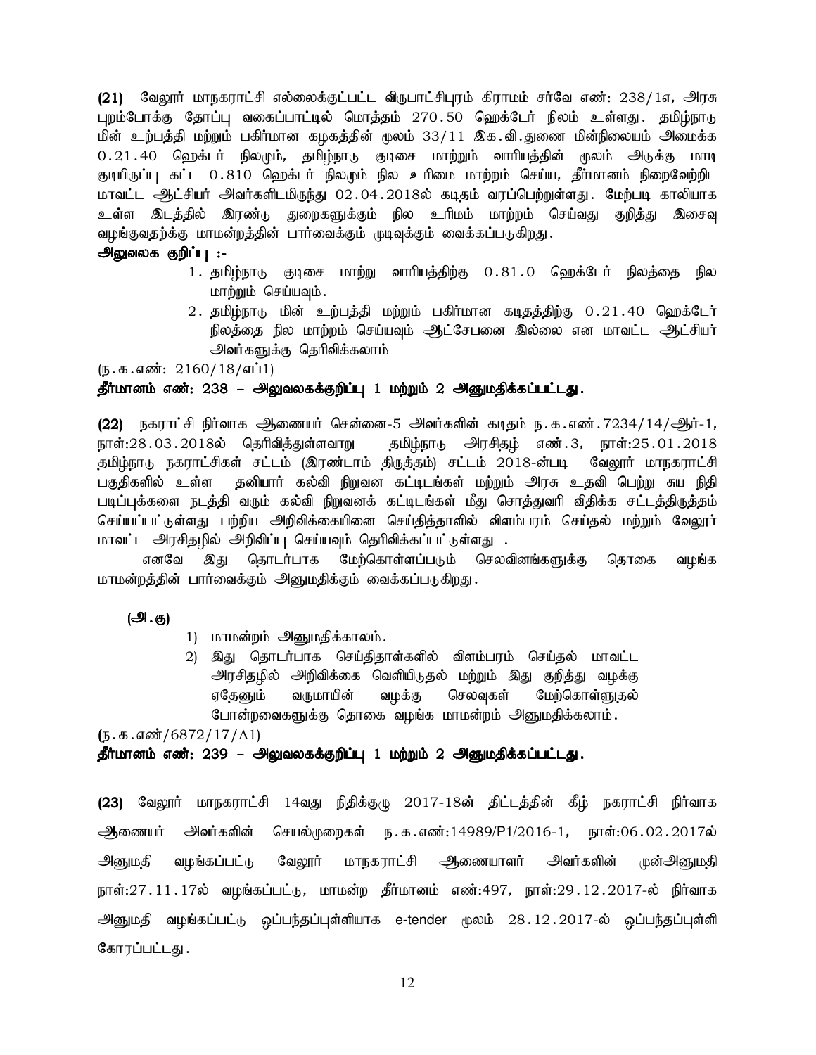**(21)** வேலூர் மாநகராட்சி எல்லைக்குட்பட்ட விருபாட்சிபுரம் கிராமம் சர்வே எண்: 238/1எ, அரசு புறம்போக்கு தோப்பு வகைப்பாட்டில் மொத்தம் 270.50 ஹெக்டேர் நிலம் உள்ளது. தமிழ்நாடு மின் உற்பத்தி மற்றும் பகிர்மான கழகத்தின் மூலம் 33/11 இக.வி.துணை மின்நிலையம் அமைக்க 0.21.40 ஹெக்டர் நிலமும், தமிழ்நாடு குடிசை மாற்றும் வாரியத்தின் மூலம் அடுக்கு மாடி குடியிருப்பு கட்ட 0.810 ஹெக்டர் நிலமும் நில உரிமை மாற்றம் செய்ய, தீர்மானம் நிறைவேற்றிட மாவட்ட ஆட்சியர் அவர்களிடமிருந்து 02.04.2018ல் கடிதம் வரப்பெற்றுள்ளது. மேற்படி காலியாக உள்ள இடத்தில் இரண்டு துறைகளுக்கும் நில உரிமம் மாற்றம் செய்வது குறித்து இசைவு வழங்குவதற்க்கு மாமன்றத்தின் பார்வைக்கும் முடிவுக்கும் வைக்கப்படுகிறது.

**அலுவலக குறிப்பு :-**

1. தமிழ்நாடு குடிசை மாற்று வாரியத்திற்கு 0.81.0 ஹெக்டேர் நிலத்தை நில மாற்றும் செய்யவும்.
2. தமிழ்நாடு மின் உற்பத்தி மற்றும் பகிர்மான கடிதத்திற்கு 0.21.40 ஹெக்டேர் நிலத்தை நில மாற்றம் செய்யவும் ஆட்சேபனை இல்லை என மாவட்ட ஆட்சியர் அவர்களுக்கு தெரிவிக்கலாம்

(ந.க.எண்: 2160/18/எப்1)

**தீர்மானம் எண்: 238 – அலுவலகக்குறிப்பு 1 மற்றும் 2 அனுமதிக்கப்பட்டது.**

**(22)** நகராட்சி நிர்வாக ஆணையர் சென்னை-5 அவர்களின் கடிதம் ந.க.எண்.7234/14/ஆர்-1, நாள்:28.03.2018ல் தெரிவித்துள்ளவாறு தமிழ்நாடு அரசிதழ் எண்.3, நாள்:25.01.2018 தமிழ்நாடு நகராட்சிகள் சட்டம் (இரண்டாம் திருத்தம்) சட்டம் 2018-ன்படி வேலூர் மாநகராட்சி பகுதிகளில் உள்ள தனியார் கல்வி நிறுவன கட்டிடங்கள் மற்றும் அரசு உதவி பெற்று சுய நிதி படிப்புக்களை நடத்தி வரும் கல்வி நிறுவனக் கட்டிடங்கள் மீது சொத்துவரி விதிக்க சட்டத்திருத்தம் செய்யப்பட்டுள்ளது பற்றிய அறிவிக்கையினை செய்தித்தாளில் விளம்பரம் செய்தல் மற்றும் வேலூர் மாவட்ட அரசிதழில் அறிவிப்பு செய்யவும் தெரிவிக்கப்பட்டுள்ளது .

எனவே இது தொடர்பாக மேற்கொள்ளப்படும் செலவினங்களுக்கு தொகை வழங்க மாமன்றத்தின் பார்வைக்கும் அனுமதிக்கும் வைக்கப்படுகிறது.

**(அ.கு)**

1) மாமன்றம் அனுமதிக்காலம்.
2) இது தொடர்பாக செய்திதாள்களில் விளம்பரம் செய்தல் மாவட்ட அரசிதழில் அறிவிக்கை வெளியிடுதல் மற்றும் இது குறித்து வழக்கு ஏதேனும் வருமாயின் வழக்கு செலவுகள் மேற்கொள்ளுதல் போன்றவைகளுக்கு தொகை வழங்க மாமன்றம் அனுமதிக்கலாம்.

(ந.க.எண்/6872/17/A1)

**தீர்மானம் எண்: 239 – அலுவலகக்குறிப்பு 1 மற்றும் 2 அனுமதிக்கப்பட்டது.**

**(23)** வேலூர் மாநகராட்சி 14வது நிதிக்குழு 2017-18ன் திட்டத்தின் கீழ் நகராட்சி நிர்வாக ஆணையர் அவர்களின் செயல்முறைகள் ந.க.எண்:14989/P1/2016-1, நாள்:06.02.2017ல் அனுமதி வழங்கப்பட்டு வேலூர் மாநகராட்சி ஆணையாளர் அவர்களின் முன்அனுமதி நாள்:27.11.17ல் வழங்கப்பட்டு, மாமன்ற தீர்மானம் எண்:497, நாள்:29.12.2017-ல் நிர்வாக அனுமதி வழங்கப்பட்டு ஒப்பந்தப்புள்ளியாக e-tender மூலம் 28.12.2017-ல் ஒப்பந்தப்புள்ளி கோரப்பட்டது.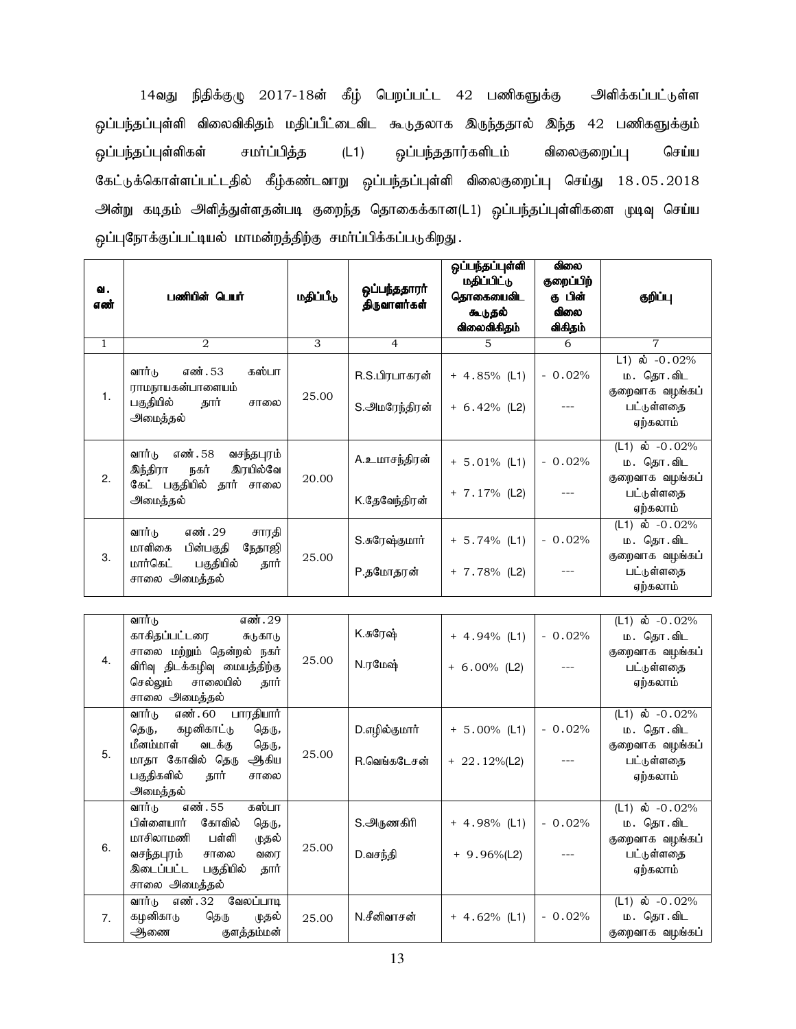14வது நிதிக்குழு 2017-18ன் கீழ் பெறப்பட்ட 42 பணிகளுக்கு அளிக்கப்பட்டுள்ள ஒப்பந்தப்புள்ளி விலைவிகிதம் மதிப்பீட்டைவிட கூடுதலாக இருந்ததால் இந்த 42 பணிகளுக்கும் ஒப்பந்தப்புள்ளிகள் சமர்ப்பித்த (L1) ஒப்பந்ததார்களிடம் விலைகுறைப்பு செய்ய கேட்டுக்கொள்ளப்பட்டதில் கீழ்கண்டவாறு ஒப்பந்தப்புள்ளி விலைகுறைப்பு செய்து 18.05.2018 அன்று கடிதம் அளித்துள்ளதன்படி குறைந்த தொகைக்கான(L1) ஒப்பந்தப்புள்ளிகளை முடிவு செய்ய ஒப்புநோக்குப்பட்டியல் மாமன்றத்திற்கு சமர்ப்பிக்கப்படுகிறது.

| வ. எண் | பணியின் பெயர் | மதிப்பீடு | ஒப்பந்ததாரர் திருவாளர்கள் | ஒப்பந்தப்புள்ளி மதிப்பிட்டு தொகையைவிட கூடுதல் விலைவிகிதம் | விலை குறைப்பிற்கு பின் விலை விகிதம் | குறிப்பு |
|---|---|---|---|---|---|---|
| 1 | 2 | 3 | 4 | 5 | 6 | 7 |
| 1. | வார்டு எண்.53 கஸ்பா ராமநாயகன்பாளையம் பகுதியில் தார் சாலை அமைத்தல் | 25.00 | R.S.பிரபாகரன் | + 4.85% (L1) | - 0.02% | L1) ல் -0.02% ம. தொ.விட குறைவாக வழங்கப் பட்டுள்ளதை ஏற்கலாம் |
| | | | S.அமரேந்திரன் | + 6.42% (L2) | --- | |
| 2. | வார்டு எண்.58 வசந்தபுரம் இந்திரா நகர் இரயில்வே கேட் பகுதியில் தார் சாலை அமைத்தல் | 20.00 | A.உமாசந்திரன் | + 5.01% (L1) | - 0.02% | (L1) ல் -0.02% ம. தொ.விட குறைவாக வழங்கப் பட்டுள்ளதை ஏற்கலாம் |
| | | | K.தேவேந்திரன் | + 7.17% (L2) | --- | |
| 3. | வார்டு எண்.29 சாரதி மாளிகை பின்பகுதி நேதாஜி மார்கெட் பகுதியில் தார் சாலை அமைத்தல் | 25.00 | S.சுரேஷ்குமார் | + 5.74% (L1) | - 0.02% | (L1) ல் -0.02% ம. தொ.விட குறைவாக வழங்கப் பட்டுள்ளதை ஏற்கலாம் |
| | | | P.தமோதரன் | + 7.78% (L2) | --- | |
| 4. | வார்டு எண்.29 காகிதப்பட்டரை சுடுகாடு சாலை மற்றும் தென்றல் நகர் விரிவு திடக்கழிவு மையத்திற்கு செல்லும் சாலையில் தார் சாலை அமைத்தல் | 25.00 | K.சுரேஷ் | + 4.94% (L1) | - 0.02% | (L1) ல் -0.02% ம. தொ.விட குறைவாக வழங்கப் பட்டுள்ளதை ஏற்கலாம் |
| | | | N.ரமேஷ் | + 6.00% (L2) | --- | |
| 5. | வார்டு எண்.60 பாரதியார் தெரு, கழனிகாட்டு தெரு, மீனம்மாள் வடக்கு தெரு, மாதா கோவில் தெரு ஆகிய பகுதிகளில் தார் சாலை அமைத்தல் | 25.00 | D.எழில்குமார் | + 5.00% (L1) | - 0.02% | (L1) ல் -0.02% ம. தொ.விட குறைவாக வழங்கப் பட்டுள்ளதை ஏற்கலாம் |
| | | | R.வெங்கடேசன் | + 22.12%(L2) | --- | |
| 6. | வார்டு எண்.55 கஸ்பா பிள்ளையார் கோவில் தெரு, மாசிலாமணி பள்ளி முதல் வசந்தபுரம் சாலை வரை இடைப்பட்ட பகுதியில் தார் சாலை அமைத்தல் | 25.00 | S.அருணகிரி | + 4.98% (L1) | - 0.02% | (L1) ல் -0.02% ம. தொ.விட குறைவாக வழங்கப் பட்டுள்ளதை ஏற்கலாம் |
| | | | D.வசந்தி | + 9.96%(L2) | --- | |
| 7. | வார்டு எண்.32 வேலப்பாடி கழனிகாடு தெரு முதல் ஆணை குளத்தம்மன் | 25.00 | N.சீனிவாசன் | + 4.62% (L1) | - 0.02% | (L1) ல் -0.02% ம. தொ.விட குறைவாக வழங்கப் |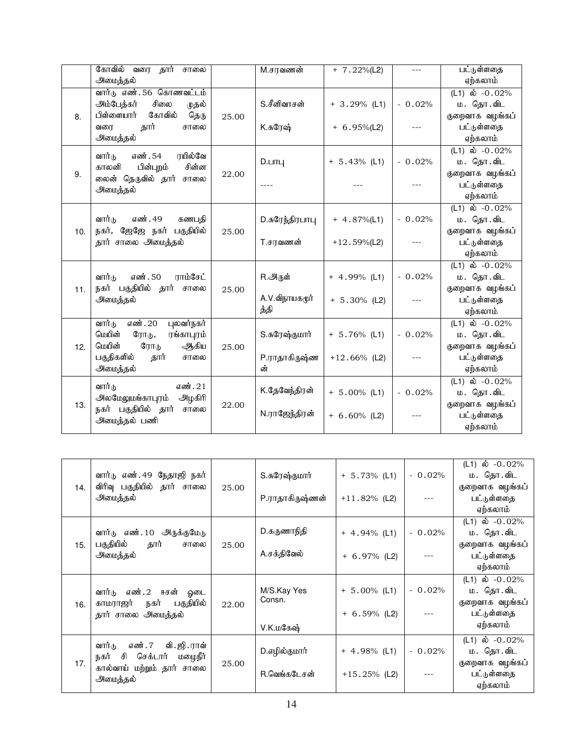| | | | | | | |
|---|---|---|---|---|---|---|
| | கோவில் வரை தார் சாலை அமைத்தல் | | M.சரவணன் | + 7.22%(L2) | --- | பட்டுள்ளதை ஏற்கலாம் |
| 8. | வார்டு எண்.56 கொணவட்டம் அம்பேத்கர் சிலை முதல் பிள்ளையார் கோவில் தெரு வரை தார் சாலை அமைத்தல் | 25.00 | S.சீனிவாசன்<br>K.சுரேஷ் | + 3.29% (L1)<br>+ 6.95%(L2) | - 0.02%<br>--- | (L1) ல் -0.02% ம. தொ.விட குறைவாக வழங்கப் பட்டுள்ளதை ஏற்கலாம் |
| 9. | வார்டு எண்.54 ரயில்வே காலனி பின்புறம் சின்ன லைன் தெருவில் தார் சாலை அமைத்தல் | 22.00 | D.பாபு<br>---- | + 5.43% (L1)<br>--- | - 0.02%<br>--- | (L1) ல் -0.02% ம. தொ.விட குறைவாக வழங்கப் பட்டுள்ளதை ஏற்கலாம் |
| 10. | வார்டு எண்.49 கணபதி நகர், ஜேஜே நகர் பகுதியில் தார் சாலை அமைத்தல் | 25.00 | D.சுரேந்திரபாபு<br>T.சரவணன் | + 4.87%(L1)<br>+12.59%(L2) | - 0.02%<br>--- | (L1) ல் -0.02% ம. தொ.விட குறைவாக வழங்கப் பட்டுள்ளதை ஏற்கலாம் |
| 11. | வார்டு எண்.50 ராம்சேட் நகர் பகுதியில் தார் சாலை அமைத்தல் | 25.00 | R.அருள்<br>A.V.விநாயகமூர்த்தி | + 4.99% (L1)<br>+ 5.30% (L2) | - 0.02%<br>--- | (L1) ல் -0.02% ம. தொ.விட குறைவாக வழங்கப் பட்டுள்ளதை ஏற்கலாம் |
| 12. | வார்டு எண்.20 புலவர்நகர் மெயின் ரோடு, ரங்காபுரம் மெயின் ரோடு ஆகிய பகுதிகளில் தார் சாலை அமைத்தல் | 25.00 | S.சுரேஷ்குமார்<br>P.ராதாகிருஷ்ணன் | + 5.76% (L1)<br>+12.66% (L2) | - 0.02%<br>--- | (L1) ல் -0.02% ம. தொ.விட குறைவாக வழங்கப் பட்டுள்ளதை ஏற்கலாம் |
| 13. | வார்டு எண்.21 அலமேலுமங்காபுரம் அழகிரி நகர் பகுதியில் தார் சாலை அமைத்தல் பணி | 22.00 | K.தேவேந்திரன்<br>N.ராஜேந்திரன் | + 5.00% (L1)<br>+ 6.60% (L2) | - 0.02%<br>--- | (L1) ல் -0.02% ம. தொ.விட குறைவாக வழங்கப் பட்டுள்ளதை ஏற்கலாம் |
| 14. | வார்டு எண்.49 நேதாஜி நகர் விரிவு பகுதியில் தார் சாலை அமைத்தல் | 25.00 | S.சுரேஷ்குமார்<br>P.ராதாகிருஷ்ணன் | + 5.73% (L1)<br>+11.82% (L2) | - 0.02%<br>--- | (L1) ல் -0.02% ம. தொ.விட குறைவாக வழங்கப் பட்டுள்ளதை ஏற்கலாம் |
| 15. | வார்டு எண்.10 அருக்குமேடு பகுதியில் தார் சாலை அமைத்தல் | 25.00 | D.கருணாநிதி<br>A.சக்திவேல் | + 4.94% (L1)<br>+ 6.97% (L2) | - 0.02%<br>--- | (L1) ல் -0.02% ம. தொ.விட குறைவாக வழங்கப் பட்டுள்ளதை ஏற்கலாம் |
| 16. | வார்டு எண்.2 ஈசன் ஓடை காமராஜர் நகர் பகுதியில் தார் சாலை அமைத்தல் | 22.00 | M/S.Kay Yes Consn.<br>V.K.மகேஷ் | + 5.00% (L1)<br>+ 6.59% (L2) | - 0.02%<br>--- | (L1) ல் -0.02% ம. தொ.விட குறைவாக வழங்கப் பட்டுள்ளதை ஏற்கலாம் |
| 17. | வார்டு எண்.7 வி.ஜி.ராவ் நகர் சி செக்டார் மழைநீர் கால்வாய் மற்றும் தார் சாலை அமைத்தல் | 25.00 | D.எழில்குமார்<br>R.வெங்கடேசன் | + 4.98% (L1)<br>+15.25% (L2) | - 0.02%<br>--- | (L1) ல் -0.02% ம. தொ.விட குறைவாக வழங்கப் பட்டுள்ளதை ஏற்கலாம் |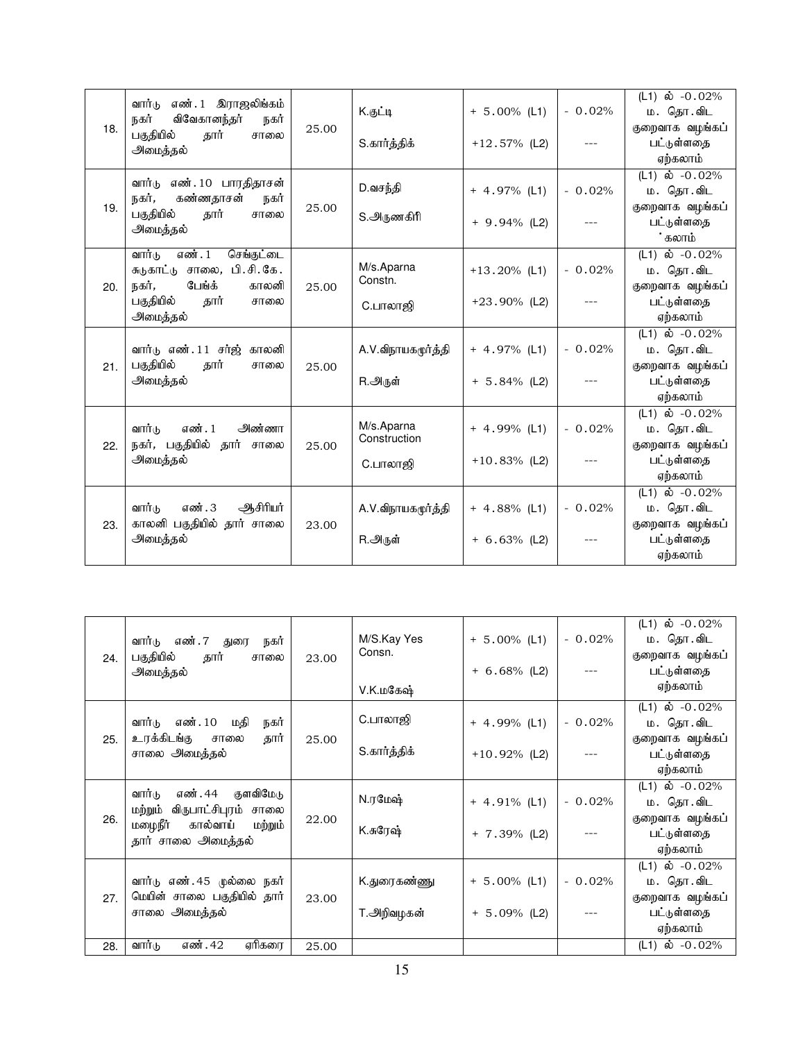| 18. | வார்டு எண்.1 இராஜலிங்கம் நகர் விவேகானந்தர் நகர் பகுதியில் தார் சாலை அமைத்தல் | 25.00 | K.குட்டி<br><br>S.கார்த்திக் | + 5.00% (L1)<br><br>+12.57% (L2) | - 0.02%<br><br>--- | (L1) ல் -0.02% ம. தொ.விட குறைவாக வழங்கப் பட்டுள்ளதை ஏற்கலாம் |
|---|---|---|---|---|---|---|
| 19. | வார்டு எண்.10 பாரதிதாசன் நகர், கண்ணதாசன் நகர் பகுதியில் தார் சாலை அமைத்தல் | 25.00 | D.வசந்தி<br><br>S.அருணகிரி | + 4.97% (L1)<br><br>+ 9.94% (L2) | - 0.02%<br><br>--- | (L1) ல் -0.02% ம. தொ.விட குறைவாக வழங்கப் பட்டுள்ளதை ˙கலாம் |
| 20. | வார்டு எண்.1 செங்குட்டை சுடுகாட்டு சாலை, பி.சி.கே. நகர், பேங்க் காலனி பகுதியில் தார் சாலை அமைத்தல் | 25.00 | M/s.Aparna Constn.<br><br>C.பாலாஜி | +13.20% (L1)<br><br>+23.90% (L2) | - 0.02%<br><br>--- | (L1) ல் -0.02% ம. தொ.விட குறைவாக வழங்கப் பட்டுள்ளதை ஏற்கலாம் |
| 21. | வார்டு எண்.11 சர்ஜ் காலனி பகுதியில் தார் சாலை அமைத்தல் | 25.00 | A.V.விநாயகமூர்த்தி<br><br>R.அருள் | + 4.97% (L1)<br><br>+ 5.84% (L2) | - 0.02%<br><br>--- | (L1) ல் -0.02% ம. தொ.விட குறைவாக வழங்கப் பட்டுள்ளதை ஏற்கலாம் |
| 22. | வார்டு எண்.1 அண்ணா நகர், பகுதியில் தார் சாலை அமைத்தல் | 25.00 | M/s.Aparna Construction<br><br>C.பாலாஜி | + 4.99% (L1)<br><br>+10.83% (L2) | - 0.02%<br><br>--- | (L1) ல் -0.02% ம. தொ.விட குறைவாக வழங்கப் பட்டுள்ளதை ஏற்கலாம் |
| 23. | வார்டு எண்.3 ஆசிரியர் காலனி பகுதியில் தார் சாலை அமைத்தல் | 23.00 | A.V.விநாயகமூர்த்தி<br><br>R.அருள் | + 4.88% (L1)<br><br>+ 6.63% (L2) | - 0.02%<br><br>--- | (L1) ல் -0.02% ம. தொ.விட குறைவாக வழங்கப் பட்டுள்ளதை ஏற்கலாம் |
| 24. | வார்டு எண்.7 துரை நகர் பகுதியில் தார் சாலை அமைத்தல் | 23.00 | M/S.Kay Yes Consn.<br><br>V.K.மகேஷ் | + 5.00% (L1)<br><br>+ 6.68% (L2) | - 0.02%<br><br>--- | (L1) ல் -0.02% ம. தொ.விட குறைவாக வழங்கப் பட்டுள்ளதை ஏற்கலாம் |
| 25. | வார்டு எண்.10 மதி நகர் உரக்கிடங்கு சாலை தார் சாலை அமைத்தல் | 25.00 | C.பாலாஜி<br><br>S.கார்த்திக் | + 4.99% (L1)<br><br>+10.92% (L2) | - 0.02%<br><br>--- | (L1) ல் -0.02% ம. தொ.விட குறைவாக வழங்கப் பட்டுள்ளதை ஏற்கலாம் |
| 26. | வார்டு எண்.44 குளவிமேடு மற்றும் விருபாட்சிபுரம் சாலை மழைநீர் கால்வாய் மற்றும் தார் சாலை அமைத்தல் | 22.00 | N.ரமேஷ்<br><br>K.சுரேஷ் | + 4.91% (L1)<br><br>+ 7.39% (L2) | - 0.02%<br><br>--- | (L1) ல் -0.02% ம. தொ.விட குறைவாக வழங்கப் பட்டுள்ளதை ஏற்கலாம் |
| 27. | வார்டு எண்.45 முல்லை நகர் மெயின் சாலை பகுதியில் தார் சாலை அமைத்தல் | 23.00 | K.துரைகண்ணு<br><br>T.அறிவழகன் | + 5.00% (L1)<br><br>+ 5.09% (L2) | - 0.02%<br><br>--- | (L1) ல் -0.02% ம. தொ.விட குறைவாக வழங்கப் பட்டுள்ளதை ஏற்கலாம் |
| 28. | வார்டு எண்.42 ஏரிகரை | 25.00 | | | | (L1) ல் -0.02% |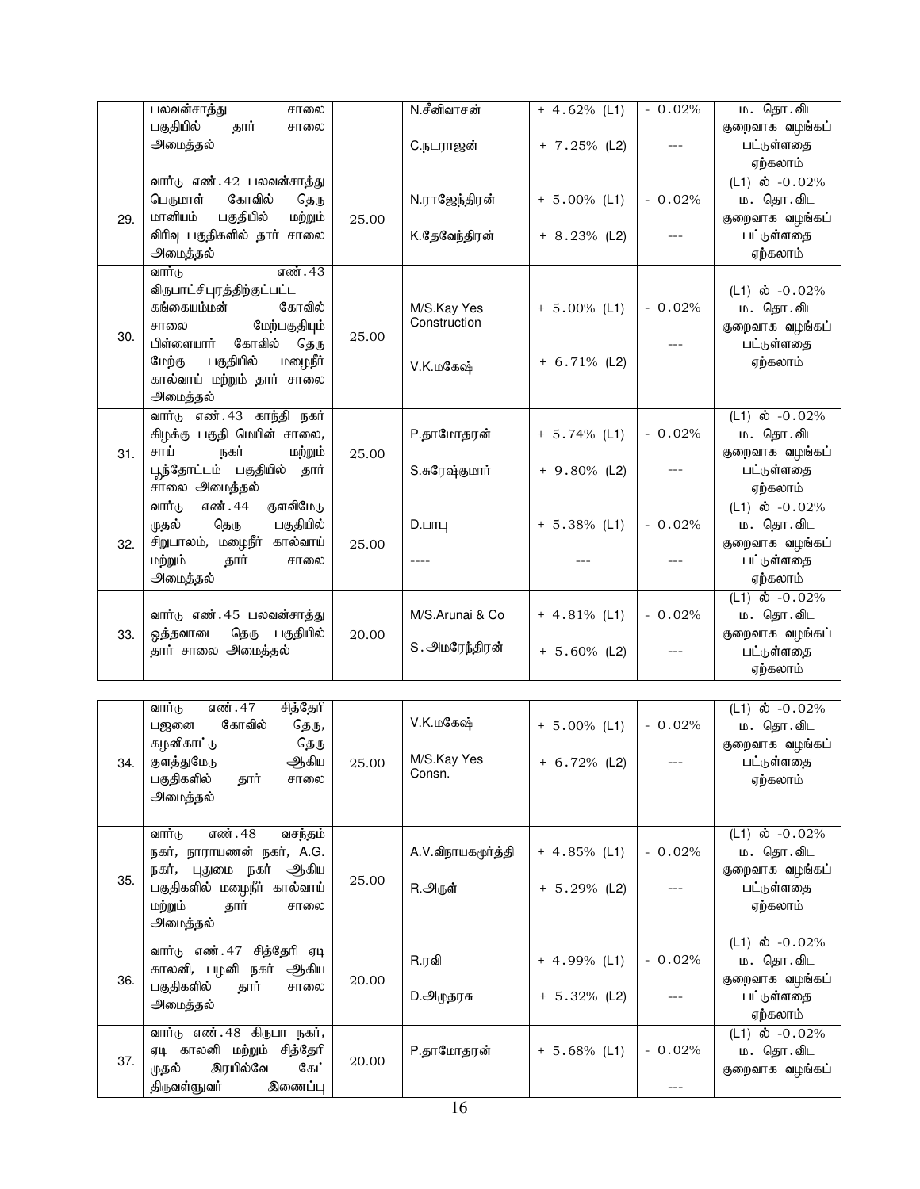| | | | | | | |
|---|---|---|---|---|---|---|
| | பலவன்சாத்து சாலை பகுதியில் தார் சாலை அமைத்தல் | | N.சீனிவாசன் <br> C.நடராஜன் | + 4.62% (L1) <br> + 7.25% (L2) | - 0.02% <br> --- | ம. தொ. விட குறைவாக வழங்கப் பட்டுள்ளதை ஏற்கலாம் |
| 29. | வார்டு எண்.42 பலவன்சாத்து பெருமாள் கோவில் தெரு மானியம் பகுதியில் மற்றும் விரிவு பகுதிகளில் தார் சாலை அமைத்தல் | 25.00 | N.ராஜேந்திரன் <br> K.தேவேந்திரன் | + 5.00% (L1) <br> + 8.23% (L2) | - 0.02% <br> --- | (L1) ல் -0.02% ம. தொ. விட குறைவாக வழங்கப் பட்டுள்ளதை ஏற்கலாம் |
| 30. | வார்டு எண்.43 விருபாட்சிபுரத்திற்குட்பட்ட கங்கையம்மன் கோவில் சாலை மேற்பகுதியும் பிள்ளையார் கோவில் தெரு மேற்கு பகுதியில் மழைநீர் கால்வாய் மற்றும் தார் சாலை அமைத்தல் | 25.00 | M/S.Kay Yes Construction <br> V.K.மகேஷ் | + 5.00% (L1) <br> + 6.71% (L2) | - 0.02% <br> --- | (L1) ல் -0.02% ம. தொ. விட குறைவாக வழங்கப் பட்டுள்ளதை ஏற்கலாம் |
| 31. | வார்டு எண்.43 காந்தி நகர் கிழக்கு பகுதி மெயின் சாலை, சாய் நகர் மற்றும் பூந்தோட்டம் பகுதியில் தார் சாலை அமைத்தல் | 25.00 | P.தாமோதரன் <br> S.சுரேஷ்குமார் | + 5.74% (L1) <br> + 9.80% (L2) | - 0.02% <br> --- | (L1) ல் -0.02% ம. தொ. விட குறைவாக வழங்கப் பட்டுள்ளதை ஏற்கலாம் |
| 32. | வார்டு எண்.44 குளவிமேடு முதல் தெரு பகுதியில் சிறுபாலம், மழைநீர் கால்வாய் மற்றும் தார் சாலை அமைத்தல் | 25.00 | D.பாபு <br> ---- | + 5.38% (L1) <br> --- | - 0.02% <br> --- | (L1) ல் -0.02% ம. தொ. விட குறைவாக வழங்கப் பட்டுள்ளதை ஏற்கலாம் |
| 33. | வார்டு எண்.45 பலவன்சாத்து ஒத்தவாடை தெரு பகுதியில் தார் சாலை அமைத்தல் | 20.00 | M/S.Arunai & Co <br> S.அமரேந்திரன் | + 4.81% (L1) <br> + 5.60% (L2) | - 0.02% <br> --- | (L1) ல் -0.02% ம. தொ. விட குறைவாக வழங்கப் பட்டுள்ளதை ஏற்கலாம் |
| 34. | வார்டு எண்.47 சித்தேரி பஜனை கோவில் தெரு, கழனிகாட்டு தெரு குளத்துமேடு ஆகிய பகுதிகளில் தார் சாலை அமைத்தல் | 25.00 | V.K.மகேஷ் <br> M/S.Kay Yes Consn. | + 5.00% (L1) <br> + 6.72% (L2) | - 0.02% <br> --- | (L1) ல் -0.02% ம. தொ. விட குறைவாக வழங்கப் பட்டுள்ளதை ஏற்கலாம் |
| 35. | வார்டு எண்.48 வசந்தம் நகர், நாராயணன் நகர், A.G. நகர், புதுமை நகர் ஆகிய பகுதிகளில் மழைநீர் கால்வாய் மற்றும் தார் சாலை அமைத்தல் | 25.00 | A.V.விநாயகமூர்த்தி <br> R.அருள் | + 4.85% (L1) <br> + 5.29% (L2) | - 0.02% <br> --- | (L1) ல் -0.02% ம. தொ. விட குறைவாக வழங்கப் பட்டுள்ளதை ஏற்கலாம் |
| 36. | வார்டு எண்.47 சித்தேரி ஏடி காலனி, பழனி நகர் ஆகிய பகுதிகளில் தார் சாலை அமைத்தல் | 20.00 | R.ரவி <br> D.அமுதரசு | + 4.99% (L1) <br> + 5.32% (L2) | - 0.02% <br> --- | (L1) ல் -0.02% ம. தொ. விட குறைவாக வழங்கப் பட்டுள்ளதை ஏற்கலாம் |
| 37. | வார்டு எண்.48 கிருபா நகர், ஏடி காலனி மற்றும் சித்தேரி முதல் இரயில்வே கேட் திருவள்ளுவர் இணைப்பு | 20.00 | P.தாமோதரன் | + 5.68% (L1) | - 0.02% <br> --- | (L1) ல் -0.02% ம. தொ. விட குறைவாக வழங்கப் |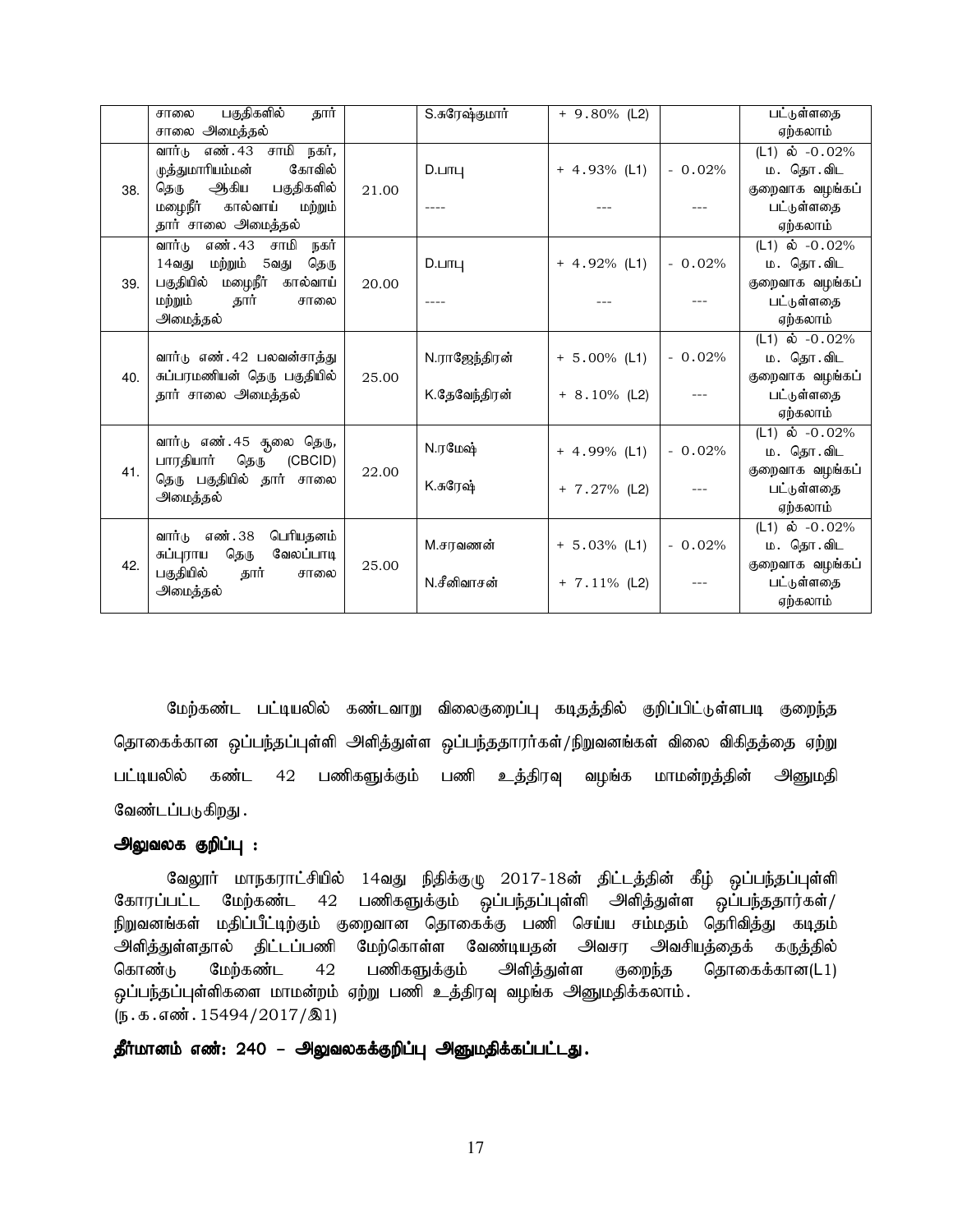| | | | | | | |
|---|---|---|---|---|---|---|
| | சாலை பகுதிகளில் தார் சாலை அமைத்தல் | | S.சுரேஷ்குமார் | + 9.80% (L2) | | பட்டுள்ளதை ஏற்கலாம் |
| 38. | வார்டு எண்.43 சாமி நகர், முத்துமாரியம்மன் கோவில் தெரு ஆகிய பகுதிகளில் மழைநீர் கால்வாய் மற்றும் தார் சாலை அமைத்தல் | 21.00 | D.பாபு<br>---- | + 4.93% (L1)<br>--- | - 0.02%<br>--- | (L1) ல் -0.02% ம. தொ.விட குறைவாக வழங்கப் பட்டுள்ளதை ஏற்கலாம் |
| 39. | வார்டு எண்.43 சாமி நகர் 14வது மற்றும் 5வது தெரு பகுதியில் மழைநீர் கால்வாய் மற்றும் தார் சாலை அமைத்தல் | 20.00 | D.பாபு<br>---- | + 4.92% (L1)<br>--- | - 0.02%<br>--- | (L1) ல் -0.02% ம. தொ.விட குறைவாக வழங்கப் பட்டுள்ளதை ஏற்கலாம் |
| 40. | வார்டு எண்.42 பலவன்சாத்து சுப்பரமணியன் தெரு பகுதியில் தார் சாலை அமைத்தல் | 25.00 | N.ராஜேந்திரன்<br>K.தேவேந்திரன் | + 5.00% (L1)<br>+ 8.10% (L2) | - 0.02%<br>--- | (L1) ல் -0.02% ம. தொ.விட குறைவாக வழங்கப் பட்டுள்ளதை ஏற்கலாம் |
| 41. | வார்டு எண்.45 சூலை தெரு, பாரதியார் தெரு (CBCID) தெரு பகுதியில் தார் சாலை அமைத்தல் | 22.00 | N.ரமேஷ்<br>K.சுரேஷ் | + 4.99% (L1)<br>+ 7.27% (L2) | - 0.02%<br>--- | (L1) ல் -0.02% ம. தொ.விட குறைவாக வழங்கப் பட்டுள்ளதை ஏற்கலாம் |
| 42. | வார்டு எண்.38 பெரியதனம் சுப்புராய தெரு வேலப்பாடி பகுதியில் தார் சாலை அமைத்தல் | 25.00 | M.சரவணன்<br>N.சீனிவாசன் | + 5.03% (L1)<br>+ 7.11% (L2) | - 0.02%<br>--- | (L1) ல் -0.02% ம. தொ.விட குறைவாக வழங்கப் பட்டுள்ளதை ஏற்கலாம் |

மேற்கண்ட பட்டியலில் கண்டவாறு விலைகுறைப்பு கடிதத்தில் குறிப்பிட்டுள்ளபடி குறைந்த தொகைக்கான ஒப்பந்தப்புள்ளி அளித்துள்ள ஒப்பந்ததாரர்கள்/நிறுவனங்கள் விலை விகிதத்தை ஏற்று பட்டியலில் கண்ட 42 பணிகளுக்கும் பணி உத்திரவு வழங்க மாமன்றத்தின் அனுமதி வேண்டப்படுகிறது.

**அலுவலக குறிப்பு :**

வேலூர் மாநகராட்சியில் 14வது நிதிக்குழு 2017-18ன் திட்டத்தின் கீழ் ஒப்பந்தப்புள்ளி கோரப்பட்ட மேற்கண்ட 42 பணிகளுக்கும் ஒப்பந்தப்புள்ளி அளித்துள்ள ஒப்பந்ததார்கள்/ நிறுவனங்கள் மதிப்பீட்டிற்கும் குறைவான தொகைக்கு பணி செய்ய சம்மதம் தெரிவித்து கடிதம் அளித்துள்ளதால் திட்டப்பணி மேற்கொள்ள வேண்டியதன் அவசர அவசியத்தைக் கருத்தில் கொண்டு மேற்கண்ட 42 பணிகளுக்கும் அளித்துள்ள குறைந்த தொகைக்கான(L1) ஒப்பந்தப்புள்ளிகளை மாமன்றம் ஏற்று பணி உத்திரவு வழங்க அனுமதிக்கலாம்.
(ந.க.எண்.15494/2017/இ1)

**தீர்மானம் எண்: 240 – அலுவலகக்குறிப்பு அனுமதிக்கப்பட்டது.**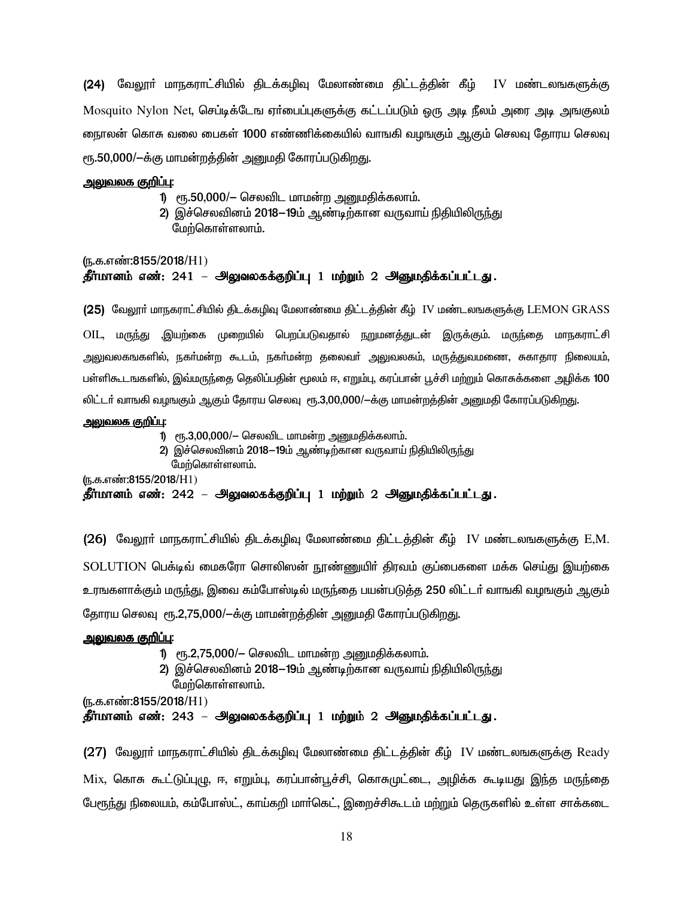**(24)** வேலூர் மாநகராட்சியில் திடக்கழிவு மேலாண்மை திட்டத்தின் கீழ் IV மண்டலஙகளுக்கு Mosquito Nylon Net, செப்டிக்டேங ஏர்பைப்புகளுக்கு கட்டப்படும் ஒரு அடி நீலம் அரை அடி அஙகுலம் நைாலன் கொசு வலை பைகள் 1000 எண்ணிக்கையில் வாஙகி வழஙகும் ஆகும் செலவு தோரய செலவு ரூ.50,000/—க்கு மாமன்றத்தின் அனுமதி கோரப்படுகிறது.

**<u>அலுவலக குறிப்பு:</u>**

1) ரூ.50,000/— செலவிட மாமன்ற அனுமதிக்கலாம்.
2) இச்செலவினம் 2018—19ம் ஆண்டிற்கான வருவாய் நிதியிலிருந்து மேற்கொள்ளலாம்.

(ந.க.எண்:8155/2018/H1)
**தீர்மானம் எண்: 241 – அலுவலகக்குறிப்பு 1 மற்றும் 2 அனுமதிக்கப்பட்டது.**

**(25)** வேலூர் மாநகராட்சியில் திடக்கழிவு மேலாண்மை திட்டத்தின் கீழ் IV மண்டலஙகளுக்கு LEMON GRASS OIL, மருந்து ,இயற்கை முறையில் பெறப்படுவதால் நறுமனத்துடன் இருக்கும். மருந்தை மாநகராட்சி அலுவலகஙகளில், நகர்மன்ற கூடம், நகர்மன்ற தலைவர் அலுவலகம், மருத்துவமனை, சுகாதார நிலையம், பள்ளிகூடஙகளில், இம்மருந்தை தெலிப்பதின் மூலம் ஈ, எறும்பு, கரப்பான் பூச்சி மற்றும் கொசுக்களை அழிக்க 100 லிட்டர் வாஙகி வழஙகும் ஆகும் தோரய செலவு ரூ.3,00,000/—க்கு மாமன்றத்தின் அனுமதி கோரப்படுகிறது.

**<u>அலுவலக குறிப்பு:</u>**

1) ரூ.3,00,000/— செலவிட மாமன்ற அனுமதிக்கலாம்.
2) இச்செலவினம் 2018—19ம் ஆண்டிற்கான வருவாய் நிதியிலிருந்து மேற்கொள்ளலாம்.

(ந.க.எண்:8155/2018/H1)
**தீர்மானம் எண்: 242 – அலுவலகக்குறிப்பு 1 மற்றும் 2 அனுமதிக்கப்பட்டது.**

**(26)** வேலூர் மாநகராட்சியில் திடக்கழிவு மேலாண்மை திட்டத்தின் கீழ் IV மண்டலஙகளுக்கு E,M. SOLUTION பெக்டிவ் மைகரோ சொலிஸன் நுாண்ணுயிர் திரவம் குப்பைகளை மக்க செய்து இயற்கை உரஙகளாக்கும் மருந்து, இவை கம்போஸ்டில் மருந்தை பயன்படுத்த 250 லிட்டர் வாஙகி வழஙகும் ஆகும் தோரய செலவு ரூ.2,75,000/—க்கு மாமன்றத்தின் அனுமதி கோரப்படுகிறது.

**<u>அலுவலக குறிப்பு:</u>**

1) ரூ.2,75,000/— செலவிட மாமன்ற அனுமதிக்கலாம்.
2) இச்செலவினம் 2018—19ம் ஆண்டிற்கான வருவாய் நிதியிலிருந்து மேற்கொள்ளலாம்.

(ந.க.எண்:8155/2018/H1)
**தீர்மானம் எண்: 243 – அலுவலகக்குறிப்பு 1 மற்றும் 2 அனுமதிக்கப்பட்டது.**

**(27)** வேலூர் மாநகராட்சியில் திடக்கழிவு மேலாண்மை திட்டத்தின் கீழ் IV மண்டலஙகளுக்கு Ready Mix, கொசு கூட்டுப்புழு, ஈ, எறும்பு, கரப்பான்பூச்சி, கொசுமுட்டை, அழிக்க கூடியது இந்த மருந்தை பேருந்து நிலையம், கம்போஸ்ட், காய்கறி மார்கெட், இறைச்சிகூடம் மற்றும் தெருகளில் உள்ள சாக்கடை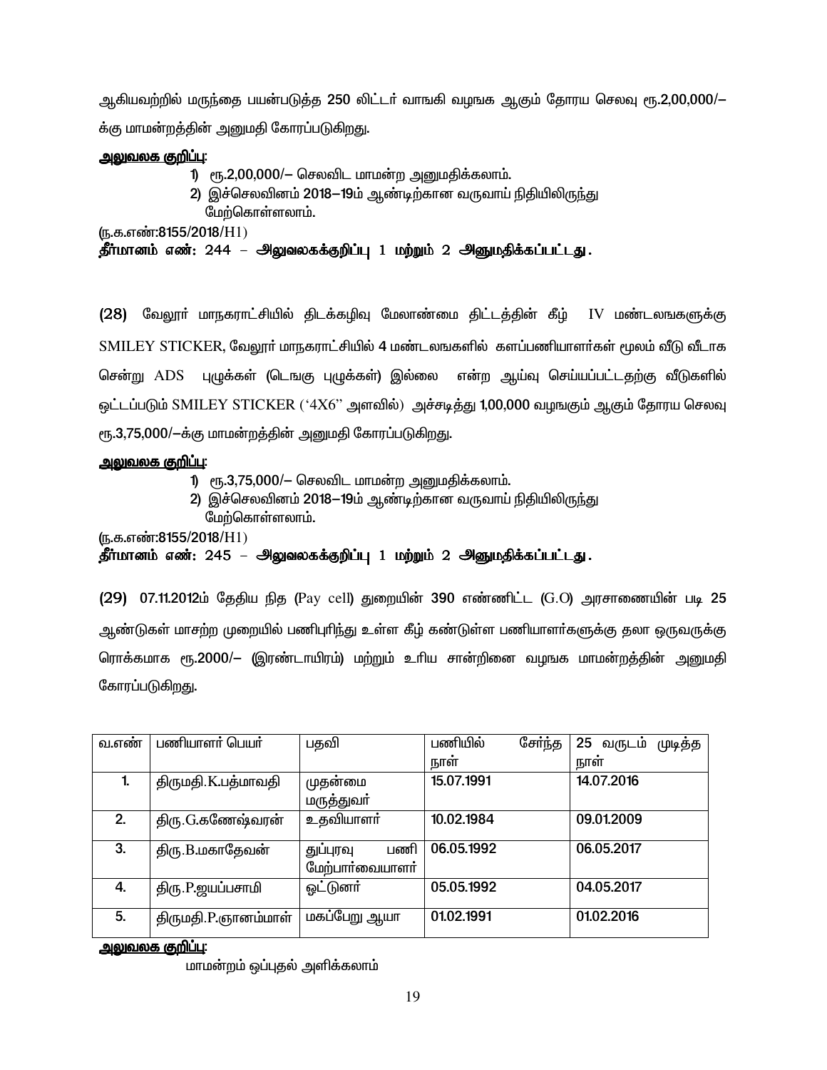ஆகியவற்றில் மருந்தை பயன்படுத்த 250 லிட்டர் வாங்கி வழங்க ஆகும் தோரய செலவு ரூ.2,00,000/–க்கு மாமன்றத்தின் அனுமதி கோரப்படுகிறது.

**அலுவலக குறிப்பு:**

1) ரூ.2,00,000/– செலவிட மாமன்ற அனுமதிக்கலாம்.
2) இச்செலவினம் 2018–19ம் ஆண்டிற்கான வருவாய் நிதியிலிருந்து மேற்கொள்ளலாம்.

(ந.க.எண்:8155/2018/H1)

***தீர்மானம் எண்: 244 – அலுவலகக்குறிப்பு 1 மற்றும் 2 அனுமதிக்கப்பட்டது.***

**(28)** வேலூர் மாநகராட்சியில் திடக்கழிவு மேலாண்மை திட்டத்தின் கீழ் IV மண்டலங்களுக்கு SMILEY STICKER, வேலூர் மாநகராட்சியில் 4 மண்டலங்களில் களப்பணியாளர்கள் மூலம் வீடு வீடாக சென்று ADS புழுக்கள் (டெங்கு புழுக்கள்) இல்லை என்ற ஆய்வு செய்யப்பட்டதற்கு வீடுகளில் ஒட்டப்படும் SMILEY STICKER ('4X6" அளவில்) அச்சடித்து 1,00,000 வழங்கும் ஆகும் தோரய செலவு ரூ.3,75,000/–க்கு மாமன்றத்தின் அனுமதி கோரப்படுகிறது.

**அலுவலக குறிப்பு:**

1) ரூ.3,75,000/– செலவிட மாமன்ற அனுமதிக்கலாம்.
2) இச்செலவினம் 2018–19ம் ஆண்டிற்கான வருவாய் நிதியிலிருந்து மேற்கொள்ளலாம்.

(ந.க.எண்:8155/2018/H1)

***தீர்மானம் எண்: 245 – அலுவலகக்குறிப்பு 1 மற்றும் 2 அனுமதிக்கப்பட்டது.***

**(29)** 07.11.2012ம் தேதிய நித (Pay cell) துறையின் 390 எண்ணிட்ட (G.O) அரசாணையின் படி 25 ஆண்டுகள் மாசற்ற முறையில் பணிபுரிந்து உள்ள கீழ் கண்டுள்ள பணியாளர்களுக்கு தலா ஒருவருக்கு ரொக்கமாக ரூ.2000/– (இரண்டாயிரம்) மற்றும் உரிய சான்றினை வழங்க மாமன்றத்தின் அனுமதி கோரப்படுகிறது.

| வ.எண் | பணியாளர் பெயர் | பதவி | பணியில் சேர்ந்த நாள் | 25 வருடம் முடித்த நாள் |
|---|---|---|---|---|
| 1. | திருமதி.K.பத்மாவதி | முதன்மை மருத்துவர் | 15.07.1991 | 14.07.2016 |
| 2. | திரு.G.கணேஷ்வரன் | உதவியாளர் | 10.02.1984 | 09.01.2009 |
| 3. | திரு.B.மகாதேவன் | துப்புரவு பணி மேற்பார்வையாளர் | 06.05.1992 | 06.05.2017 |
| 4. | திரு.P.ஜயப்பசாமி | ஒட்டுனர் | 05.05.1992 | 04.05.2017 |
| 5. | திருமதி.P.ஞானம்மாள் | மகப்பேறு ஆயா | 01.02.1991 | 01.02.2016 |

**அலுவலக குறிப்பு:**

மாமன்றம் ஒப்புதல் அளிக்கலாம்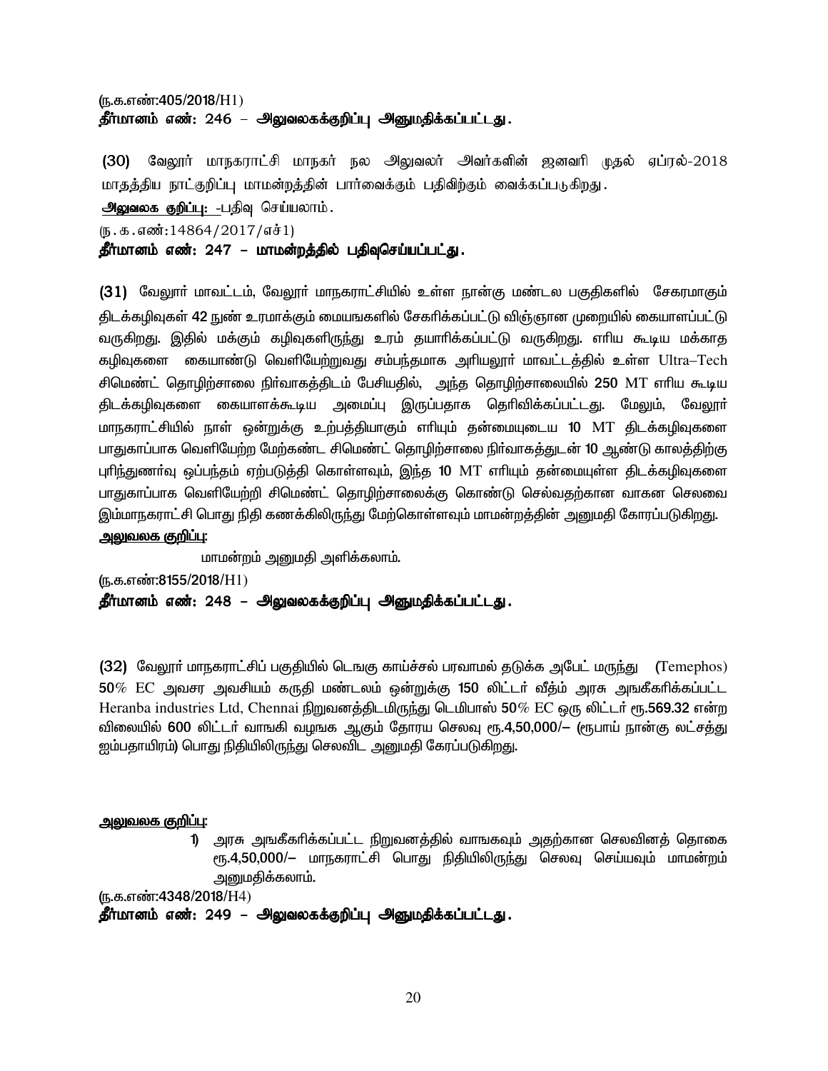(ந.க.எண்:405/2018/H1)

**தீர்மானம் எண்: 246 – அலுவலகக்குறிப்பு அனுமதிக்கப்பட்டது.**

**(30)** வேலூர் மாநகராட்சி மாநகர் நல அலுவலர் அவர்களின் ஜனவரி முதல் ஏப்ரல்-2018 மாதத்திய நாட்குறிப்பு மாமன்றத்தின் பார்வைக்கும் பதிவிற்கும் வைக்கப்படுகிறது.

**அலுவலக குறிப்பு:** -பதிவு செய்யலாம்.

(ந.க.எண்:14864/2017/எச்1)

**தீர்மானம் எண்: 247 – மாமன்றத்தில் பதிவுசெய்யப்பட்டது.**

**(31)** வேலூர் மாவட்டம், வேலூர் மாநகராட்சியில் உள்ள நான்கு மண்டல பகுதிகளில் சேகரமாகும் திடக்கழிவுகள் 42 நுண் உரமாக்கும் மையஙகளில் சேகரிக்கப்பட்டு விஞ்ஞான முறையில் கையாளப்பட்டு வருகிறது. இதில் மக்கும் கழிவுகளிருந்து உரம் தயாரிக்கப்பட்டு வருகிறது. எரிய கூடிய மக்காத கழிவுகளை கையாண்டு வெளியேற்றுவது சம்பந்தமாக அரியலூர் மாவட்டத்தில் உள்ள Ultra–Tech சிமெண்ட் தொழிற்சாலை நிர்வாகத்திடம் பேசியதில், அந்த தொழிற்சாலையில் 250 MT எரிய கூடிய திடக்கழிவுகளை கையாளக்கூடிய அமைப்பு இருப்பதாக தெரிவிக்கப்பட்டது. மேலும், வேலூர் மாநகராட்சியில் நாள் ஒன்றுக்கு உற்பத்தியாகும் எரியும் தன்மையுடைய 10 MT திடக்கழிவுகளை பாதுகாப்பாக வெளியேற்ற மேற்கண்ட சிமெண்ட் தொழிற்சாலை நிர்வாகத்துடன் 10 ஆண்டு காலத்திற்கு புரிந்துணர்வு ஒப்பந்தம் ஏற்படுத்தி கொள்ளவும், இந்த 10 MT எரியும் தன்மையுள்ள திடக்கழிவுகளை பாதுகாப்பாக வெளியேற்றி சிமெண்ட் தொழிற்சாலைக்கு கொண்டு செல்வதற்கான வாகன செலவை இம்மாநகராட்சி பொது நிதி கணக்கிலிருந்து மேற்கொள்ளவும் மாமன்றத்தின் அனுமதி கோரப்படுகிறது.

**அலுவலக குறிப்பு:**

மாமன்றம் அனுமதி அளிக்கலாம்.

(ந.க.எண்:8155/2018/H1)

**தீர்மானம் எண்: 248 – அலுவலகக்குறிப்பு அனுமதிக்கப்பட்டது.**

**(32)** வேலூர் மாநகராட்சிப் பகுதியில் டெஙகு காய்ச்சல் பரவாமல் தடுக்க அபேட் மருந்து (Temephos) 50% EC அவசர அவசியம் கருதி மண்டலம் ஒன்றுக்கு 150 லிட்டர் வீதம் அரசு அஙகீகரிக்கப்பட்ட Heranba industries Ltd, Chennai நிறுவனத்திடமிருந்து டெமிபாஸ் 50% EC ஒரு லிட்டர் ரூ.569.32 என்ற விலையில் 600 லிட்டர் வாஙகி வழஙக ஆகும் தோராய செலவு ரூ.4,50,000/– (ரூபாய் நான்கு லட்சத்து ஐம்பதாயிரம்) பொது நிதியிலிருந்து செலவிட அனுமதி கோப்படுகிறது.

**அலுவலக குறிப்பு:**

1) அரசு அஙகீகரிக்கப்பட்ட நிறுவனத்தில் வாஙகவும் அதற்கான செலவினத் தொகை ரூ.4,50,000/– மாநகராட்சி பொது நிதியிலிருந்து செலவு செய்யவும் மாமன்றம் அனுமதிக்கலாம்.

(ந.க.எண்:4348/2018/H4)

**தீர்மானம் எண்: 249 – அலுவலகக்குறிப்பு அனுமதிக்கப்பட்டது.**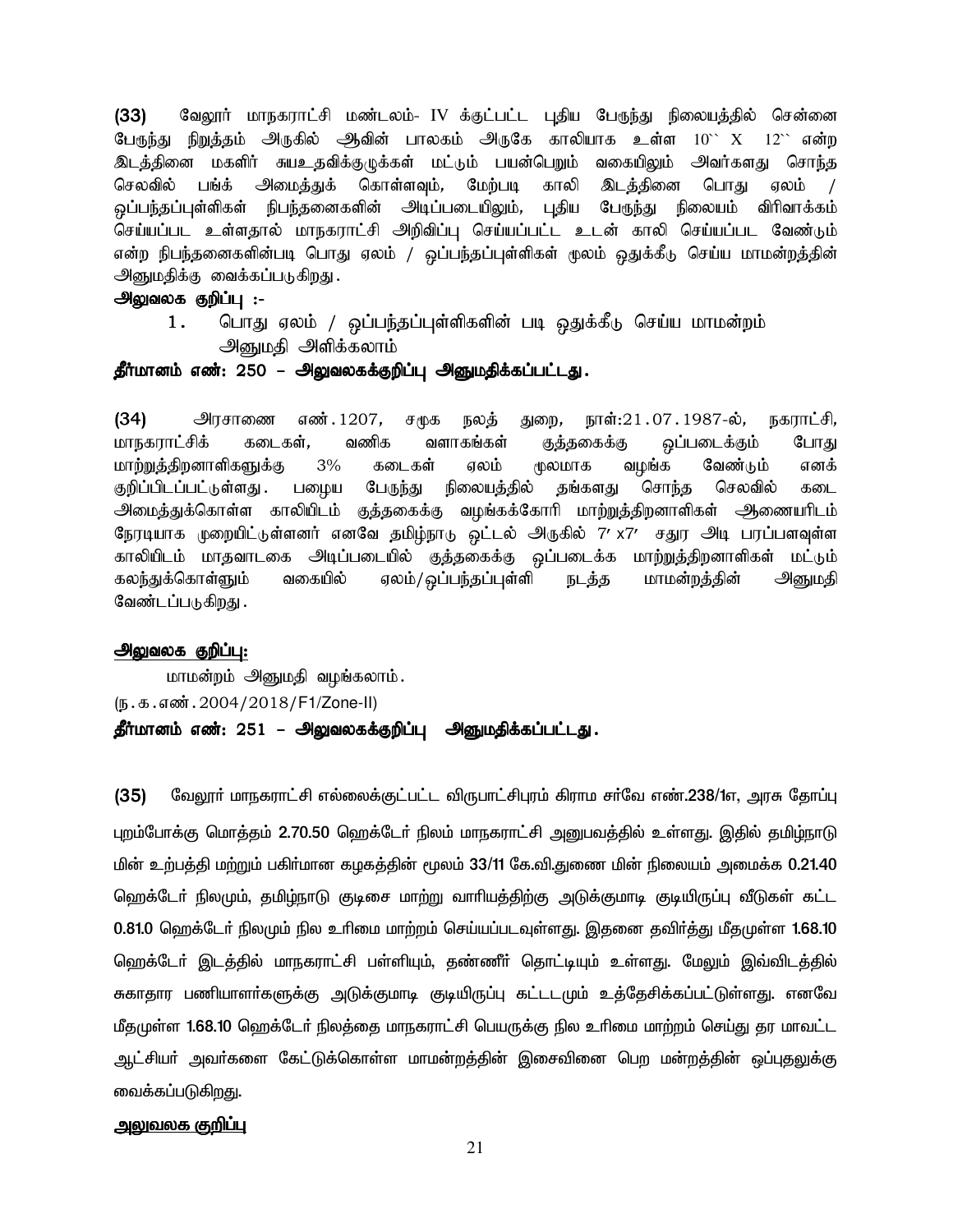**(33)** வேலூர் மாநகராட்சி மண்டலம்- IV க்குட்பட்ட புதிய பேருந்து நிலையத்தில் சென்னை பேருந்து நிறுத்தம் அருகில் ஆவின் பாலகம் அருகே காலியாக உள்ள 10`` X 12`` என்ற இடத்தினை மகளிர் சுயஉதவிக்குழுக்கள் மட்டும் பயன்பெறும் வகையிலும் அவர்களது சொந்த செலவில் பங்க் அமைத்துக் கொள்ளவும், மேற்படி காலி இடத்தினை பொது ஏலம் / ஒப்பந்தப்புள்ளிகள் நிபந்தனைகளின் அடிப்படையிலும், புதிய பேருந்து நிலையம் விரிவாக்கம் செய்யப்பட உள்ளதால் மாநகராட்சி அறிவிப்பு செய்யப்பட்ட உடன் காலி செய்யப்பட வேண்டும் என்ற நிபந்தனைகளின்படி பொது ஏலம் / ஒப்பந்தப்புள்ளிகள் மூலம் ஒதுக்கீடு செய்ய மாமன்றத்தின் அனுமதிக்கு வைக்கப்படுகிறது.

**அலுவலக குறிப்பு :-**

1. பொது ஏலம் / ஒப்பந்தப்புள்ளிகளின் படி ஒதுக்கீடு செய்ய மாமன்றம் அனுமதி அளிக்கலாம்

**தீர்மானம் எண்: 250 – அலுவலகக்குறிப்பு அனுமதிக்கப்பட்டது.**

**(34)** அரசாணை எண்.1207, சமூக நலத் துறை, நாள்:21.07.1987-ல், நகராட்சி, மாநகராட்சிக் கடைகள், வணிக வளாகங்கள் குத்தகைக்கு ஒப்படைக்கும் போது மாற்றுத்திறனாளிகளுக்கு 3% கடைகள் ஏலம் மூலமாக வழங்க வேண்டும் எனக் குறிப்பிடப்பட்டுள்ளது. பழைய பேருந்து நிலையத்தில் தங்களது சொந்த செலவில் கடை அமைத்துக்கொள்ள காலியிடம் குத்தகைக்கு வழங்கக்கோரி மாற்றுத்திறனாளிகள் ஆணையரிடம் நேரடியாக முறையிட்டுள்ளனர் எனவே தமிழ்நாடு ஒட்டல் அருகில் 7′ x7′ சதுர அடி பரப்பளவுள்ள காலியிடம் மாதவாடகை அடிப்படையில் குத்தகைக்கு ஒப்படைக்க மாற்றுத்திறனாளிகள் மட்டும் கலந்துக்கொள்ளும் வகையில் ஏலம்/ஒப்பந்தப்புள்ளி நடத்த மாமன்றத்தின் அனுமதி வேண்டப்படுகிறது.

**அலுவலக குறிப்பு:**

மாமன்றம் அனுமதி வழங்கலாம்.

(ந.க.எண்.2004/2018/F1/Zone-II)

**தீர்மானம் எண்: 251 – அலுவலகக்குறிப்பு அனுமதிக்கப்பட்டது.**

**(35)** வேலூர் மாநகராட்சி எல்லைக்குட்பட்ட விருபாட்சிபுரம் கிராம சர்வே எண்.238/1எ, அரசு தோப்பு புறம்போக்கு மொத்தம் 2.70.50 ஹெக்டேர் நிலம் மாநகராட்சி அனுபவத்தில் உள்ளது. இதில் தமிழ்நாடு மின் உற்பத்தி மற்றும் பகிர்மான கழகத்தின் மூலம் 33/11 கே.வி.துணை மின் நிலையம் அமைக்க 0.21.40 ஹெக்டேர் நிலமும், தமிழ்நாடு குடிசை மாற்று வாரியத்திற்கு அடுக்குமாடி குடியிருப்பு வீடுகள் கட்ட 0.81.0 ஹெக்டேர் நிலமும் நில உரிமை மாற்றம் செய்யப்படவுள்ளது. இதனை தவிர்த்து மீதமுள்ள 1.68.10 ஹெக்டேர் இடத்தில் மாநகராட்சி பள்ளியும், தண்ணீர் தொட்டியும் உள்ளது. மேலும் இவ்விடத்தில் சுகாதார பணியாளர்களுக்கு அடுக்குமாடி குடியிருப்பு கட்டடமும் உத்தேசிக்கப்பட்டுள்ளது. எனவே மீதமுள்ள 1.68.10 ஹெக்டேர் நிலத்தை மாநகராட்சி பெயருக்கு நில உரிமை மாற்றம் செய்து தர மாவட்ட ஆட்சியர் அவர்களை கேட்டுக்கொள்ள மாமன்றத்தின் இசைவினை பெற மன்றத்தின் ஒப்புதலுக்கு வைக்கப்படுகிறது.

**அலுவலக குறிப்பு**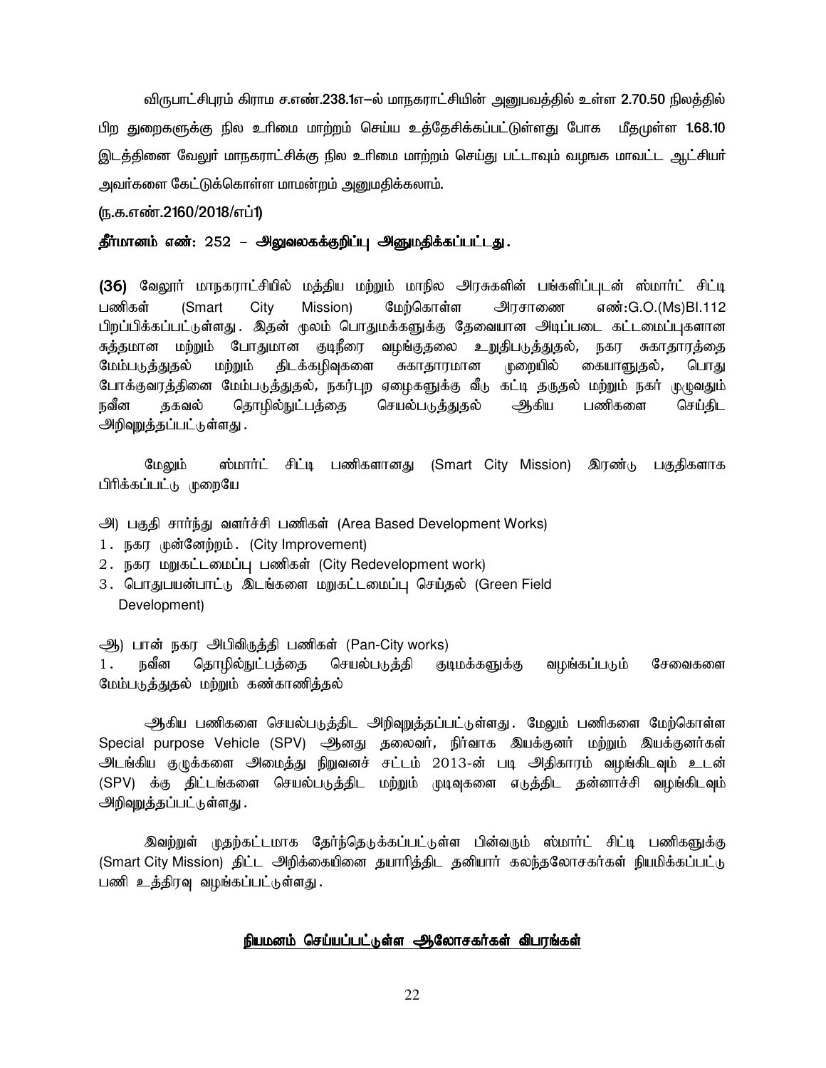விருபாட்சிபுரம் கிராம ச.எண்.238.1எ–ல் மாநகராட்சியின் அனுபவத்தில் உள்ள 2.70.50 நிலத்தில் பிற துறைகளுக்கு நில உரிமை மாற்றம் செய்ய உத்தேசிக்கப்பட்டுள்ளது போக மீதமுள்ள 1.68.10 இடத்தினை வேலுர் மாநகராட்சிக்கு நில உரிமை மாற்றம் செய்து பட்டாவும் வழஙக மாவட்ட ஆட்சியர் அவர்களை கேட்டுக்கொள்ள மாமன்றம் அனுமதிக்கலாம்.

(ந.க.எண்.2160/2018/எப்1)

**தீர்மானம் எண்: 252 – அலுவலகக்குறிப்பு அனுமதிக்கப்பட்டது.**

**(36)** வேலூர் மாநகராட்சியில் மத்திய மற்றும் மாநில அரசுகளின் பங்களிப்புடன் ஸ்மார்ட் சிட்டி பணிகள் (Smart City Mission) மேற்கொள்ள அரசாணை எண்:G.O.(Ms)Bl.112 பிறப்பிக்கப்பட்டுள்ளது. இதன் மூலம் பொதுமக்களுக்கு தேவையான அடிப்படை கட்டமைப்புகளான சுத்தமான மற்றும் போதுமான குடிநீரை வழங்குதலை உறுதிபடுத்துதல், நகர சுகாதாரத்தை மேம்படுத்துதல் மற்றும் திடக்கழிவுகளை சுகாதாரமான முறையில் கையாளுதல், பொது போக்குவரத்தினை மேம்படுத்துதல், நகர்புற ஏழைகளுக்கு வீடு கட்டி தருதல் மற்றும் நகர் முழுவதும் நவீன தகவல் தொழில்நுட்பத்தை செயல்படுத்துதல் ஆகிய பணிகளை செய்திட அறிவுறுத்தப்பட்டுள்ளது.

மேலும் ஸ்மார்ட் சிட்டி பணிகளானது (Smart City Mission) இரண்டு பகுதிகளாக பிரிக்கப்பட்டு முறையே

அ) பகுதி சார்ந்து வளர்ச்சி பணிகள் (Area Based Development Works)

1. நகர முன்னேற்றம். (City Improvement)
2. நகர மறுகட்டமைப்பு பணிகள் (City Redevelopment work)
3. பொதுபயன்பாட்டு இடங்களை மறுகட்டமைப்பு செய்தல் (Green Field Development)

ஆ) பான் நகர அபிவிருத்தி பணிகள் (Pan-City works)

1. நவீன தொழில்நுட்பத்தை செயல்படுத்தி குடிமக்களுக்கு வழங்கப்படும் சேவைகளை மேம்படுத்துதல் மற்றும் கண்காணித்தல்

ஆகிய பணிகளை செயல்படுத்திட அறிவுறுத்தப்பட்டுள்ளது. மேலும் பணிகளை மேற்கொள்ள Special purpose Vehicle (SPV) ஆனது தலைவர், நிர்வாக இயக்குனர் மற்றும் இயக்குனர்கள் அடங்கிய குழுக்களை அமைத்து நிறுவனச் சட்டம் 2013-ன் படி அதிகாரம் வழங்கிடவும் உடன் (SPV) க்கு திட்டங்களை செயல்படுத்திட மற்றும் முடிவுகளை எடுத்திட தன்னாட்சி வழங்கிடவும் அறிவுறுத்தப்பட்டுள்ளது.

இவற்றுள் முதற்கட்டமாக தேர்ந்தெடுக்கப்பட்டுள்ள பின்வரும் ஸ்மார்ட் சிட்டி பணிகளுக்கு (Smart City Mission) திட்ட அறிக்கையினை தயாரித்திட தனியார் கலந்தலோசகர்கள் நியமிக்கப்பட்டு பணி உத்திரவு வழங்கப்பட்டுள்ளது.

**<u>நியமனம் செய்யப்பட்டுள்ள ஆலோசகர்கள் விபரங்கள்</u>**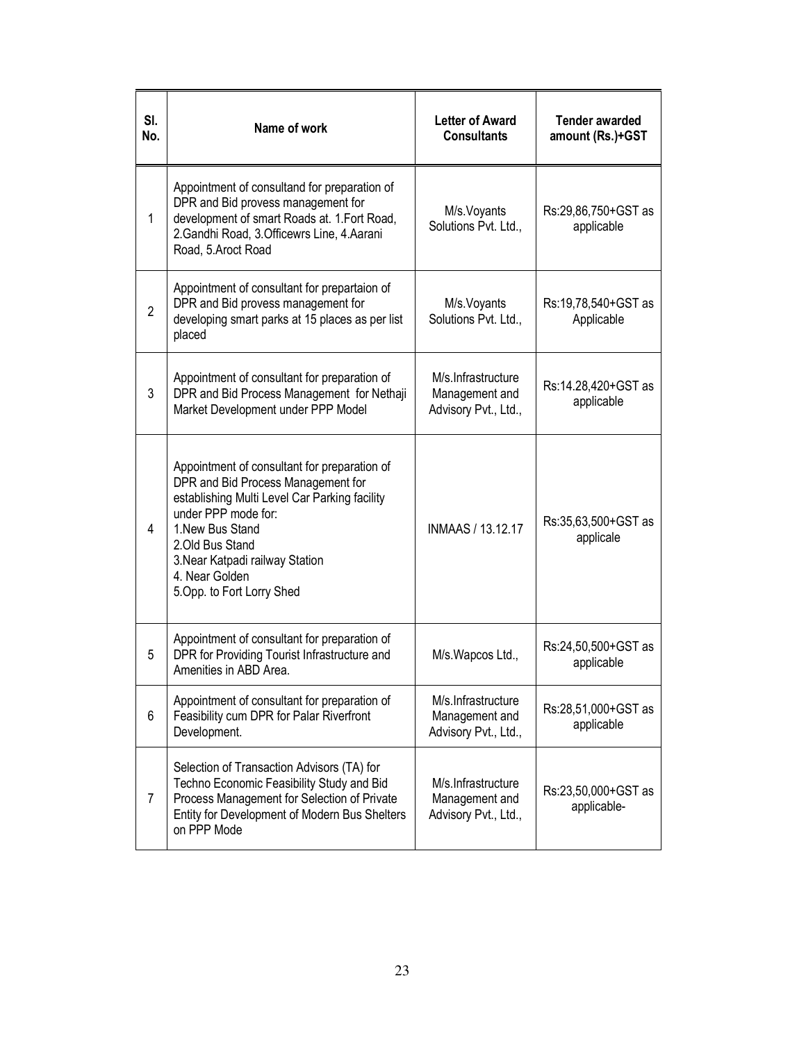| Sl. No. | Name of work | Letter of Award Consultants | Tender awarded amount (Rs.)+GST |
|---|---|---|---|
| 1 | Appointment of consultand for preparation of DPR and Bid provess management for development of smart Roads at. 1.Fort Road, 2.Gandhi Road, 3.Officewrs Line, 4.Aarani Road, 5.Aroct Road | M/s.Voyants Solutions Pvt. Ltd., | Rs:29,86,750+GST as applicable |
| 2 | Appointment of consultant for prepartaion of DPR and Bid provess management for developing smart parks at 15 places as per list placed | M/s.Voyants Solutions Pvt. Ltd., | Rs:19,78,540+GST as Applicable |
| 3 | Appointment of consultant for preparation of DPR and Bid Process Management for Nethaji Market Development under PPP Model | M/s.Infrastructure Management and Advisory Pvt., Ltd., | Rs:14.28,420+GST as applicable |
| 4 | Appointment of consultant for preparation of DPR and Bid Process Management for establishing Multi Level Car Parking facility under PPP mode for:<br>1.New Bus Stand<br>2.Old Bus Stand<br>3.Near Katpadi railway Station<br>4. Near Golden<br>5.Opp. to Fort Lorry Shed | INMAAS / 13.12.17 | Rs:35,63,500+GST as applicale |
| 5 | Appointment of consultant for preparation of DPR for Providing Tourist Infrastructure and Amenities in ABD Area. | M/s.Wapcos Ltd., | Rs:24,50,500+GST as applicable |
| 6 | Appointment of consultant for preparation of Feasibility cum DPR for Palar Riverfront Development. | M/s.Infrastructure Management and Advisory Pvt., Ltd., | Rs:28,51,000+GST as applicable |
| 7 | Selection of Transaction Advisors (TA) for Techno Economic Feasibility Study and Bid Process Management for Selection of Private Entity for Development of Modern Bus Shelters on PPP Mode | M/s.Infrastructure Management and Advisory Pvt., Ltd., | Rs:23,50,000+GST as applicable- |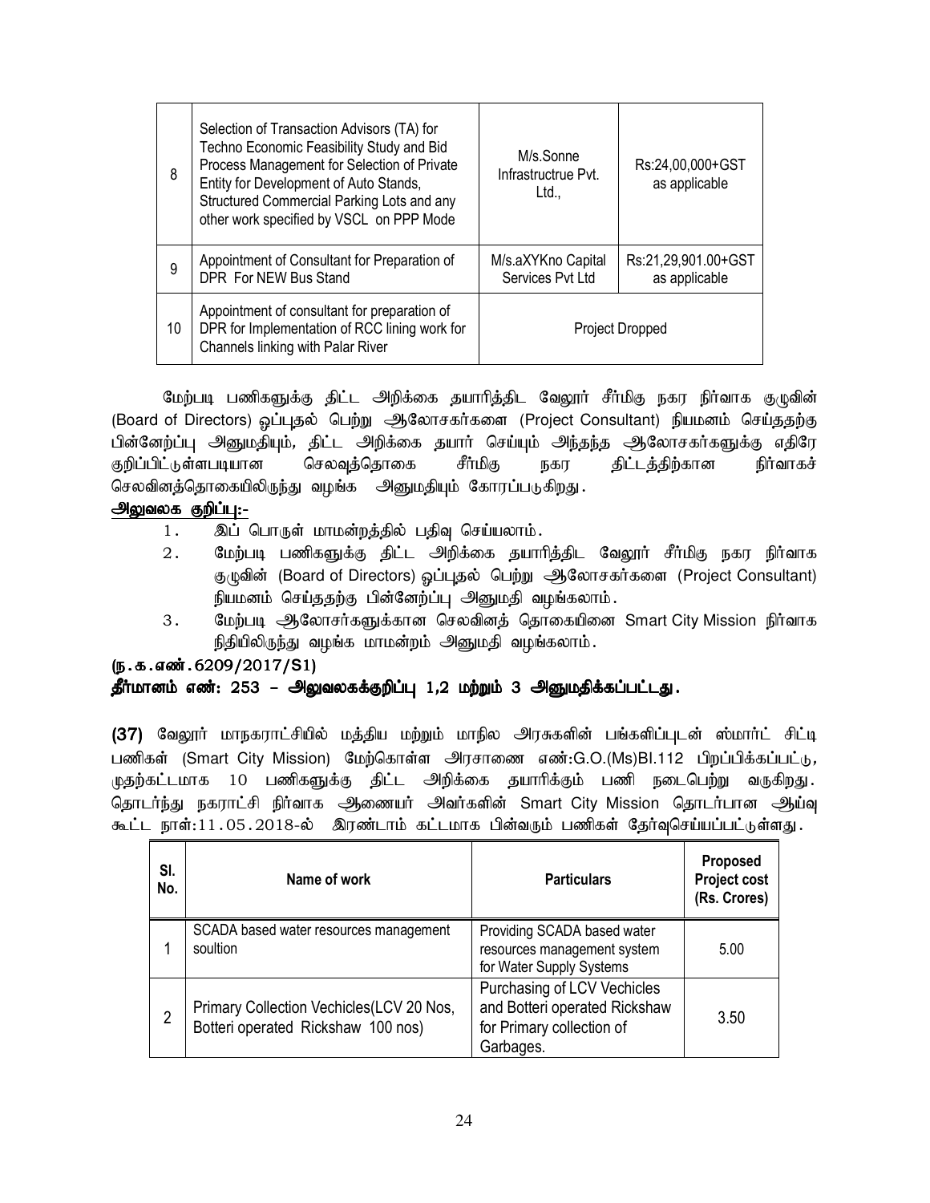| 8 | Selection of Transaction Advisors (TA) for Techno Economic Feasibility Study and Bid Process Management for Selection of Private Entity for Development of Auto Stands, Structured Commercial Parking Lots and any other work specified by VSCL on PPP Mode | M/s.Sonne Infrastructrue Pvt. Ltd., | Rs:24,00,000+GST as applicable |
|---|---|---|---|
| 9 | Appointment of Consultant for Preparation of DPR For NEW Bus Stand | M/s.aXYKno Capital Services Pvt Ltd | Rs:21,29,901.00+GST as applicable |
| 10 | Appointment of consultant for preparation of DPR for Implementation of RCC lining work for Channels linking with Palar River | Project Dropped | |

மேற்படி பணிகளுக்கு திட்ட அறிக்கை தயாரித்திட வேலூர் சீர்மிகு நகர நிர்வாக குழுவின் (Board of Directors) ஒப்புதல் பெற்று ஆலோசகர்களை (Project Consultant) நியமனம் செய்ததற்கு பின்னேற்ப்பு அனுமதியும், திட்ட அறிக்கை தயார் செய்யும் அந்தந்த ஆலோசகர்களுக்கு எதிரே குறிப்பிட்டுள்ளபடியான செலவுத்தொகை சீர்மிகு நகர திட்டத்திற்கான நிர்வாகச் செலவினத்தொகையிலிருந்து வழங்க அனுமதியும் கோரப்படுகிறது.

**அலுவலக குறிப்பு:-**

1. இப் பொருள் மாமன்றத்தில் பதிவு செய்யலாம்.
2. மேற்படி பணிகளுக்கு திட்ட அறிக்கை தயாரித்திட வேலூர் சீர்மிகு நகர நிர்வாக குழுவின் (Board of Directors) ஒப்புதல் பெற்று ஆலோசகர்களை (Project Consultant) நியமனம் செய்ததற்கு பின்னேற்ப்பு அனுமதி வழங்கலாம்.
3. மேற்படி ஆலோசர்களுக்கான செலவினத் தொகையினை Smart City Mission நிர்வாக நிதியிலிருந்து வழங்க மாமன்றம் அனுமதி வழங்கலாம்.

**(ந.க.எண்.6209/2017/S1)**

**தீர்மானம் எண்: 253 – அலுவலகக்குறிப்பு 1,2 மற்றும் 3 அனுமதிக்கப்பட்டது.**

**(37)** வேலூர் மாநகராட்சியில் மத்திய மற்றும் மாநில அரசுகளின் பங்களிப்புடன் ஸ்மார்ட் சிட்டி பணிகள் (Smart City Mission) மேற்கொள்ள அரசாணை எண்:G.O.(Ms)Bl.112 பிறப்பிக்கப்பட்டு, முதற்கட்டமாக 10 பணிகளுக்கு திட்ட அறிக்கை தயாரிக்கும் பணி நடைபெற்று வருகிறது. தொடர்ந்து நகராட்சி நிர்வாக ஆணையர் அவர்களின் Smart City Mission தொடர்பான ஆய்வு கூட்ட நாள்:11.05.2018-ல் இரண்டாம் கட்டமாக பின்வரும் பணிகள் தேர்வுசெய்யப்பட்டுள்ளது.

| Sl. No. | Name of work | Particulars | Proposed Project cost (Rs. Crores) |
|---|---|---|---|
| 1 | SCADA based water resources management soultion | Providing SCADA based water resources management system for Water Supply Systems | 5.00 |
| 2 | Primary Collection Vechicles(LCV 20 Nos, Botteri operated Rickshaw 100 nos) | Purchasing of LCV Vechicles and Botteri operated Rickshaw for Primary collection of Garbages. | 3.50 |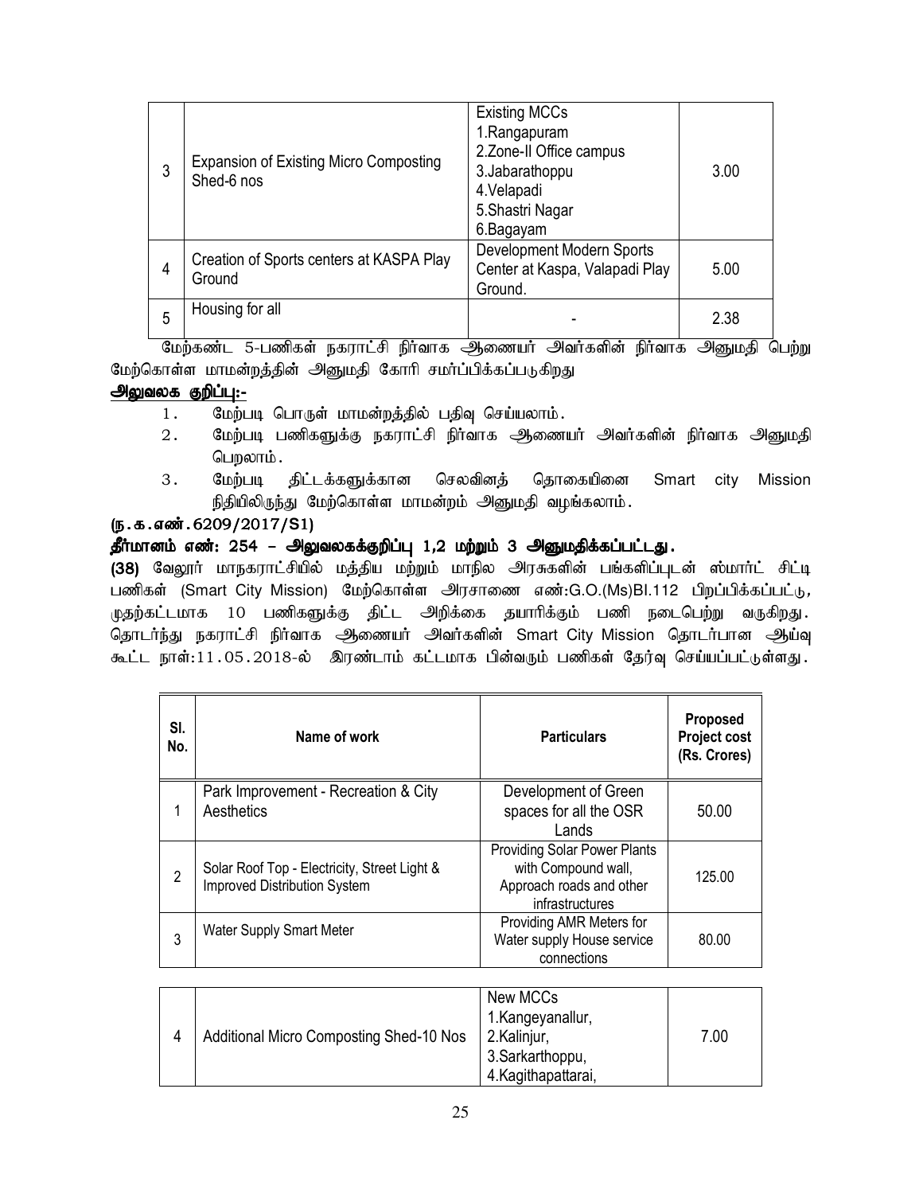| 3 | Expansion of Existing Micro Composting Shed-6 nos | Existing MCCs<br>1.Rangapuram<br>2.Zone-II Office campus<br>3.Jabarathoppu<br>4.Velapadi<br>5.Shastri Nagar<br>6.Bagayam | 3.00 |
|---|---|---|---|
| 4 | Creation of Sports centers at KASPA Play Ground | Development Modern Sports Center at Kaspa, Valapadi Play Ground. | 5.00 |
| 5 | Housing for all | - | 2.38 |

மேற்கண்ட 5-பணிகள் நகராட்சி நிர்வாக ஆணையர் அவர்களின் நிர்வாக அனுமதி பெற்று மேற்கொள்ள மாமன்றத்தின் அனுமதி கோரி சமர்ப்பிக்கப்படுகிறது

**அலுவலக குறிப்பு:-**

1. மேற்படி பொருள் மாமன்றத்தில் பதிவு செய்யலாம்.
2. மேற்படி பணிகளுக்கு நகராட்சி நிர்வாக ஆணையர் அவர்களின் நிர்வாக அனுமதி பெறலாம்.
3. மேற்படி திட்டக்களுக்கான செலவினத் தொகையினை Smart city Mission நிதியிலிருந்து மேற்கொள்ள மாமன்றம் அனுமதி வழங்கலாம்.

**(ந.க.எண்.6209/2017/S1)**

**தீர்மானம் எண்: 254 – அலுவலகக்குறிப்பு 1,2 மற்றும் 3 அனுமதிக்கப்பட்டது.**

**(38)** வேலூர் மாநகராட்சியில் மத்திய மற்றும் மாநில அரசுகளின் பங்களிப்புடன் ஸ்மார்ட் சிட்டி பணிகள் (Smart City Mission) மேற்கொள்ள அரசாணை எண்:G.O.(Ms)Bl.112 பிறப்பிக்கப்பட்டு, முதற்கட்டமாக 10 பணிகளுக்கு திட்ட அறிக்கை தயாரிக்கும் பணி நடைபெற்று வருகிறது. தொடர்ந்து நகராட்சி நிர்வாக ஆணையர் அவர்களின் Smart City Mission தொடர்பான ஆய்வு கூட்ட நாள்:11.05.2018-ல் இரண்டாம் கட்டமாக பின்வரும் பணிகள் தேர்வு செய்யப்பட்டுள்ளது.

| Sl. No. | Name of work | Particulars | Proposed Project cost (Rs. Crores) |
|---|---|---|---|
| 1 | Park Improvement - Recreation & City Aesthetics | Development of Green spaces for all the OSR Lands | 50.00 |
| 2 | Solar Roof Top - Electricity, Street Light & Improved Distribution System | Providing Solar Power Plants with Compound wall, Approach roads and other infrastructures | 125.00 |
| 3 | Water Supply Smart Meter | Providing AMR Meters for Water supply House service connections | 80.00 |
| 4 | Additional Micro Composting Shed-10 Nos | New MCCs<br>1.Kangeyanallur,<br>2.Kalinjur,<br>3.Sarkarthoppu,<br>4.Kagithapattarai, | 7.00 |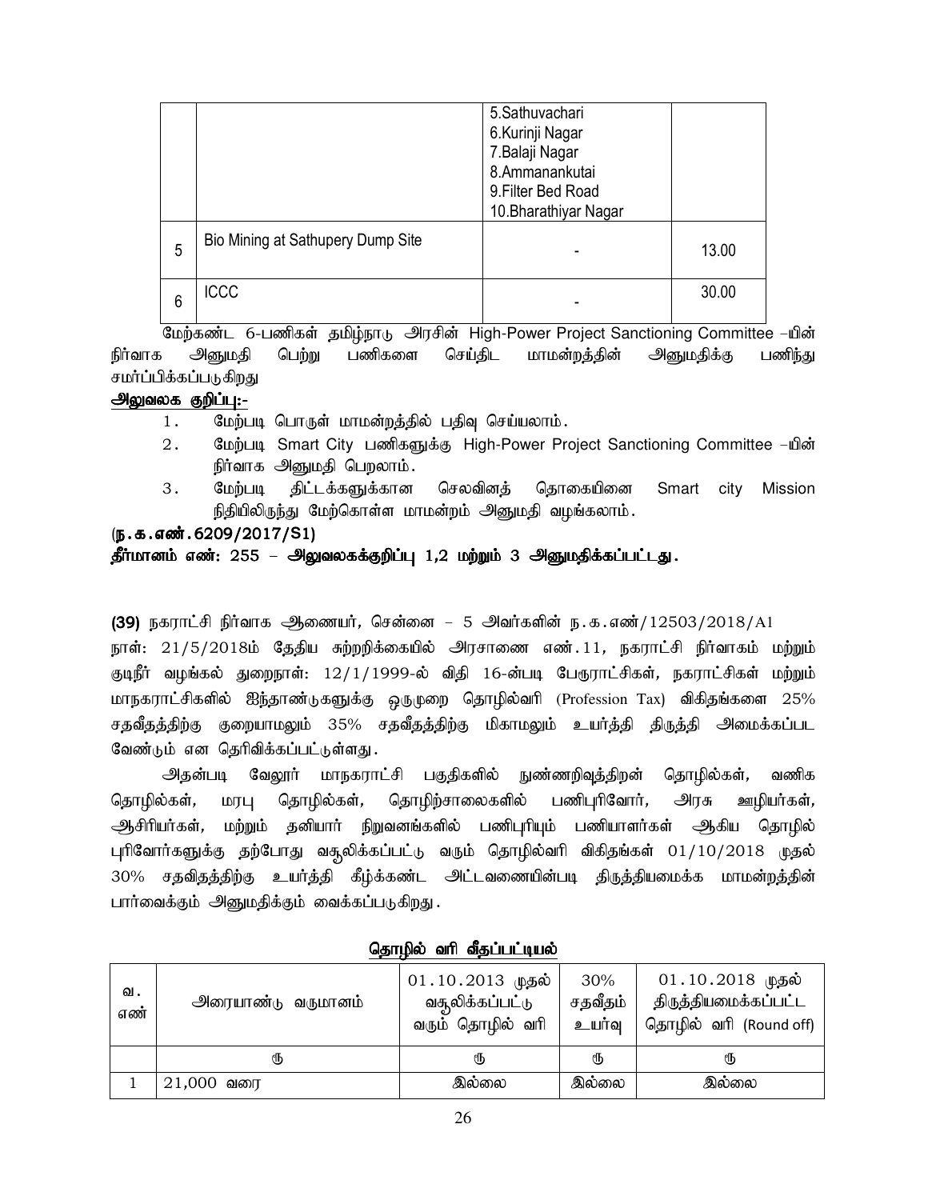|   |   | 5.Sathuvachari<br>6.Kurinji Nagar<br>7.Balaji Nagar<br>8.Ammanankutai<br>9.Filter Bed Road<br>10.Bharathiyar Nagar |   |
|---|---|---|---|
| 5 | Bio Mining at Sathupery Dump Site | - | 13.00 |
| 6 | ICCC | - | 30.00 |

மேற்கண்ட 6-பணிகள் தமிழ்நாடு அரசின் High-Power Project Sanctioning Committee –யின் நிர்வாக அனுமதி பெற்று பணிகளை செய்திட மாமன்றத்தின் அனுமதிக்கு பணிந்து சமர்ப்பிக்கப்படுகிறது

**அலுவலக குறிப்பு:-**

1. மேற்படி பொருள் மாமன்றத்தில் பதிவு செய்யலாம்.
2. மேற்படி Smart City பணிகளுக்கு High-Power Project Sanctioning Committee –யின் நிர்வாக அனுமதி பெறலாம்.
3. மேற்படி திட்டக்களுக்கான செலவினத் தொகையினை Smart city Mission நிதியிலிருந்து மேற்கொள்ள மாமன்றம் அனுமதி வழங்கலாம்.

**(ந.க.எண்.6209/2017/S1)**

**தீர்மானம் எண்: 255 – அலுவலகக்குறிப்பு 1,2 மற்றும் 3 அனுமதிக்கப்பட்டது.**

**(39)** நகராட்சி நிர்வாக ஆணையர், சென்னை – 5 அவர்களின் ந.க.எண்/12503/2018/A1 நாள்: 21/5/2018ம் தேதிய சுற்றறிக்கையில் அரசாணை எண்.11, நகராட்சி நிர்வாகம் மற்றும் குடிநீர் வழங்கல் துறைநாள்: 12/1/1999-ல் விதி 16-ன்படி பேரூராட்சிகள், நகராட்சிகள் மற்றும் மாநகராட்சிகளில் ஐந்தாண்டுகளுக்கு ஒருமுறை தொழில்வரி (Profession Tax) விகிதங்களை 25% சதவீதத்திற்கு குறையாமலும் 35% சதவீதத்திற்கு மிகாமலும் உயர்த்தி திருத்தி அமைக்கப்பட வேண்டும் என தெரிவிக்கப்பட்டுள்ளது.

அதன்படி வேலூர் மாநகராட்சி பகுதிகளில் நுண்ணறிவுத்திறன் தொழில்கள், வணிக தொழில்கள், மரபு தொழில்கள், தொழிற்சாலைகளில் பணிபுரிவோர், அரசு ஊழியர்கள், ஆசிரியர்கள், மற்றும் தனியார் நிறுவனங்களில் பணிபுரியும் பணியாளர்கள் ஆகிய தொழில் புரிவோர்களுக்கு தற்போது வசூலிக்கப்பட்டு வரும் தொழில்வரி விகிதங்கள் 01/10/2018 முதல் 30% சதவிதத்திற்கு உயர்த்தி கீழ்க்கண்ட அட்டவணையின்படி திருத்தியமைக்க மாமன்றத்தின் பார்வைக்கும் அனுமதிக்கும் வைக்கப்படுகிறது.

**தொழில் வரி வீதப்பட்டியல்**

| வ. எண் | அரையாண்டு வருமானம் | 01.10.2013 முதல் வசூலிக்கப்பட்டு வரும் தொழில் வரி | 30% சதவீதம் உயர்வு | 01.10.2018 முதல் திருத்தியமைக்கப்பட்ட தொழில் வரி (Round off) |
|---|---|---|---|---|
|   | ரூ | ரூ | ரூ | ரூ |
| 1 | 21,000 வரை | இல்லை | இல்லை | இல்லை |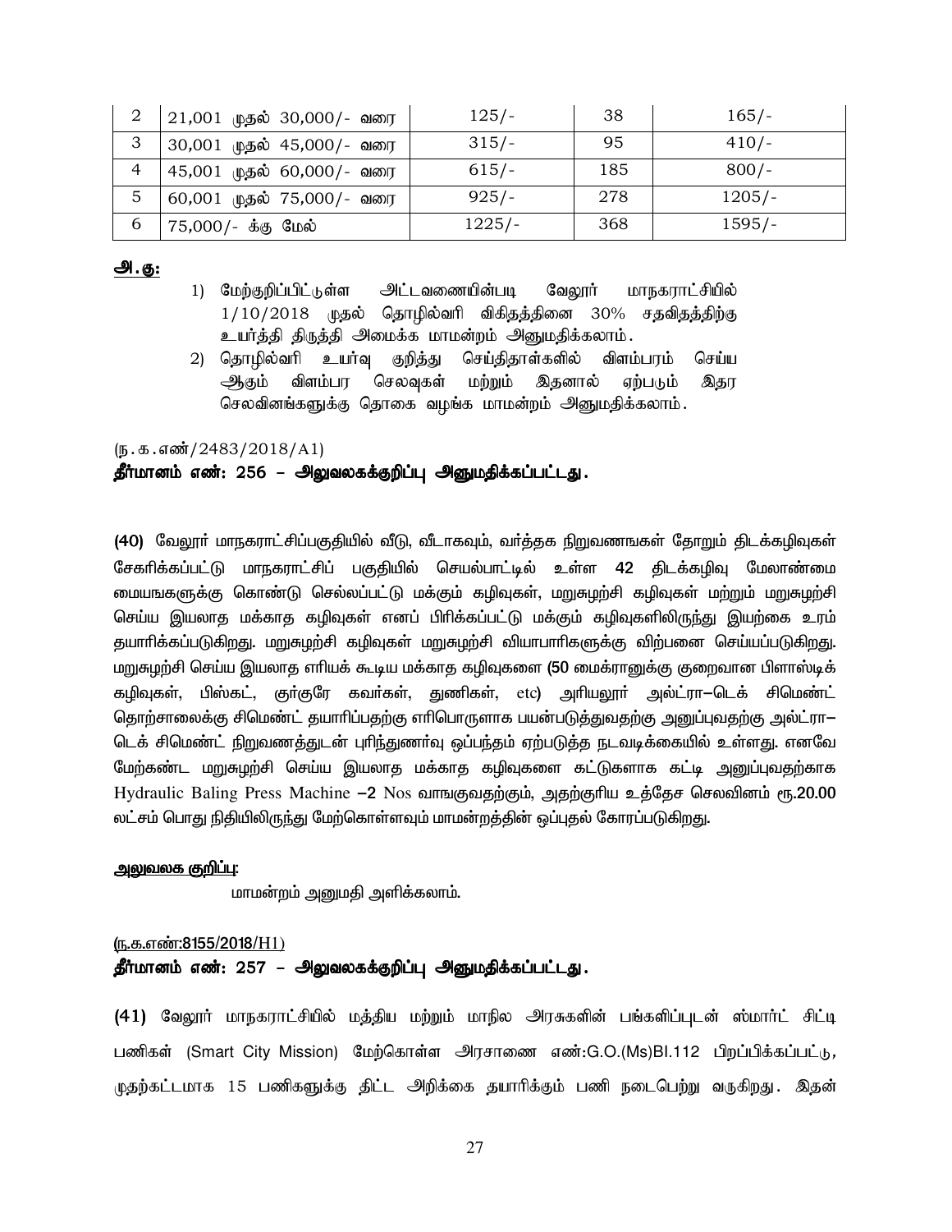| 2 | 21,001 முதல் 30,000/- வரை | 125/- | 38 | 165/- |
|---|---|---|---|---|
| 3 | 30,001 முதல் 45,000/- வரை | 315/- | 95 | 410/- |
| 4 | 45,001 முதல் 60,000/- வரை | 615/- | 185 | 800/- |
| 5 | 60,001 முதல் 75,000/- வரை | 925/- | 278 | 1205/- |
| 6 | 75,000/- க்கு மேல் | 1225/- | 368 | 1595/- |

**அ.கு:**

1) மேற்குறிப்பிட்டுள்ள அட்டவணையின்படி வேலூர் மாநகராட்சியில் 1/10/2018 முதல் தொழில்வரி விகிதத்தினை 30% சதவிதத்திற்கு உயர்த்தி திருத்தி அமைக்க மாமன்றம் அனுமதிக்கலாம்.
2) தொழில்வரி உயர்வு குறித்து செய்திதாள்களில் விளம்பரம் செய்ய ஆகும் விளம்பர செலவுகள் மற்றும் இதனால் ஏற்படும் இதர செலவினங்களுக்கு தொகை வழங்க மாமன்றம் அனுமதிக்கலாம்.

(ந.க.எண்/2483/2018/A1)

**தீர்மானம் எண்: 256 – அலுவலகக்குறிப்பு அனுமதிக்கப்பட்டது.**

**(40)** வேலூர் மாநகராட்சிப்பகுதியில் வீடு, வீடாகவும், வர்த்தக நிறுவணங்கள் தோறும் திடக்கழிவுகள் சேகரிக்கப்பட்டு மாநகராட்சிப் பகுதியில் செயல்பாட்டில் உள்ள **42** திடக்கழிவு மேலாண்மை மையஙகளுக்கு கொண்டு செல்லப்பட்டு மக்கும் கழிவுகள், மறுசுழற்சி கழிவுகள் மற்றும் மறுசுழற்சி செய்ய இயலாத மக்காத கழிவுகள் எனப் பிரிக்கப்பட்டு மக்கும் கழிவுகளிலிருந்து இயற்கை உரம் தயாரிக்கப்படுகிறது. மறுசுழற்சி கழிவுகள் மறுசுழற்சி வியாபாரிகளுக்கு விற்பனை செய்யப்படுகிறது. மறுசுழற்சி செய்ய இயலாத எரியக் கூடிய மக்காத கழிவுகளை **(50** மைக்ரானுக்கு குறைவான பிளாஸ்டிக் கழிவுகள், பிஸ்கட், குர்குரே கவர்கள், துணிகள், etc**)** அரியலூர் அல்ட்ரா–டெக் சிமெண்ட் தொழ்சாலைக்கு சிமெண்ட் தயாரிப்பதற்கு எரிபொருளாக பயன்படுத்துவதற்கு அனுப்புவதற்கு அல்ட்ரா–டெக் சிமெண்ட் நிறுவணத்துடன் புரிந்துணர்வு ஒப்பந்தம் ஏற்படுத்த நடவடிக்கையில் உள்ளது. எனவே மேற்கண்ட மறுசுழற்சி செய்ய இயலாத மக்காத கழிவுகளை கட்டுகளாக கட்டி அனுப்புவதற்காக Hydraulic Baling Press Machine **–2** Nos வாஙகுவதற்கும், அதற்குரிய உத்தேச செலவினம் ரூ.**20.00** லட்சம் பொது நிதியிலிருந்து மேற்கொள்ளவும் மாமன்றத்தின் ஒப்புதல் கோரப்படுகிறது.

**<u>அலுவலக குறிப்பு</u>:**

மாமன்றம் அனுமதி அளிக்கலாம்.

<u>(ந.க.எண்:8155/2018/H1)</u>

**தீர்மானம் எண்: 257 – அலுவலகக்குறிப்பு அனுமதிக்கப்பட்டது.**

**(41)** வேலூர் மாநகராட்சியில் மத்திய மற்றும் மாநில அரசுகளின் பங்களிப்புடன் ஸ்மார்ட் சிட்டி பணிகள் (Smart City Mission) மேற்கொள்ள அரசாணை எண்:G.O.(Ms)Bl.112 பிறப்பிக்கப்பட்டு, முதற்கட்டமாக 15 பணிகளுக்கு திட்ட அறிக்கை தயாரிக்கும் பணி நடைபெற்று வருகிறது. இதன்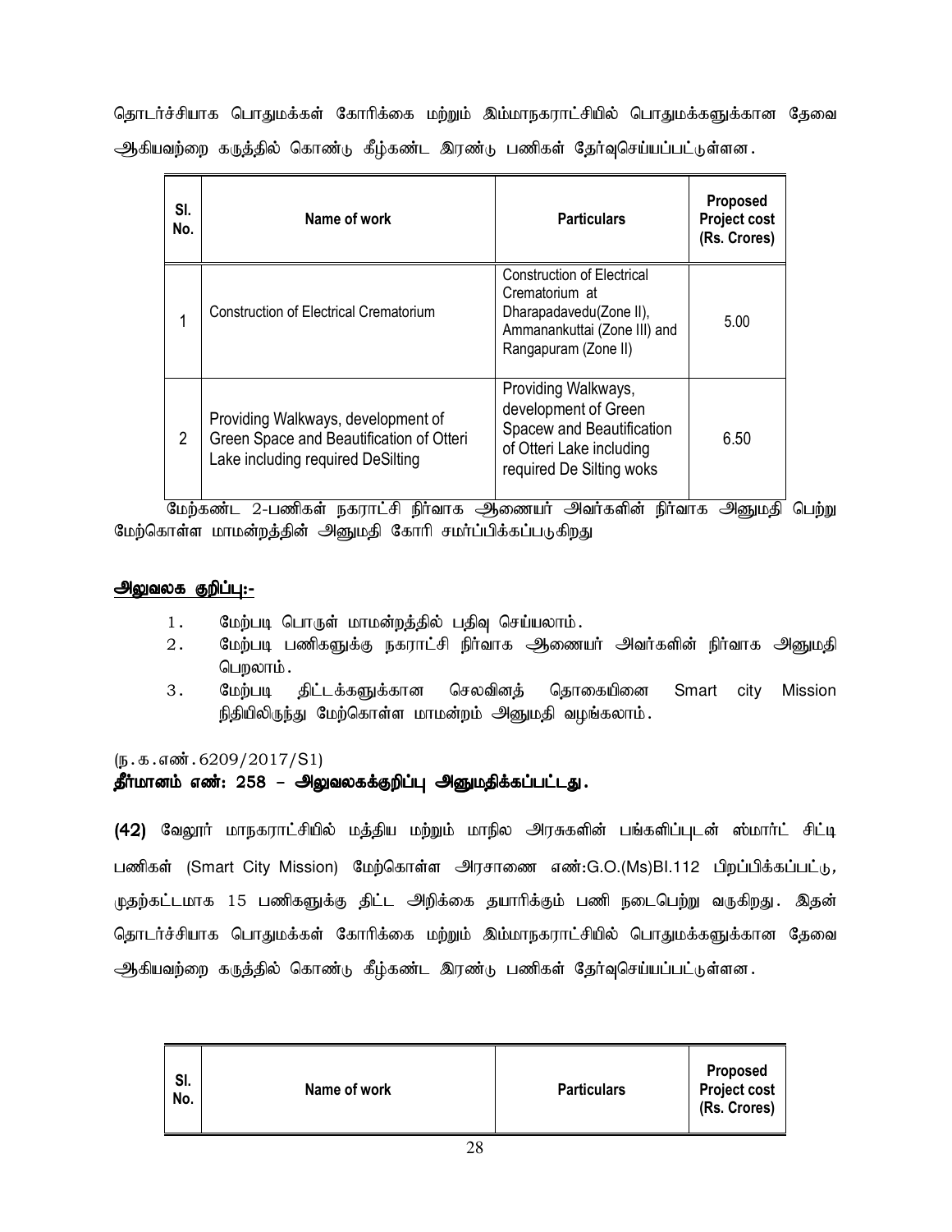தொடர்ச்சியாக பொதுமக்கள் கோரிக்கை மற்றும் இம்மாநகராட்சியில் பொதுமக்களுக்கான தேவை ஆகியவற்றை கருத்தில் கொண்டு கீழ்கண்ட இரண்டு பணிகள் தேர்வுசெய்யப்பட்டுள்ளன.

| Sl. No. | Name of work | Particulars | Proposed Project cost (Rs. Crores) |
|---|---|---|---|
| 1 | Construction of Electrical Crematorium | Construction of Electrical Crematorium at Dharapadavedu(Zone II), Ammanankuttai (Zone III) and Rangapuram (Zone II) | 5.00 |
| 2 | Providing Walkways, development of Green Space and Beautification of Otteri Lake including required DeSilting | Providing Walkways, development of Green Spacew and Beautification of Otteri Lake including required De Silting woks | 6.50 |

மேற்கண்ட 2-பணிகள் நகராட்சி நிர்வாக ஆணையர் அவர்களின் நிர்வாக அனுமதி பெற்று மேற்கொள்ள மாமன்றத்தின் அனுமதி கோரி சமர்ப்பிக்கப்படுகிறது

**<u>அலுவலக குறிப்பு:-</u>**

1. மேற்படி பொருள் மாமன்றத்தில் பதிவு செய்யலாம்.
2. மேற்படி பணிகளுக்கு நகராட்சி நிர்வாக ஆணையர் அவர்களின் நிர்வாக அனுமதி பெறலாம்.
3. மேற்படி திட்டக்களுக்கான செலவினத் தொகையினை Smart city Mission நிதியிலிருந்து மேற்கொள்ள மாமன்றம் அனுமதி வழங்கலாம்.

(ந.க.எண்.6209/2017/S1)

**தீர்மானம் எண்: 258 – அலுவலகக்குறிப்பு அனுமதிக்கப்பட்டது.**

**(42)** வேலூர் மாநகராட்சியில் மத்திய மற்றும் மாநில அரசுகளின் பங்களிப்புடன் ஸ்மார்ட் சிட்டி பணிகள் (Smart City Mission) மேற்கொள்ள அரசாணை எண்:G.O.(Ms)Bl.112 பிறப்பிக்கப்பட்டு, முதற்கட்டமாக 15 பணிகளுக்கு திட்ட அறிக்கை தயாரிக்கும் பணி நடைபெற்று வருகிறது. இதன் தொடர்ச்சியாக பொதுமக்கள் கோரிக்கை மற்றும் இம்மாநகராட்சியில் பொதுமக்களுக்கான தேவை ஆகியவற்றை கருத்தில் கொண்டு கீழ்கண்ட இரண்டு பணிகள் தேர்வுசெய்யப்பட்டுள்ளன.

| Sl. No. | Name of work | Particulars | Proposed Project cost (Rs. Crores) |
|---|---|---|---|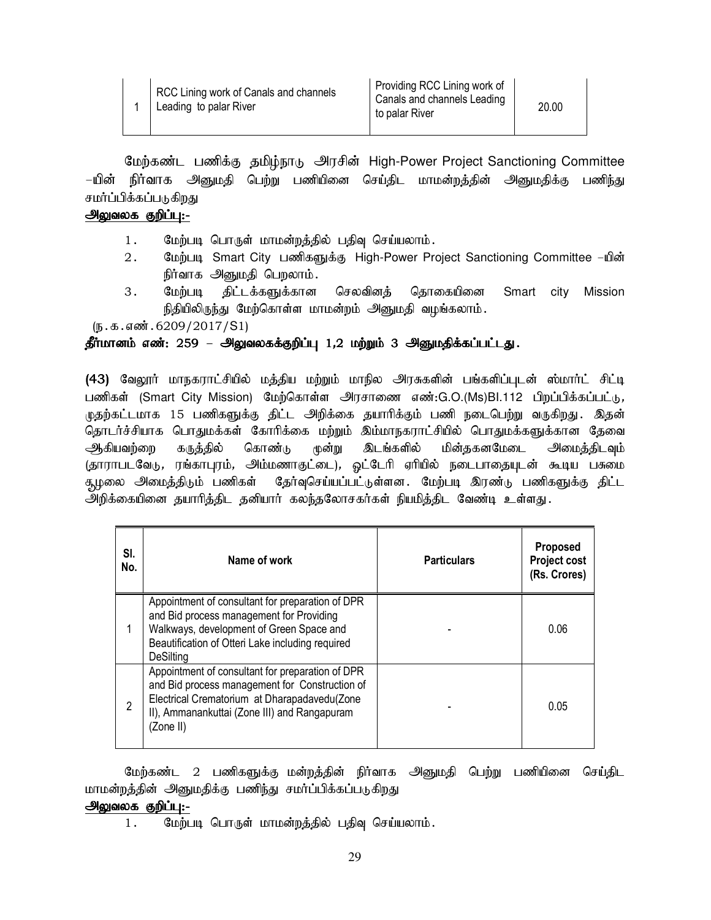| 1 | RCC Lining work of Canals and channels Leading to palar River | Providing RCC Lining work of Canals and channels Leading to palar River | 20.00 |
|---|---|---|---|

மேற்கண்ட பணிக்கு தமிழ்நாடு அரசின் High-Power Project Sanctioning Committee –யின் நிர்வாக அனுமதி பெற்று பணியினை செய்திட மாமன்றத்தின் அனுமதிக்கு பணிந்து சமர்ப்பிக்கப்படுகிறது

**அலுவலக குறிப்பு:-**

1. மேற்படி பொருள் மாமன்றத்தில் பதிவு செய்யலாம்.
2. மேற்படி Smart City பணிகளுக்கு High-Power Project Sanctioning Committee –யின் நிர்வாக அனுமதி பெறலாம்.
3. மேற்படி திட்டக்களுக்கான செலவினத் தொகையினை Smart city Mission நிதியிலிருந்து மேற்கொள்ள மாமன்றம் அனுமதி வழங்கலாம்.

(ந.க.எண்.6209/2017/S1)

**தீர்மானம் எண்: 259 – அலுவலகக்குறிப்பு 1,2 மற்றும் 3 அனுமதிக்கப்பட்டது.**

**(43)** வேலூர் மாநகராட்சியில் மத்திய மற்றும் மாநில அரசுகளின் பங்களிப்புடன் ஸ்மார்ட் சிட்டி பணிகள் (Smart City Mission) மேற்கொள்ள அரசாணை எண்:G.O.(Ms)Bl.112 பிறப்பிக்கப்பட்டு, முதற்கட்டமாக 15 பணிகளுக்கு திட்ட அறிக்கை தயாரிக்கும் பணி நடைபெற்று வருகிறது. இதன் தொடர்ச்சியாக பொதுமக்கள் கோரிக்கை மற்றும் இம்மாநகராட்சியில் பொதுமக்களுக்கான தேவை ஆகியவற்றை கருத்தில் கொண்டு மூன்று இடங்களில் மின்தகனமேடை அமைத்திடவும் (தாராபடவேடு, ரங்காபுரம், அம்மணாகுட்டை), ஓட்டேரி ஏரியில் நடைபாதையுடன் கூடிய பசுமை சூழலை அமைத்திடும் பணிகள் தேர்வுசெய்யப்பட்டுள்ளன. மேற்படி இரண்டு பணிகளுக்கு திட்ட அறிக்கையினை தயாரித்திட தனியார் கலந்தலோசகர்கள் நியமித்திட வேண்டி உள்ளது.

| Sl. No. | Name of work | Particulars | Proposed Project cost (Rs. Crores) |
|---|---|---|---|
| 1 | Appointment of consultant for preparation of DPR and Bid process management for Providing Walkways, development of Green Space and Beautification of Otteri Lake including required DeSilting | - | 0.06 |
| 2 | Appointment of consultant for preparation of DPR and Bid process management for Construction of Electrical Crematorium at Dharapadavedu(Zone II), Ammanankuttai (Zone III) and Rangapuram (Zone II) | - | 0.05 |

மேற்கண்ட 2 பணிகளுக்கு மன்றத்தின் நிர்வாக அனுமதி பெற்று பணியினை செய்திட மாமன்றத்தின் அனுமதிக்கு பணிந்து சமர்ப்பிக்கப்படுகிறது

**அலுவலக குறிப்பு:-**

1. மேற்படி பொருள் மாமன்றத்தில் பதிவு செய்யலாம்.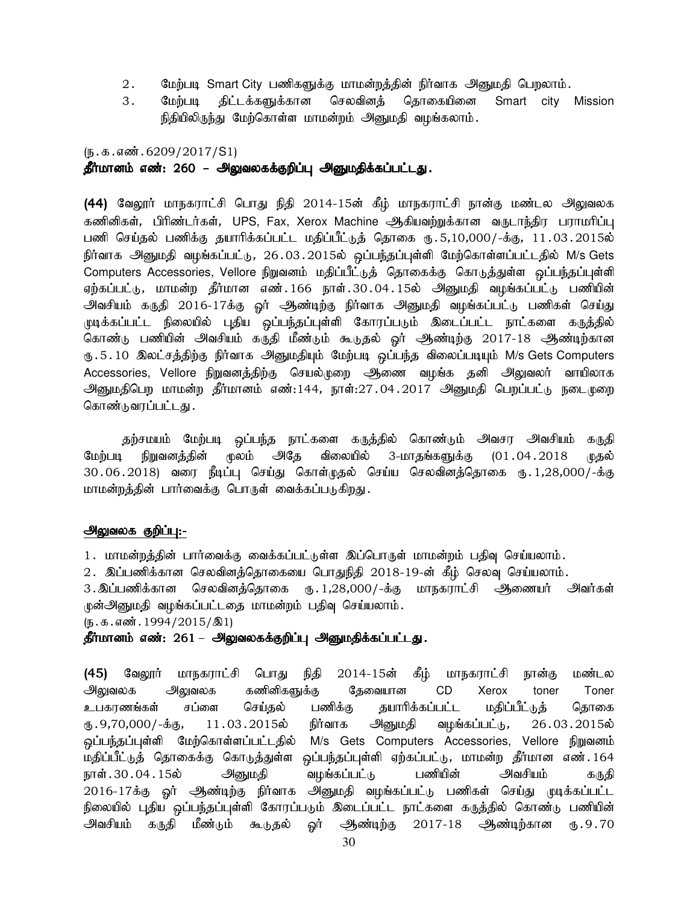2. மேற்படி Smart City பணிகளுக்கு மாமன்றத்தின் நிர்வாக அனுமதி பெறலாம்.
3. மேற்படி திட்டக்களுக்கான செலவினத் தொகையினை Smart city Mission நிதியிலிருந்து மேற்கொள்ள மாமன்றம் அனுமதி வழங்கலாம்.

(ந.க.எண்.6209/2017/S1)

**தீர்மானம் எண்: 260 – அலுவலகக்குறிப்பு அனுமதிக்கப்பட்டது.**

**(44)** வேலூர் மாநகராட்சி பொது நிதி 2014-15ன் கீழ் மாநகராட்சி நான்கு மண்டல அலுவலக கணினிகள், பிரிண்டர்கள், UPS, Fax, Xerox Machine ஆகியவற்றுக்கான வருடாந்திர பராமரிப்பு பணி செய்தல் பணிக்கு தயாரிக்கப்பட்ட மதிப்பீட்டுத் தொகை ரூ.5,10,000/-க்கு, 11.03.2015ல் நிர்வாக அனுமதி வழங்கப்பட்டு, 26.03.2015ல் ஒப்பந்தப்புள்ளி மேற்கொள்ளப்பட்டதில் M/s Gets Computers Accessories, Vellore நிறுவனம் மதிப்பீட்டுத் தொகைக்கு கொடுத்துள்ள ஒப்பந்தப்புள்ளி ஏற்கப்பட்டு, மாமன்ற தீர்மான எண்.166 நாள்.30.04.15ல் அனுமதி வழங்கப்பட்டு பணியின் அவசியம் கருதி 2016-17க்கு ஓர் ஆண்டிற்கு நிர்வாக அனுமதி வழங்கப்பட்டு பணிகள் செய்து முடிக்கப்பட்ட நிலையில் புதிய ஒப்பந்தப்புள்ளி கோரப்படும் இடைப்பட்ட நாட்களை கருத்தில் கொண்டு பணியின் அவசியம் கருதி மீண்டும் கூடுதல் ஓர் ஆண்டிற்கு 2017-18 ஆண்டிற்கான ரூ.5.10 இலட்சத்திற்கு நிர்வாக அனுமதியும் மேற்படி ஒப்பந்த விலைப்படியும் M/s Gets Computers Accessories, Vellore நிறுவனத்திற்கு செயல்முறை ஆணை வழங்க தனி அலுவலர் வாயிலாக அனுமதிபெற மாமன்ற தீர்மானம் எண்:144, நாள்:27.04.2017 அனுமதி பெறப்பட்டு நடைமுறை கொண்டுவரப்பட்டது.

தற்சமயம் மேற்படி ஒப்பந்த நாட்களை கருத்தில் கொண்டும் அவசர அவசியம் கருதி மேற்படி நிறுவனத்தின் மூலம் அதே விலையில் 3-மாதங்களுக்கு (01.04.2018 முதல் 30.06.2018) வரை நீடிப்பு செய்து கொள்முதல் செய்ய செலவினத்தொகை ரூ.1,28,000/-க்கு மாமன்றத்தின் பார்வைக்கு பொருள் வைக்கப்படுகிறது.

**அலுவலக குறிப்பு:-**

1. மாமன்றத்தின் பார்வைக்கு வைக்கப்பட்டுள்ள இப்பொருள் மாமன்றம் பதிவு செய்யலாம்.
2. இப்பணிக்கான செலவினத்தொகையை பொதுநிதி 2018-19-ன் கீழ் செலவு செய்யலாம்.
3. இப்பணிக்கான செலவினத்தொகை ரூ.1,28,000/-க்கு மாநகராட்சி ஆணையர் அவர்கள் முன்அனுமதி வழங்கப்பட்டதை மாமன்றம் பதிவு செய்யலாம்.

(ந.க.எண்.1994/2015/இ1)

**தீர்மானம் எண்: 261 – அலுவலகக்குறிப்பு அனுமதிக்கப்பட்டது.**

**(45)** வேலூர் மாநகராட்சி பொது நிதி 2014-15ன் கீழ் மாநகராட்சி நான்கு மண்டல அலுவலக அலுவலக கணினிகளுக்கு தேவையான CD Xerox toner Toner உபகரணங்கள் சப்ளை செய்தல் பணிக்கு தயாரிக்கப்பட்ட மதிப்பீட்டுத் தொகை ரூ.9,70,000/-க்கு, 11.03.2015ல் நிர்வாக அனுமதி வழங்கப்பட்டு, 26.03.2015ல் ஒப்பந்தப்புள்ளி மேற்கொள்ளப்பட்டதில் M/s Gets Computers Accessories, Vellore நிறுவனம் மதிப்பீட்டுத் தொகைக்கு கொடுத்துள்ள ஒப்பந்தப்புள்ளி ஏற்கப்பட்டு, மாமன்ற தீர்மான எண்.164 நாள்.30.04.15ல் அனுமதி வழங்கப்பட்டு பணியின் அவசியம் கருதி 2016-17க்கு ஓர் ஆண்டிற்கு நிர்வாக அனுமதி வழங்கப்பட்டு பணிகள் செய்து முடிக்கப்பட்ட நிலையில் புதிய ஒப்பந்தப்புள்ளி கோரப்படும் இடைப்பட்ட நாட்களை கருத்தில் கொண்டு பணியின் அவசியம் கருதி மீண்டும் கூடுதல் ஓர் ஆண்டிற்கு 2017-18 ஆண்டிற்கான ரூ.9.70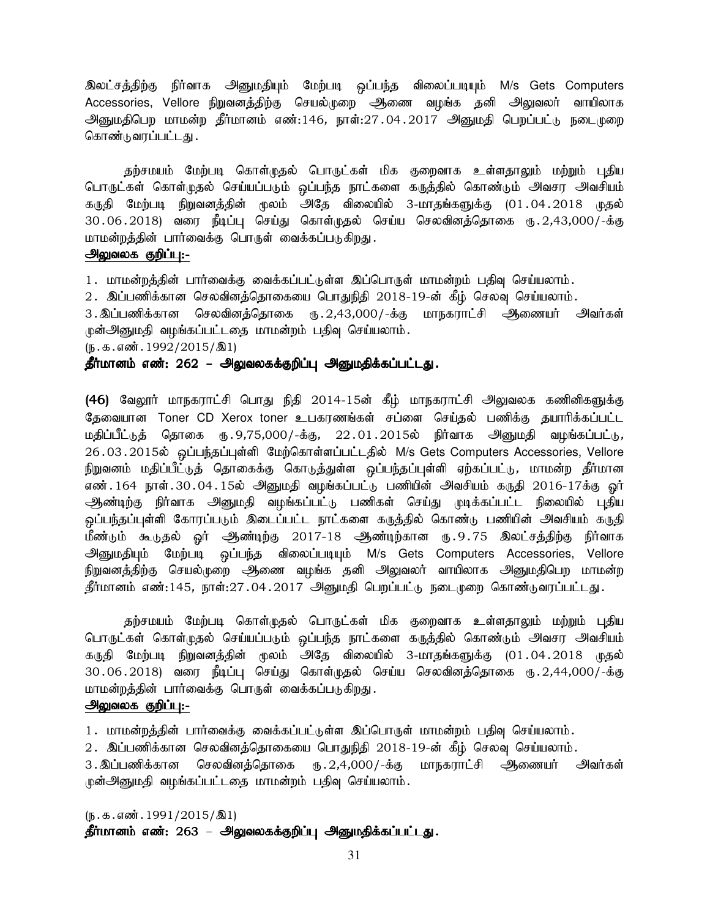இலட்சத்திற்கு நிர்வாக அனுமதியும் மேற்படி ஒப்பந்த விலைப்படியும் M/s Gets Computers Accessories, Vellore நிறுவனத்திற்கு செயல்முறை ஆணை வழங்க தனி அலுவலர் வாயிலாக அனுமதிபெற மாமன்ற தீர்மானம் எண்:146, நாள்:27.04.2017 அனுமதி பெறப்பட்டு நடைமுறை கொண்டுவரப்பட்டது.

தற்சமயம் மேற்படி கொள்முதல் பொருட்கள் மிக குறைவாக உள்ளதாலும் மற்றும் புதிய பொருட்கள் கொள்முதல் செய்யப்படும் ஒப்பந்த நாட்களை கருத்தில் கொண்டும் அவசர அவசியம் கருதி மேற்படி நிறுவனத்தின் மூலம் அதே விலையில் 3-மாதங்களுக்கு (01.04.2018 முதல் 30.06.2018) வரை நீடிப்பு செய்து கொள்முதல் செய்ய செலவினத்தொகை ரு.2,43,000/-க்கு மாமன்றத்தின் பார்வைக்கு பொருள் வைக்கப்படுகிறது.

**அலுவலக குறிப்பு:-**

1. மாமன்றத்தின் பார்வைக்கு வைக்கப்பட்டுள்ள இப்பொருள் மாமன்றம் பதிவு செய்யலாம்.
2. இப்பணிக்கான செலவினத்தொகையை பொதுநிதி 2018-19-ன் கீழ் செலவு செய்யலாம்.
3. இப்பணிக்கான செலவினத்தொகை ரு.2,43,000/-க்கு மாநகராட்சி ஆணையர் அவர்கள் முன்அனுமதி வழங்கப்பட்டதை மாமன்றம் பதிவு செய்யலாம்.

(ந.க.எண்.1992/2015/இ1)

**தீர்மானம் எண்: 262 – அலுவலகக்குறிப்பு அனுமதிக்கப்பட்டது.**

**(46)** வேலூர் மாநகராட்சி பொது நிதி 2014-15ன் கீழ் மாநகராட்சி அலுவலக கணினிகளுக்கு தேவையான Toner CD Xerox toner உபகரணங்கள் சப்ளை செய்தல் பணிக்கு தயாரிக்கப்பட்ட மதிப்பீட்டுத் தொகை ரு.9,75,000/-க்கு, 22.01.2015ல் நிர்வாக அனுமதி வழங்கப்பட்டு, 26.03.2015ல் ஒப்பந்தப்புள்ளி மேற்கொள்ளப்பட்டதில் M/s Gets Computers Accessories, Vellore நிறுவனம் மதிப்பீட்டுத் தொகைக்கு கொடுத்துள்ள ஒப்பந்தப்புள்ளி ஏற்கப்பட்டு, மாமன்ற தீர்மான எண்.164 நாள்.30.04.15ல் அனுமதி வழங்கப்பட்டு பணியின் அவசியம் கருதி 2016-17க்கு ஓர் ஆண்டிற்கு நிர்வாக அனுமதி வழங்கப்பட்டு பணிகள் செய்து முடிக்கப்பட்ட நிலையில் புதிய ஒப்பந்தப்புள்ளி கோரப்படும் இடைப்பட்ட நாட்களை கருத்தில் கொண்டு பணியின் அவசியம் கருதி மீண்டும் கூடுதல் ஓர் ஆண்டிற்கு 2017-18 ஆண்டிற்கான ரு.9.75 இலட்சத்திற்கு நிர்வாக அனுமதியும் மேற்படி ஒப்பந்த விலைப்படியும் M/s Gets Computers Accessories, Vellore நிறுவனத்திற்கு செயல்முறை ஆணை வழங்க தனி அலுவலர் வாயிலாக அனுமதிபெற மாமன்ற தீர்மானம் எண்:145, நாள்:27.04.2017 அனுமதி பெறப்பட்டு நடைமுறை கொண்டுவரப்பட்டது.

தற்சமயம் மேற்படி கொள்முதல் பொருட்கள் மிக குறைவாக உள்ளதாலும் மற்றும் புதிய பொருட்கள் கொள்முதல் செய்யப்படும் ஒப்பந்த நாட்களை கருத்தில் கொண்டும் அவசர அவசியம் கருதி மேற்படி நிறுவனத்தின் மூலம் அதே விலையில் 3-மாதங்களுக்கு (01.04.2018 முதல் 30.06.2018) வரை நீடிப்பு செய்து கொள்முதல் செய்ய செலவினத்தொகை ரு.2,44,000/-க்கு மாமன்றத்தின் பார்வைக்கு பொருள் வைக்கப்படுகிறது.

**அலுவலக குறிப்பு:-**

1. மாமன்றத்தின் பார்வைக்கு வைக்கப்பட்டுள்ள இப்பொருள் மாமன்றம் பதிவு செய்யலாம்.
2. இப்பணிக்கான செலவினத்தொகையை பொதுநிதி 2018-19-ன் கீழ் செலவு செய்யலாம்.
3. இப்பணிக்கான செலவினத்தொகை ரு.2,4,000/-க்கு மாநகராட்சி ஆணையர் அவர்கள் முன்அனுமதி வழங்கப்பட்டதை மாமன்றம் பதிவு செய்யலாம்.

(ந.க.எண்.1991/2015/இ1)

**தீர்மானம் எண்: 263 – அலுவலகக்குறிப்பு அனுமதிக்கப்பட்டது.**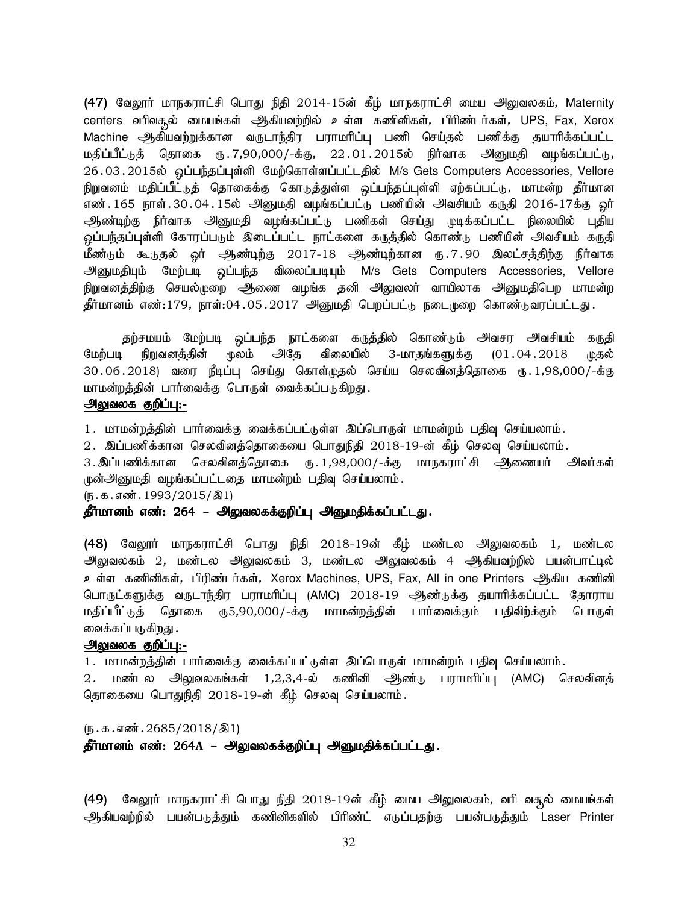**(47)** வேலூர் மாநகராட்சி பொது நிதி 2014-15ன் கீழ் மாநகராட்சி மைய அலுவலகம், Maternity centers வரிவசூல் மையங்கள் ஆகியவற்றில் உள்ள கணினிகள், பிரிண்டர்கள், UPS, Fax, Xerox Machine ஆகியவற்றுக்கான வருடாந்திர பராமரிப்பு பணி செய்தல் பணிக்கு தயாரிக்கப்பட்ட மதிப்பீட்டுத் தொகை ரூ.7,90,000/-க்கு, 22.01.2015ல் நிர்வாக அனுமதி வழங்கப்பட்டு, 26.03.2015ல் ஒப்பந்தப்புள்ளி மேற்கொள்ளப்பட்டதில் M/s Gets Computers Accessories, Vellore நிறுவனம் மதிப்பீட்டுத் தொகைக்கு கொடுத்துள்ள ஒப்பந்தப்புள்ளி ஏற்கப்பட்டு, மாமன்ற தீர்மான எண்.165 நாள்.30.04.15ல் அனுமதி வழங்கப்பட்டு பணியின் அவசியம் கருதி 2016-17க்கு ஓர் ஆண்டிற்கு நிர்வாக அனுமதி வழங்கப்பட்டு பணிகள் செய்து முடிக்கப்பட்ட நிலையில் புதிய ஒப்பந்தப்புள்ளி கோரப்படும் இடைப்பட்ட நாட்களை கருத்தில் கொண்டு பணியின் அவசியம் கருதி மீண்டும் கூடுதல் ஓர் ஆண்டிற்கு 2017-18 ஆண்டிற்கான ரூ.7.90 இலட்சத்திற்கு நிர்வாக அனுமதியும் மேற்படி ஒப்பந்த விலைப்படியும் M/s Gets Computers Accessories, Vellore நிறுவனத்திற்கு செயல்முறை ஆணை வழங்க தனி அலுவலர் வாயிலாக அனுமதிபெற மாமன்ற தீர்மானம் எண்:179, நாள்:04.05.2017 அனுமதி பெறப்பட்டு நடைமுறை கொண்டுவரப்பட்டது.

தற்சமயம் மேற்படி ஒப்பந்த நாட்களை கருத்தில் கொண்டும் அவசர அவசியம் கருதி மேற்படி நிறுவனத்தின் மூலம் அதே விலையில் 3-மாதங்களுக்கு (01.04.2018 முதல் 30.06.2018) வரை நீடிப்பு செய்து கொள்முதல் செய்ய செலவினத்தொகை ரூ.1,98,000/-க்கு மாமன்றத்தின் பார்வைக்கு பொருள் வைக்கப்படுகிறது.

**அலுவலக குறிப்பு:-**

1. மாமன்றத்தின் பார்வைக்கு வைக்கப்பட்டுள்ள இப்பொருள் மாமன்றம் பதிவு செய்யலாம்.
2. இப்பணிக்கான செலவினத்தொகையை பொதுநிதி 2018-19-ன் கீழ் செலவு செய்யலாம்.
3. இப்பணிக்கான செலவினத்தொகை ரூ.1,98,000/-க்கு மாநகராட்சி ஆணையர் அவர்கள் முன்அனுமதி வழங்கப்பட்டதை மாமன்றம் பதிவு செய்யலாம்.

(ந.க.எண்.1993/2015/இ1)

**தீர்மானம் எண்: 264 – அலுவலகக்குறிப்பு அனுமதிக்கப்பட்டது.**

**(48)** வேலூர் மாநகராட்சி பொது நிதி 2018-19ன் கீழ் மண்டல அலுவலகம் 1, மண்டல அலுவலகம் 2, மண்டல அலுவலகம் 3, மண்டல அலுவலகம் 4 ஆகியவற்றில் பயன்பாட்டில் உள்ள கணினிகள், பிரிண்டர்கள், Xerox Machines, UPS, Fax, All in one Printers ஆகிய கணினி பொருட்களுக்கு வருடாந்திர பராமரிப்பு (AMC) 2018-19 ஆண்டுக்கு தயாரிக்கப்பட்ட தோராய மதிப்பீட்டுத் தொகை ரூ5,90,000/-க்கு மாமன்றத்தின் பார்வைக்கும் பதிவிற்க்கும் பொருள் வைக்கப்படுகிறது.

**அலுவலக குறிப்பு:-**

1. மாமன்றத்தின் பார்வைக்கு வைக்கப்பட்டுள்ள இப்பொருள் மாமன்றம் பதிவு செய்யலாம்.
2. மண்டல அலுவலகங்கள் 1,2,3,4-ல் கணினி ஆண்டு பராமரிப்பு (AMC) செலவினத் தொகையை பொதுநிதி 2018-19-ன் கீழ் செலவு செய்யலாம்.

(ந.க.எண்.2685/2018/இ1)

**தீர்மானம் எண்: 264A – அலுவலகக்குறிப்பு அனுமதிக்கப்பட்டது.**

**(49)** வேலூர் மாநகராட்சி பொது நிதி 2018-19ன் கீழ் மைய அலுவலகம், வரி வசூல் மையங்கள் ஆகியவற்றில் பயன்படுத்தும் கணினிகளில் பிரிண்ட் எடுப்பதற்கு பயன்படுத்தும் Laser Printer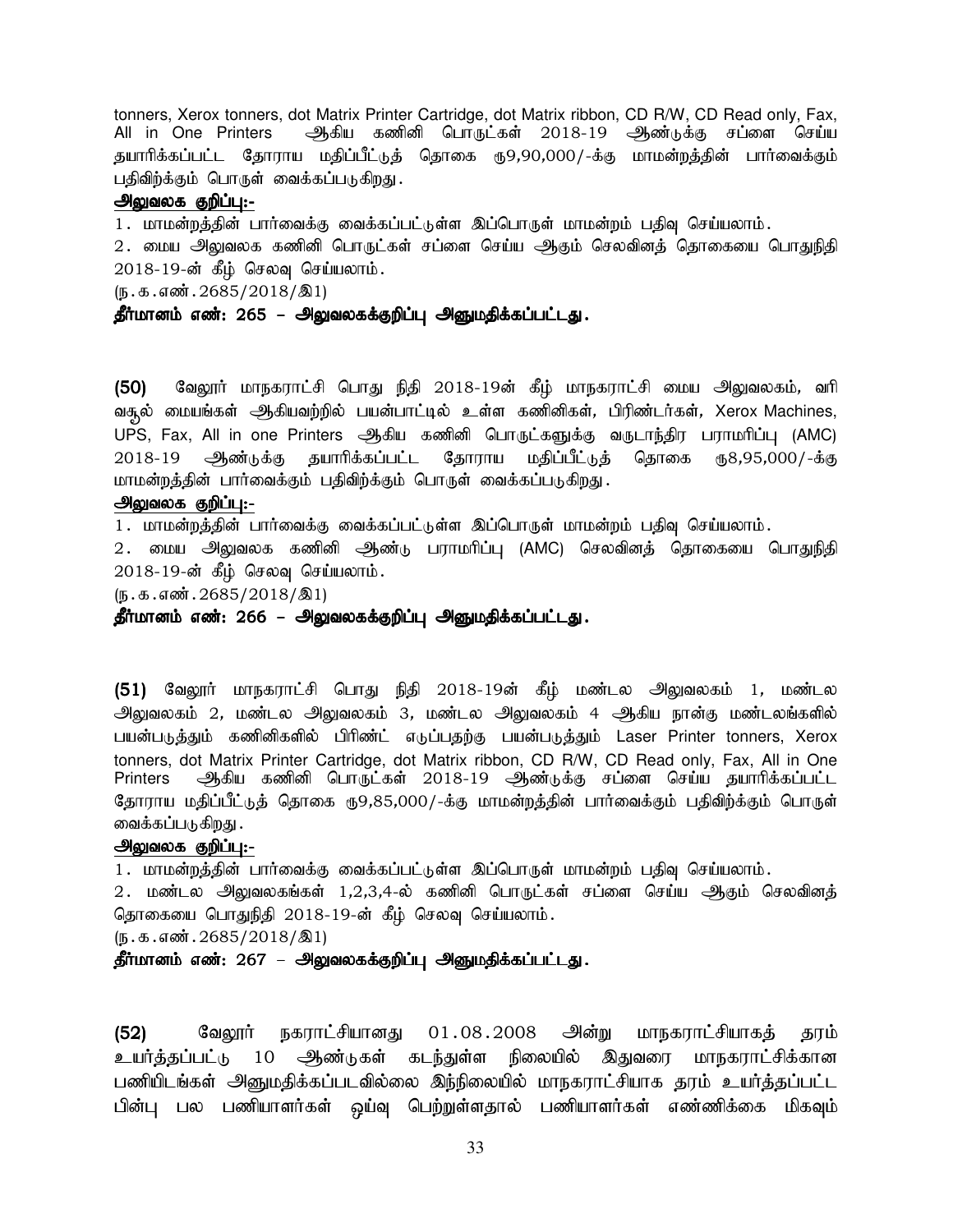tonners, Xerox tonners, dot Matrix Printer Cartridge, dot Matrix ribbon, CD R/W, CD Read only, Fax, All in One Printers ஆகிய கணினி பொருட்கள் 2018-19 ஆண்டுக்கு சப்ளை செய்ய தயாரிக்கப்பட்ட தோராய மதிப்பீட்டுத் தொகை ரூ9,90,000/-க்கு மாமன்றத்தின் பார்வைக்கும் பதிவிற்க்கும் பொருள் வைக்கப்படுகிறது.

**அலுவலக குறிப்பு:-**

1. மாமன்றத்தின் பார்வைக்கு வைக்கப்பட்டுள்ள இப்பொருள் மாமன்றம் பதிவு செய்யலாம்.

2. மைய அலுவலக கணினி பொருட்கள் சப்ளை செய்ய ஆகும் செலவினத் தொகையை பொதுநிதி 2018-19-ன் கீழ் செலவு செய்யலாம்.

(ந.க.எண்.2685/2018/இ1)

***தீர்மானம் எண்: 265 – அலுவலகக்குறிப்பு அனுமதிக்கப்பட்டது.***

**(50)** வேலூர் மாநகராட்சி பொது நிதி 2018-19ன் கீழ் மாநகராட்சி மைய அலுவலகம், வரி வசூல் மையங்கள் ஆகியவற்றில் பயன்பாட்டில் உள்ள கணினிகள், பிரிண்டர்கள், Xerox Machines, UPS, Fax, All in one Printers ஆகிய கணினி பொருட்களுக்கு வருடாந்திர பராமரிப்பு (AMC) 2018-19 ஆண்டுக்கு தயாரிக்கப்பட்ட தோராய மதிப்பீட்டுத் தொகை ரூ8,95,000/-க்கு மாமன்றத்தின் பார்வைக்கும் பதிவிற்க்கும் பொருள் வைக்கப்படுகிறது.

**அலுவலக குறிப்பு:-**

1. மாமன்றத்தின் பார்வைக்கு வைக்கப்பட்டுள்ள இப்பொருள் மாமன்றம் பதிவு செய்யலாம்.

2. மைய அலுவலக கணினி ஆண்டு பராமரிப்பு (AMC) செலவினத் தொகையை பொதுநிதி 2018-19-ன் கீழ் செலவு செய்யலாம்.

(ந.க.எண்.2685/2018/இ1)

***தீர்மானம் எண்: 266 – அலுவலகக்குறிப்பு அனுமதிக்கப்பட்டது.***

**(51)** வேலூர் மாநகராட்சி பொது நிதி 2018-19ன் கீழ் மண்டல அலுவலகம் 1, மண்டல அலுவலகம் 2, மண்டல அலுவலகம் 3, மண்டல அலுவலகம் 4 ஆகிய நான்கு மண்டலங்களில் பயன்படுத்தும் கணினிகளில் பிரிண்ட் எடுப்பதற்கு பயன்படுத்தும் Laser Printer tonners, Xerox tonners, dot Matrix Printer Cartridge, dot Matrix ribbon, CD R/W, CD Read only, Fax, All in One Printers ஆகிய கணினி பொருட்கள் 2018-19 ஆண்டுக்கு சப்ளை செய்ய தயாரிக்கப்பட்ட தோராய மதிப்பீட்டுத் தொகை ரூ9,85,000/-க்கு மாமன்றத்தின் பார்வைக்கும் பதிவிற்க்கும் பொருள் வைக்கப்படுகிறது.

**அலுவலக குறிப்பு:-**

1. மாமன்றத்தின் பார்வைக்கு வைக்கப்பட்டுள்ள இப்பொருள் மாமன்றம் பதிவு செய்யலாம்.

2. மண்டல அலுவலகங்கள் 1,2,3,4-ல் கணினி பொருட்கள் சப்ளை செய்ய ஆகும் செலவினத் தொகையை பொதுநிதி 2018-19-ன் கீழ் செலவு செய்யலாம்.

(ந.க.எண்.2685/2018/இ1)

***தீர்மானம் எண்: 267 – அலுவலகக்குறிப்பு அனுமதிக்கப்பட்டது.***

**(52)** வேலூர் நகராட்சியானது 01.08.2008 அன்று மாநகராட்சியாகத் தரம் உயர்த்தப்பட்டு 10 ஆண்டுகள் கடந்துள்ள நிலையில் இதுவரை மாநகராட்சிக்கான பணியிடங்கள் அனுமதிக்கப்படவில்லை இந்நிலையில் மாநகராட்சியாக தரம் உயர்த்தப்பட்ட பின்பு பல பணியாளர்கள் ஒய்வு பெற்றுள்ளதால் பணியாளர்கள் எண்ணிக்கை மிகவும்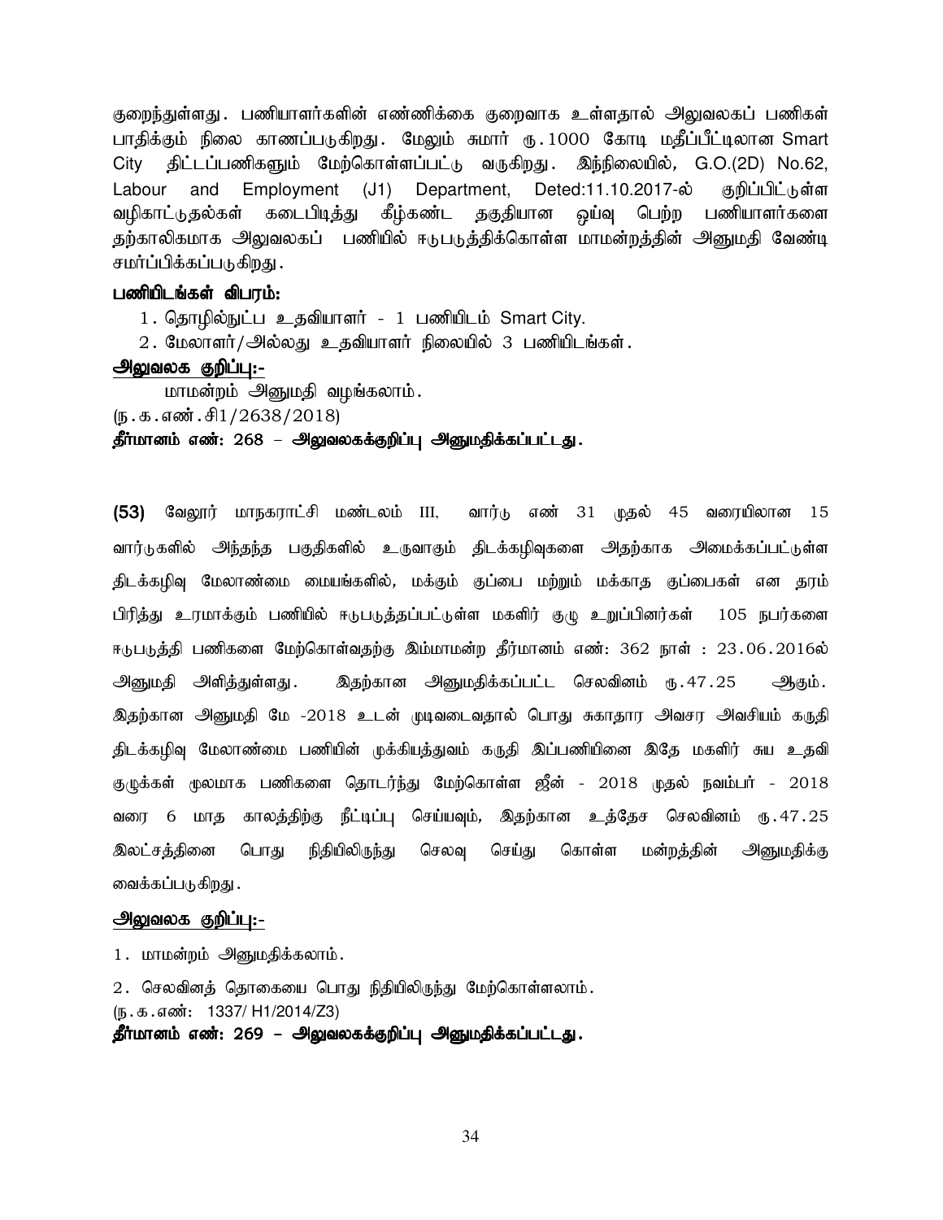குறைந்துள்ளது. பணியாளர்களின் எண்ணிக்கை குறைவாக உள்ளதால் அலுவலகப் பணிகள் பாதிக்கும் நிலை காணப்படுகிறது. மேலும் சுமார் ரு.1000 கோடி மதீப்பீட்டிலான Smart City திட்டப்பணிகளும் மேற்கொள்ளப்பட்டு வருகிறது. இந்நிலையில், G.O.(2D) No.62, Labour and Employment (J1) Department, Deted:11.10.2017-ல் குறிப்பிட்டுள்ள வழிகாட்டுதல்கள் கடைபிடித்து கீழ்கண்ட தகுதியான ஓய்வு பெற்ற பணியாளர்களை தற்காலிகமாக அலுவலகப் பணியில் ஈடுபடுத்திக்கொள்ள மாமன்றத்தின் அனுமதி வேண்டி சமர்ப்பிக்கப்படுகிறது.

**பணியிடங்கள் விபரம்:**

1. தொழில்நுட்ப உதவியாளர் - 1 பணியிடம் Smart City.
2. மேலாளர்/அல்லது உதவியாளர் நிலையில் 3 பணியிடங்கள்.

**அலுவலக குறிப்பு:-**

மாமன்றம் அனுமதி வழங்கலாம்.

(ந.க.எண்.சி1/2638/2018)

**தீர்மானம் எண்: 268 – அலுவலகக்குறிப்பு அனுமதிக்கப்பட்டது.**

**(53)** வேலூர் மாநகராட்சி மண்டலம் III, வார்டு எண் 31 முதல் 45 வரையிலான 15 வார்டுகளில் அந்தந்த பகுதிகளில் உருவாகும் திடக்கழிவுகளை அதற்காக அமைக்கப்பட்டுள்ள திடக்கழிவு மேலாண்மை மையங்களில், மக்கும் குப்பை மற்றும் மக்காத குப்பைகள் என தரம் பிரித்து உரமாக்கும் பணியில் ஈடுபடுத்தப்பட்டுள்ள மகளிர் குழு உறுப்பினர்கள் 105 நபர்களை ஈடுபடுத்தி பணிகளை மேற்கொள்வதற்கு இம்மாமன்ற தீர்மானம் எண்: 362 நாள் : 23.06.2016ல் அனுமதி அளித்துள்ளது. இதற்கான அனுமதிக்கப்பட்ட செலவினம் ரூ.47.25 ஆகும். இதற்கான அனுமதி மே -2018 உடன் முடிவடைவதால் பொது சுகாதார அவசர அவசியம் கருதி திடக்கழிவு மேலாண்மை பணியின் முக்கியத்துவம் கருதி இப்பணியினை இதே மகளிர் சுய உதவி குழுக்கள் மூலமாக பணிகளை தொடர்ந்து மேற்கொள்ள ஜீன் - 2018 முதல் நவம்பர் - 2018 வரை 6 மாத காலத்திற்கு நீட்டிப்பு செய்யவும், இதற்கான உத்தேச செலவினம் ரூ.47.25 இலட்சத்தினை பொது நிதியிலிருந்து செலவு செய்து கொள்ள மன்றத்தின் அனுமதிக்கு வைக்கப்படுகிறது.

**அலுவலக குறிப்பு:-**

1. மாமன்றம் அனுமதிக்கலாம்.
2. செலவினத் தொகையை பொது நிதியிலிருந்து மேற்கொள்ளலாம்.

(ந.க.எண்: 1337/ H1/2014/Z3)

**தீர்மானம் எண்: 269 – அலுவலகக்குறிப்பு அனுமதிக்கப்பட்டது.**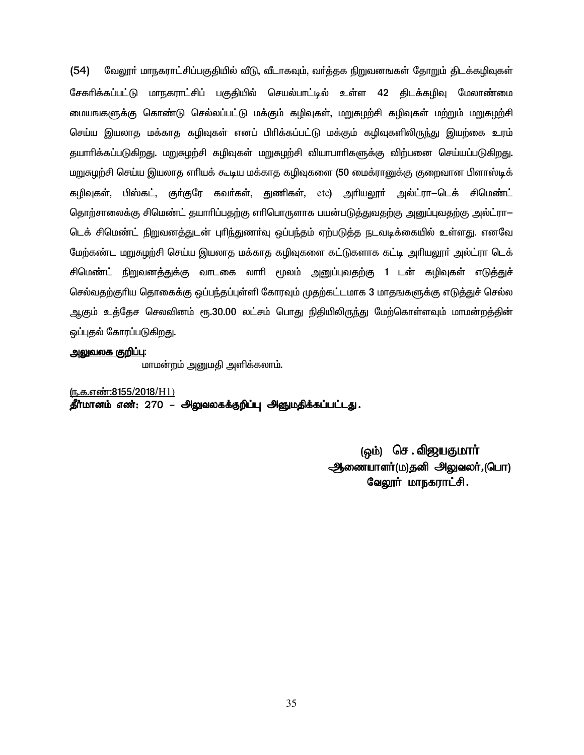(54) வேலூர் மாநகராட்சிப்பகுதியில் வீடு, வீடாகவும், வர்த்தக நிறுவனங்கள் தோறும் திடக்கழிவுகள் சேகரிக்கப்பட்டு மாநகராட்சிப் பகுதியில் செயல்பாட்டில் உள்ள 42 திடக்கழிவு மேலாண்மை மையங்களுக்கு கொண்டு செல்லப்பட்டு மக்கும் கழிவுகள், மறுசுழற்சி கழிவுகள் மற்றும் மறுசுழற்சி செய்ய இயலாத மக்காத கழிவுகள் எனப் பிரிக்கப்பட்டு மக்கும் கழிவுகளிலிருந்து இயற்கை உரம் தயாரிக்கப்படுகிறது. மறுசுழற்சி கழிவுகள் மறுசுழற்சி வியாபாரிகளுக்கு விற்பனை செய்யப்படுகிறது. மறுசுழற்சி செய்ய இயலாத எரியக் கூடிய மக்காத கழிவுகளை (50 மைக்ரானுக்கு குறைவான பிளாஸ்டிக் கழிவுகள், பிஸ்கட், குர்குரே கவர்கள், துணிகள், etc) அரியலூர் அல்ட்ரா–டெக் சிமெண்ட் தொழ்சாலைக்கு சிமெண்ட் தயாரிப்பதற்கு எரிபொருளாக பயன்படுத்துவதற்கு அனுப்புவதற்கு அல்ட்ரா–டெக் சிமெண்ட் நிறுவனத்துடன் புரிந்துணர்வு ஒப்பந்தம் ஏற்படுத்த நடவடிக்கையில் உள்ளது. எனவே மேற்கண்ட மறுசுழற்சி செய்ய இயலாத மக்காத கழிவுகளை கட்டுகளாக கட்டி அரியலூர் அல்ட்ரா டெக் சிமெண்ட் நிறுவனத்துக்கு வாடகை லாரி மூலம் அனுப்புவதற்கு 1 டன் கழிவுகள் எடுத்துச் செல்வதற்குரிய தொகைக்கு ஒப்பந்தப்புள்ளி கோரவும் முதற்கட்டமாக 3 மாதஙகளுக்கு எடுத்துச் செல்ல ஆகும் உத்தேச செலவினம் ரூ.30.00 லட்சம் பொது நிதியிலிருந்து மேற்கொள்ளவும் மாமன்றத்தின் ஒப்புதல் கோரப்படுகிறது.

**அலுவலக குறிப்பு:**

மாமன்றம் அனுமதி அளிக்கலாம்.

(ந.க.எண்:8155/2018/H1)

**தீர்மானம் எண்: 270 – அலுவலகக்குறிப்பு அனுமதிக்கப்பட்டது.**

**(ஒம்) செ. விஜயகுமார்**
**ஆணையாளர்(ம)தனி அலுவலர்,(பொ)**
**வேலூர் மாநகராட்சி.**